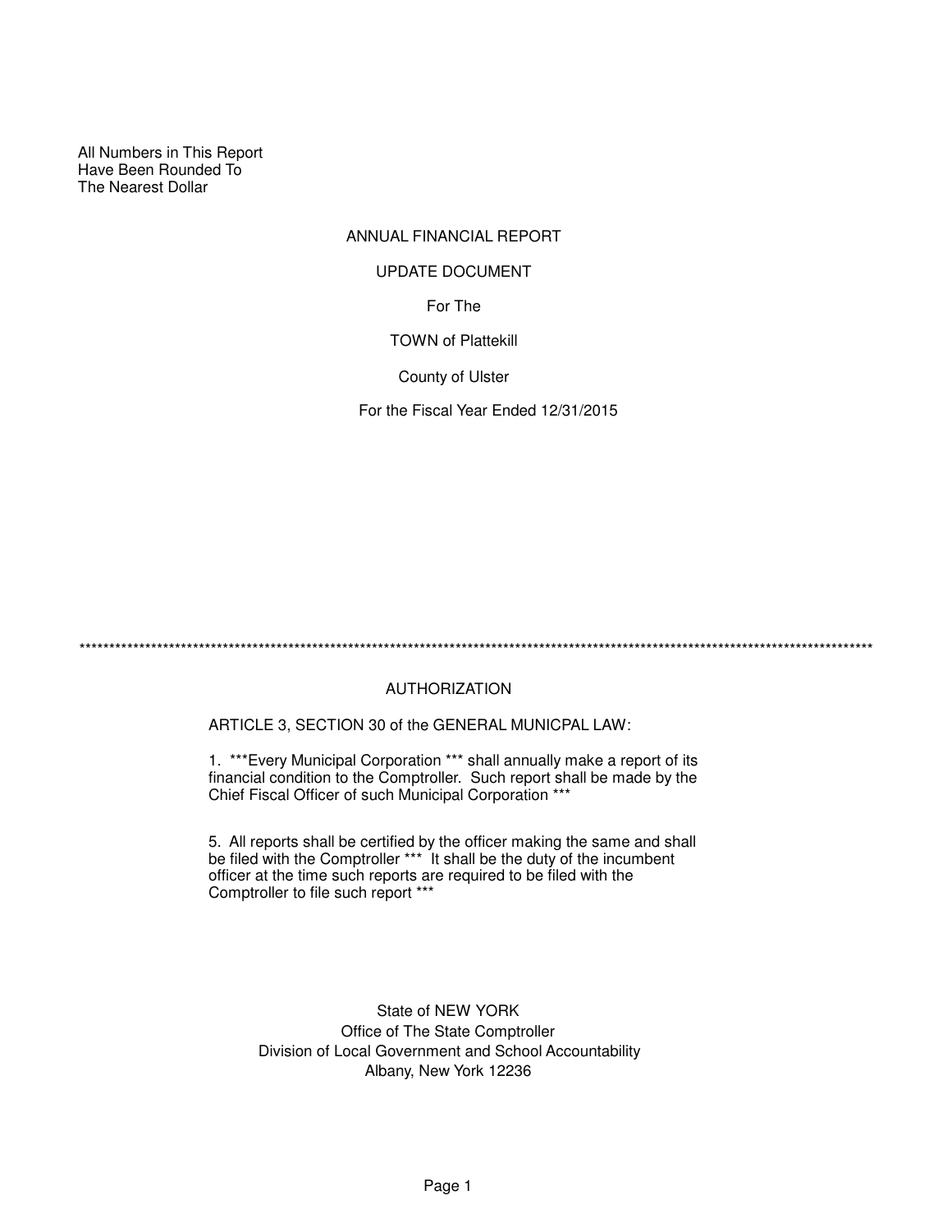All Numbers in This Report
Have Been Rounded To
The Nearest Dollar

ANNUAL FINANCIAL REPORT

UPDATE DOCUMENT

For The

TOWN of Plattekill

County of Ulster

For the Fiscal Year Ended 12/31/2015

*******************************************************************************************************************************

## AUTHORIZATION

ARTICLE 3, SECTION 30 of the GENERAL MUNICPAL LAW:

1. ***Every Municipal Corporation *** shall annually make a report of its financial condition to the Comptroller. Such report shall be made by the Chief Fiscal Officer of such Municipal Corporation ***

5. All reports shall be certified by the officer making the same and shall be filed with the Comptroller *** It shall be the duty of the incumbent officer at the time such reports are required to be filed with the Comptroller to file such report ***

State of NEW YORK
Office of The State Comptroller
Division of Local Government and School Accountability
Albany, New York 12236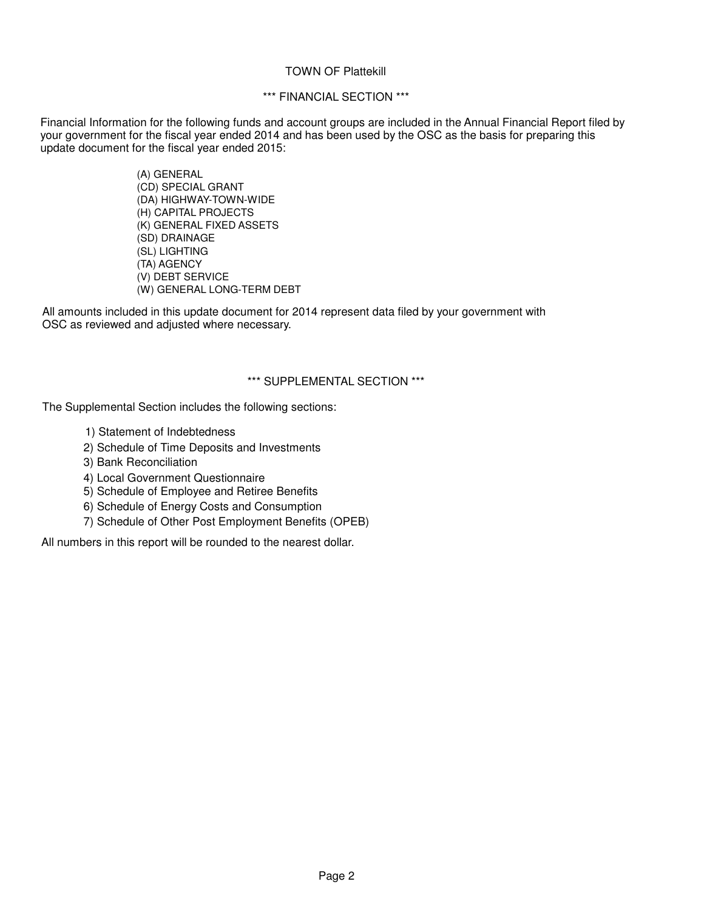TOWN OF Plattekill

*** FINANCIAL SECTION ***

Financial Information for the following funds and account groups are included in the Annual Financial Report filed by your government for the fiscal year ended 2014 and has been used by the OSC as the basis for preparing this update document for the fiscal year ended 2015:

- (A) GENERAL
- (CD) SPECIAL GRANT
- (DA) HIGHWAY-TOWN-WIDE
- (H) CAPITAL PROJECTS
- (K) GENERAL FIXED ASSETS
- (SD) DRAINAGE
- (SL) LIGHTING
- (TA) AGENCY
- (V) DEBT SERVICE
- (W) GENERAL LONG-TERM DEBT

All amounts included in this update document for 2014 represent data filed by your government with OSC as reviewed and adjusted where necessary.

*** SUPPLEMENTAL SECTION ***

The Supplemental Section includes the following sections:

1) Statement of Indebtedness
2) Schedule of Time Deposits and Investments
3) Bank Reconciliation
4) Local Government Questionnaire
5) Schedule of Employee and Retiree Benefits
6) Schedule of Energy Costs and Consumption
7) Schedule of Other Post Employment Benefits (OPEB)

All numbers in this report will be rounded to the nearest dollar.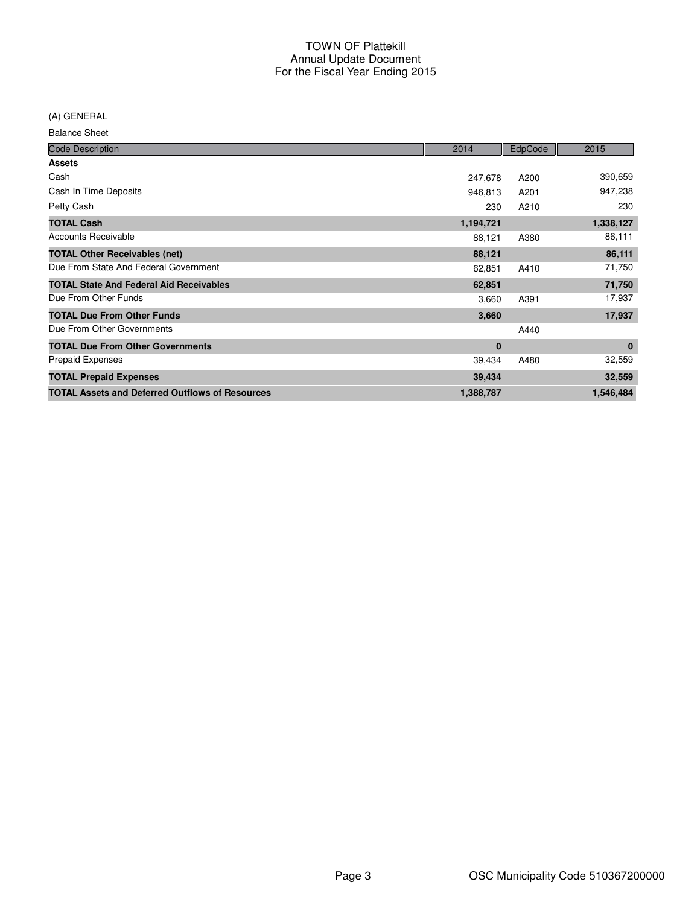# TOWN OF Plattekill
## Annual Update Document
## For the Fiscal Year Ending 2015

(A) GENERAL

Balance Sheet

| Code Description | 2014 | EdpCode | 2015 |
|---|---|---|---|
| **Assets** | | | |
| Cash | 247,678 | A200 | 390,659 |
| Cash In Time Deposits | 946,813 | A201 | 947,238 |
| Petty Cash | 230 | A210 | 230 |
| **TOTAL Cash** | **1,194,721** | | **1,338,127** |
| Accounts Receivable | 88,121 | A380 | 86,111 |
| **TOTAL Other Receivables (net)** | **88,121** | | **86,111** |
| Due From State And Federal Government | 62,851 | A410 | 71,750 |
| **TOTAL State And Federal Aid Receivables** | **62,851** | | **71,750** |
| Due From Other Funds | 3,660 | A391 | 17,937 |
| **TOTAL Due From Other Funds** | **3,660** | | **17,937** |
| Due From Other Governments | | A440 | |
| **TOTAL Due From Other Governments** | **0** | | **0** |
| Prepaid Expenses | 39,434 | A480 | 32,559 |
| **TOTAL Prepaid Expenses** | **39,434** | | **32,559** |
| **TOTAL Assets and Deferred Outflows of Resources** | **1,388,787** | | **1,546,484** |

OSC Municipality Code 510367200000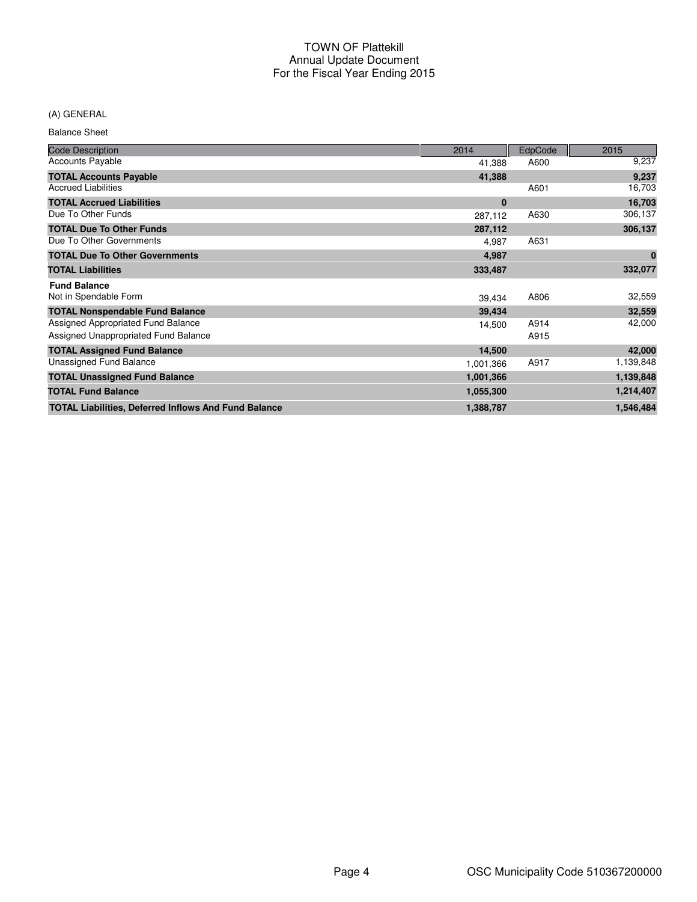# TOWN OF Plattekill
## Annual Update Document
## For the Fiscal Year Ending 2015

(A) GENERAL

Balance Sheet

| Code Description | 2014 | EdpCode | 2015 |
|---|---|---|---|
| Accounts Payable | 41,388 | A600 | 9,237 |
| **TOTAL Accounts Payable** | **41,388** | | **9,237** |
| Accrued Liabilities | | A601 | 16,703 |
| **TOTAL Accrued Liabilities** | **0** | | **16,703** |
| Due To Other Funds | 287,112 | A630 | 306,137 |
| **TOTAL Due To Other Funds** | **287,112** | | **306,137** |
| Due To Other Governments | 4,987 | A631 | |
| **TOTAL Due To Other Governments** | **4,987** | | **0** |
| **TOTAL Liabilities** | **333,487** | | **332,077** |
| **Fund Balance** | | | |
| Not in Spendable Form | 39,434 | A806 | 32,559 |
| **TOTAL Nonspendable Fund Balance** | **39,434** | | **32,559** |
| Assigned Appropriated Fund Balance | 14,500 | A914 | 42,000 |
| Assigned Unappropriated Fund Balance | | A915 | |
| **TOTAL Assigned Fund Balance** | **14,500** | | **42,000** |
| Unassigned Fund Balance | 1,001,366 | A917 | 1,139,848 |
| **TOTAL Unassigned Fund Balance** | **1,001,366** | | **1,139,848** |
| **TOTAL Fund Balance** | **1,055,300** | | **1,214,407** |
| **TOTAL Liabilities, Deferred Inflows And Fund Balance** | **1,388,787** | | **1,546,484** |

OSC Municipality Code 510367200000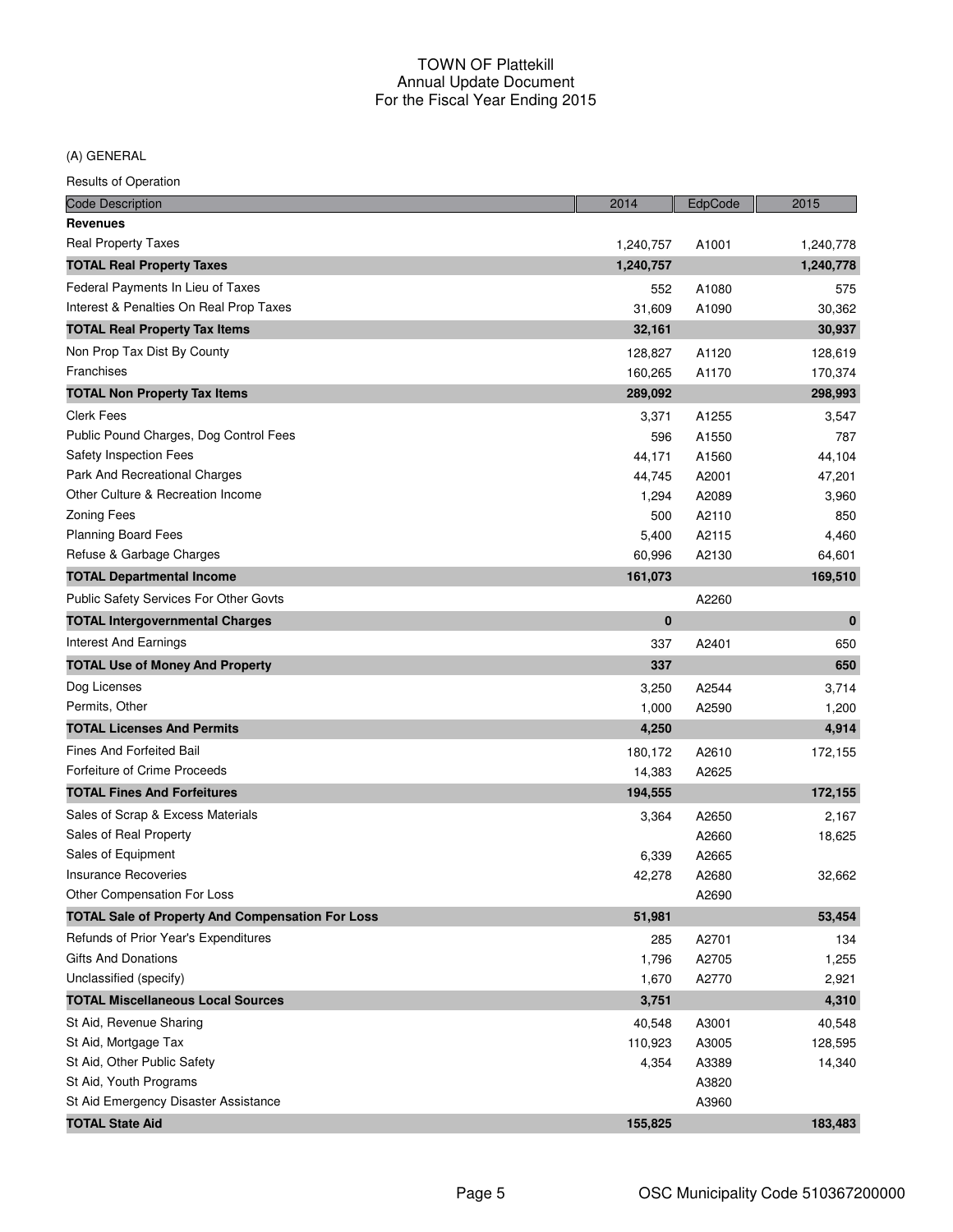# TOWN OF Plattekill
## Annual Update Document
## For the Fiscal Year Ending 2015

(A) GENERAL

Results of Operation

| Code Description | 2014 | EdpCode | 2015 |
|---|---|---|---|
| **Revenues** | | | |
| Real Property Taxes | 1,240,757 | A1001 | 1,240,778 |
| **TOTAL Real Property Taxes** | **1,240,757** | | **1,240,778** |
| Federal Payments In Lieu of Taxes | 552 | A1080 | 575 |
| Interest & Penalties On Real Prop Taxes | 31,609 | A1090 | 30,362 |
| **TOTAL Real Property Tax Items** | **32,161** | | **30,937** |
| Non Prop Tax Dist By County | 128,827 | A1120 | 128,619 |
| Franchises | 160,265 | A1170 | 170,374 |
| **TOTAL Non Property Tax Items** | **289,092** | | **298,993** |
| Clerk Fees | 3,371 | A1255 | 3,547 |
| Public Pound Charges, Dog Control Fees | 596 | A1550 | 787 |
| Safety Inspection Fees | 44,171 | A1560 | 44,104 |
| Park And Recreational Charges | 44,745 | A2001 | 47,201 |
| Other Culture & Recreation Income | 1,294 | A2089 | 3,960 |
| Zoning Fees | 500 | A2110 | 850 |
| Planning Board Fees | 5,400 | A2115 | 4,460 |
| Refuse & Garbage Charges | 60,996 | A2130 | 64,601 |
| **TOTAL Departmental Income** | **161,073** | | **169,510** |
| Public Safety Services For Other Govts | | A2260 | |
| **TOTAL Intergovernmental Charges** | **0** | | **0** |
| Interest And Earnings | 337 | A2401 | 650 |
| **TOTAL Use of Money And Property** | **337** | | **650** |
| Dog Licenses | 3,250 | A2544 | 3,714 |
| Permits, Other | 1,000 | A2590 | 1,200 |
| **TOTAL Licenses And Permits** | **4,250** | | **4,914** |
| Fines And Forfeited Bail | 180,172 | A2610 | 172,155 |
| Forfeiture of Crime Proceeds | 14,383 | A2625 | |
| **TOTAL Fines And Forfeitures** | **194,555** | | **172,155** |
| Sales of Scrap & Excess Materials | 3,364 | A2650 | 2,167 |
| Sales of Real Property | | A2660 | 18,625 |
| Sales of Equipment | 6,339 | A2665 | |
| Insurance Recoveries | 42,278 | A2680 | 32,662 |
| Other Compensation For Loss | | A2690 | |
| **TOTAL Sale of Property And Compensation For Loss** | **51,981** | | **53,454** |
| Refunds of Prior Year's Expenditures | 285 | A2701 | 134 |
| Gifts And Donations | 1,796 | A2705 | 1,255 |
| Unclassified (specify) | 1,670 | A2770 | 2,921 |
| **TOTAL Miscellaneous Local Sources** | **3,751** | | **4,310** |
| St Aid, Revenue Sharing | 40,548 | A3001 | 40,548 |
| St Aid, Mortgage Tax | 110,923 | A3005 | 128,595 |
| St Aid, Other Public Safety | 4,354 | A3389 | 14,340 |
| St Aid, Youth Programs | | A3820 | |
| St Aid Emergency Disaster Assistance | | A3960 | |
| **TOTAL State Aid** | **155,825** | | **183,483** |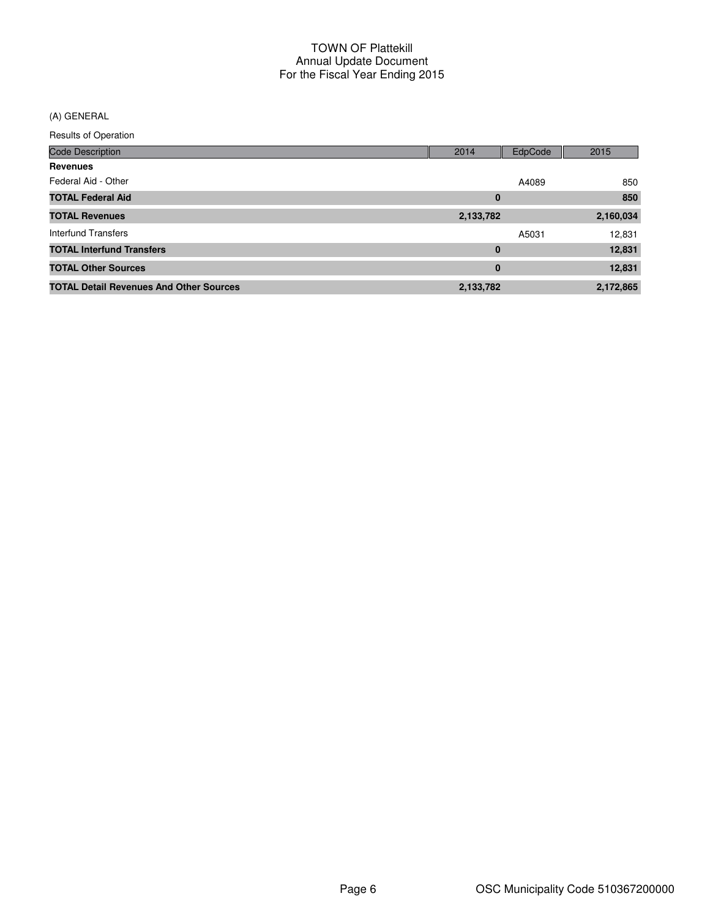# TOWN OF Plattekill
## Annual Update Document
## For the Fiscal Year Ending 2015

(A) GENERAL

Results of Operation

| Code Description | 2014 | EdpCode | 2015 |
|---|---|---|---|
| **Revenues** | | | |
| Federal Aid - Other | | A4089 | 850 |
| **TOTAL Federal Aid** | **0** | | **850** |
| **TOTAL Revenues** | **2,133,782** | | **2,160,034** |
| Interfund Transfers | | A5031 | 12,831 |
| **TOTAL Interfund Transfers** | **0** | | **12,831** |
| **TOTAL Other Sources** | **0** | | **12,831** |
| **TOTAL Detail Revenues And Other Sources** | **2,133,782** | | **2,172,865** |

OSC Municipality Code 510367200000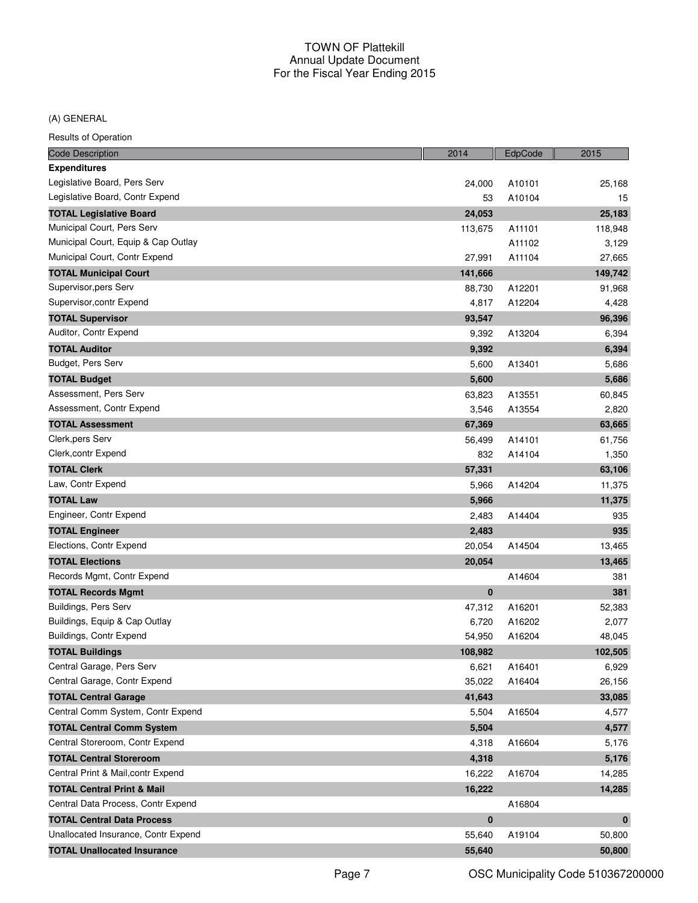TOWN OF Plattekill
Annual Update Document
For the Fiscal Year Ending 2015

(A) GENERAL

Results of Operation

| Code Description | 2014 | EdpCode | 2015 |
|---|---|---|---|
| **Expenditures** | | | |
| Legislative Board, Pers Serv | 24,000 | A10101 | 25,168 |
| Legislative Board, Contr Expend | 53 | A10104 | 15 |
| **TOTAL Legislative Board** | **24,053** | | **25,183** |
| Municipal Court, Pers Serv | 113,675 | A11101 | 118,948 |
| Municipal Court, Equip & Cap Outlay | | A11102 | 3,129 |
| Municipal Court, Contr Expend | 27,991 | A11104 | 27,665 |
| **TOTAL Municipal Court** | **141,666** | | **149,742** |
| Supervisor,pers Serv | 88,730 | A12201 | 91,968 |
| Supervisor,contr Expend | 4,817 | A12204 | 4,428 |
| **TOTAL Supervisor** | **93,547** | | **96,396** |
| Auditor, Contr Expend | 9,392 | A13204 | 6,394 |
| **TOTAL Auditor** | **9,392** | | **6,394** |
| Budget, Pers Serv | 5,600 | A13401 | 5,686 |
| **TOTAL Budget** | **5,600** | | **5,686** |
| Assessment, Pers Serv | 63,823 | A13551 | 60,845 |
| Assessment, Contr Expend | 3,546 | A13554 | 2,820 |
| **TOTAL Assessment** | **67,369** | | **63,665** |
| Clerk,pers Serv | 56,499 | A14101 | 61,756 |
| Clerk,contr Expend | 832 | A14104 | 1,350 |
| **TOTAL Clerk** | **57,331** | | **63,106** |
| Law, Contr Expend | 5,966 | A14204 | 11,375 |
| **TOTAL Law** | **5,966** | | **11,375** |
| Engineer, Contr Expend | 2,483 | A14404 | 935 |
| **TOTAL Engineer** | **2,483** | | **935** |
| Elections, Contr Expend | 20,054 | A14504 | 13,465 |
| **TOTAL Elections** | **20,054** | | **13,465** |
| Records Mgmt, Contr Expend | | A14604 | 381 |
| **TOTAL Records Mgmt** | **0** | | **381** |
| Buildings, Pers Serv | 47,312 | A16201 | 52,383 |
| Buildings, Equip & Cap Outlay | 6,720 | A16202 | 2,077 |
| Buildings, Contr Expend | 54,950 | A16204 | 48,045 |
| **TOTAL Buildings** | **108,982** | | **102,505** |
| Central Garage, Pers Serv | 6,621 | A16401 | 6,929 |
| Central Garage, Contr Expend | 35,022 | A16404 | 26,156 |
| **TOTAL Central Garage** | **41,643** | | **33,085** |
| Central Comm System, Contr Expend | 5,504 | A16504 | 4,577 |
| **TOTAL Central Comm System** | **5,504** | | **4,577** |
| Central Storeroom, Contr Expend | 4,318 | A16604 | 5,176 |
| **TOTAL Central Storeroom** | **4,318** | | **5,176** |
| Central Print & Mail,contr Expend | 16,222 | A16704 | 14,285 |
| **TOTAL Central Print & Mail** | **16,222** | | **14,285** |
| Central Data Process, Contr Expend | | A16804 | |
| **TOTAL Central Data Process** | **0** | | **0** |
| Unallocated Insurance, Contr Expend | 55,640 | A19104 | 50,800 |
| **TOTAL Unallocated Insurance** | **55,640** | | **50,800** |

OSC Municipality Code 510367200000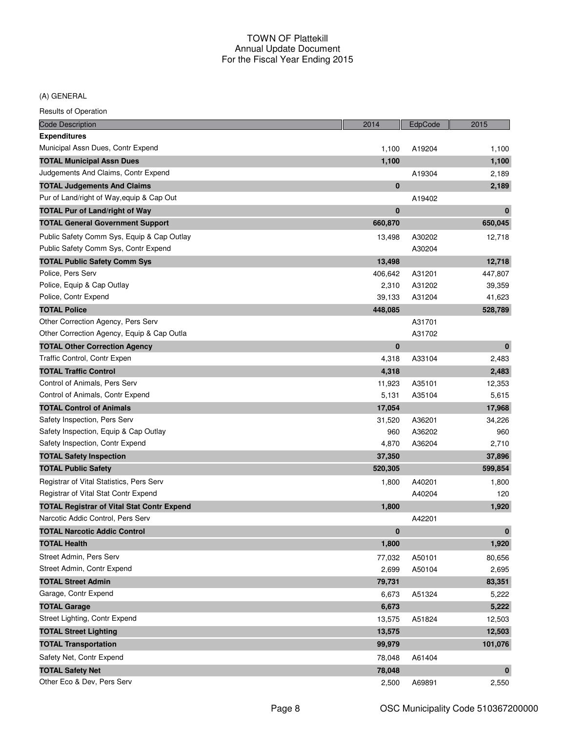# TOWN OF Plattekill
## Annual Update Document
## For the Fiscal Year Ending 2015

(A) GENERAL

Results of Operation

| Code Description | 2014 | EdpCode | 2015 |
|---|---|---|---|
| **Expenditures** | | | |
| Municipal Assn Dues, Contr Expend | 1,100 | A19204 | 1,100 |
| **TOTAL Municipal Assn Dues** | **1,100** | | **1,100** |
| Judgements And Claims, Contr Expend | | A19304 | 2,189 |
| **TOTAL Judgements And Claims** | **0** | | **2,189** |
| Pur of Land/right of Way,equip & Cap Out | | A19402 | |
| **TOTAL Pur of Land/right of Way** | **0** | | **0** |
| **TOTAL General Government Support** | **660,870** | | **650,045** |
| Public Safety Comm Sys, Equip & Cap Outlay | 13,498 | A30202 | 12,718 |
| Public Safety Comm Sys, Contr Expend | | A30204 | |
| **TOTAL Public Safety Comm Sys** | **13,498** | | **12,718** |
| Police, Pers Serv | 406,642 | A31201 | 447,807 |
| Police, Equip & Cap Outlay | 2,310 | A31202 | 39,359 |
| Police, Contr Expend | 39,133 | A31204 | 41,623 |
| **TOTAL Police** | **448,085** | | **528,789** |
| Other Correction Agency, Pers Serv | | A31701 | |
| Other Correction Agency, Equip & Cap Outla | | A31702 | |
| **TOTAL Other Correction Agency** | **0** | | **0** |
| Traffic Control, Contr Expen | 4,318 | A33104 | 2,483 |
| **TOTAL Traffic Control** | **4,318** | | **2,483** |
| Control of Animals, Pers Serv | 11,923 | A35101 | 12,353 |
| Control of Animals, Contr Expend | 5,131 | A35104 | 5,615 |
| **TOTAL Control of Animals** | **17,054** | | **17,968** |
| Safety Inspection, Pers Serv | 31,520 | A36201 | 34,226 |
| Safety Inspection, Equip & Cap Outlay | 960 | A36202 | 960 |
| Safety Inspection, Contr Expend | 4,870 | A36204 | 2,710 |
| **TOTAL Safety Inspection** | **37,350** | | **37,896** |
| **TOTAL Public Safety** | **520,305** | | **599,854** |
| Registrar of Vital Statistics, Pers Serv | 1,800 | A40201 | 1,800 |
| Registrar of Vital Stat Contr Expend | | A40204 | 120 |
| **TOTAL Registrar of Vital Stat Contr Expend** | **1,800** | | **1,920** |
| Narcotic Addic Control, Pers Serv | | A42201 | |
| **TOTAL Narcotic Addic Control** | **0** | | **0** |
| **TOTAL Health** | **1,800** | | **1,920** |
| Street Admin, Pers Serv | 77,032 | A50101 | 80,656 |
| Street Admin, Contr Expend | 2,699 | A50104 | 2,695 |
| **TOTAL Street Admin** | **79,731** | | **83,351** |
| Garage, Contr Expend | 6,673 | A51324 | 5,222 |
| **TOTAL Garage** | **6,673** | | **5,222** |
| Street Lighting, Contr Expend | 13,575 | A51824 | 12,503 |
| **TOTAL Street Lighting** | **13,575** | | **12,503** |
| **TOTAL Transportation** | **99,979** | | **101,076** |
| Safety Net, Contr Expend | 78,048 | A61404 | |
| **TOTAL Safety Net** | **78,048** | | **0** |
| Other Eco & Dev, Pers Serv | 2,500 | A69891 | 2,550 |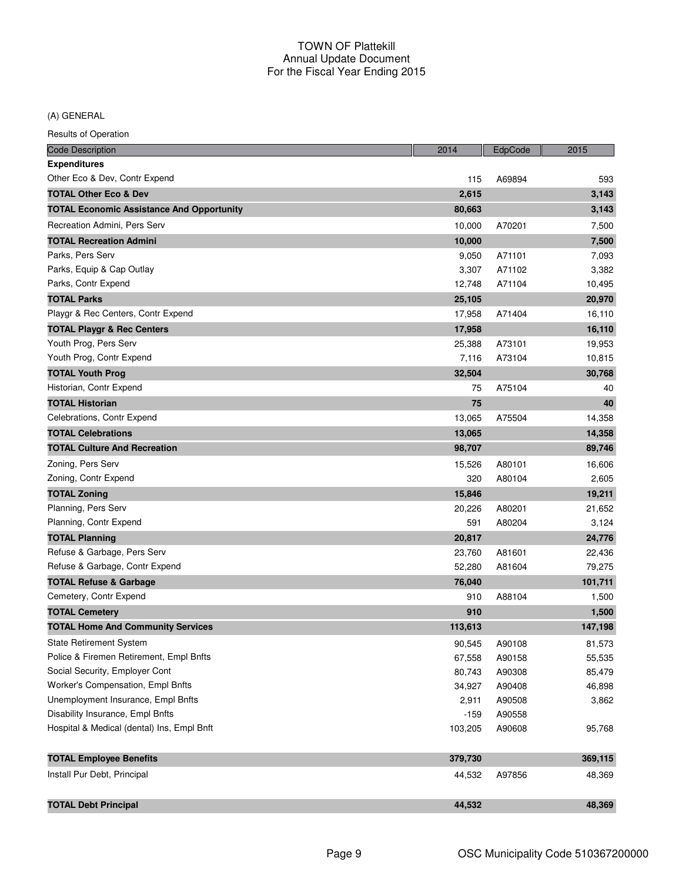TOWN OF Plattekill
Annual Update Document
For the Fiscal Year Ending 2015

(A) GENERAL

Results of Operation

| Code Description | 2014 | EdpCode | 2015 |
|---|---|---|---|
| **Expenditures** | | | |
| Other Eco & Dev, Contr Expend | 115 | A69894 | 593 |
| **TOTAL Other Eco & Dev** | **2,615** | | **3,143** |
| **TOTAL Economic Assistance And Opportunity** | **80,663** | | **3,143** |
| Recreation Admini, Pers Serv | 10,000 | A70201 | 7,500 |
| **TOTAL Recreation Admini** | **10,000** | | **7,500** |
| Parks, Pers Serv | 9,050 | A71101 | 7,093 |
| Parks, Equip & Cap Outlay | 3,307 | A71102 | 3,382 |
| Parks, Contr Expend | 12,748 | A71104 | 10,495 |
| **TOTAL Parks** | **25,105** | | **20,970** |
| Playgr & Rec Centers, Contr Expend | 17,958 | A71404 | 16,110 |
| **TOTAL Playgr & Rec Centers** | **17,958** | | **16,110** |
| Youth Prog, Pers Serv | 25,388 | A73101 | 19,953 |
| Youth Prog, Contr Expend | 7,116 | A73104 | 10,815 |
| **TOTAL Youth Prog** | **32,504** | | **30,768** |
| Historian, Contr Expend | 75 | A75104 | 40 |
| **TOTAL Historian** | **75** | | **40** |
| Celebrations, Contr Expend | 13,065 | A75504 | 14,358 |
| **TOTAL Celebrations** | **13,065** | | **14,358** |
| **TOTAL Culture And Recreation** | **98,707** | | **89,746** |
| Zoning, Pers Serv | 15,526 | A80101 | 16,606 |
| Zoning, Contr Expend | 320 | A80104 | 2,605 |
| **TOTAL Zoning** | **15,846** | | **19,211** |
| Planning, Pers Serv | 20,226 | A80201 | 21,652 |
| Planning, Contr Expend | 591 | A80204 | 3,124 |
| **TOTAL Planning** | **20,817** | | **24,776** |
| Refuse & Garbage, Pers Serv | 23,760 | A81601 | 22,436 |
| Refuse & Garbage, Contr Expend | 52,280 | A81604 | 79,275 |
| **TOTAL Refuse & Garbage** | **76,040** | | **101,711** |
| Cemetery, Contr Expend | 910 | A88104 | 1,500 |
| **TOTAL Cemetery** | **910** | | **1,500** |
| **TOTAL Home And Community Services** | **113,613** | | **147,198** |
| State Retirement System | 90,545 | A90108 | 81,573 |
| Police & Firemen Retirement, Empl Bnfts | 67,558 | A90158 | 55,535 |
| Social Security, Employer Cont | 80,743 | A90308 | 85,479 |
| Worker's Compensation, Empl Bnfts | 34,927 | A90408 | 46,898 |
| Unemployment Insurance, Empl Bnfts | 2,911 | A90508 | 3,862 |
| Disability Insurance, Empl Bnfts | -159 | A90558 | |
| Hospital & Medical (dental) Ins, Empl Bnft | 103,205 | A90608 | 95,768 |
| **TOTAL Employee Benefits** | **379,730** | | **369,115** |
| Install Pur Debt, Principal | 44,532 | A97856 | 48,369 |
| **TOTAL Debt Principal** | **44,532** | | **48,369** |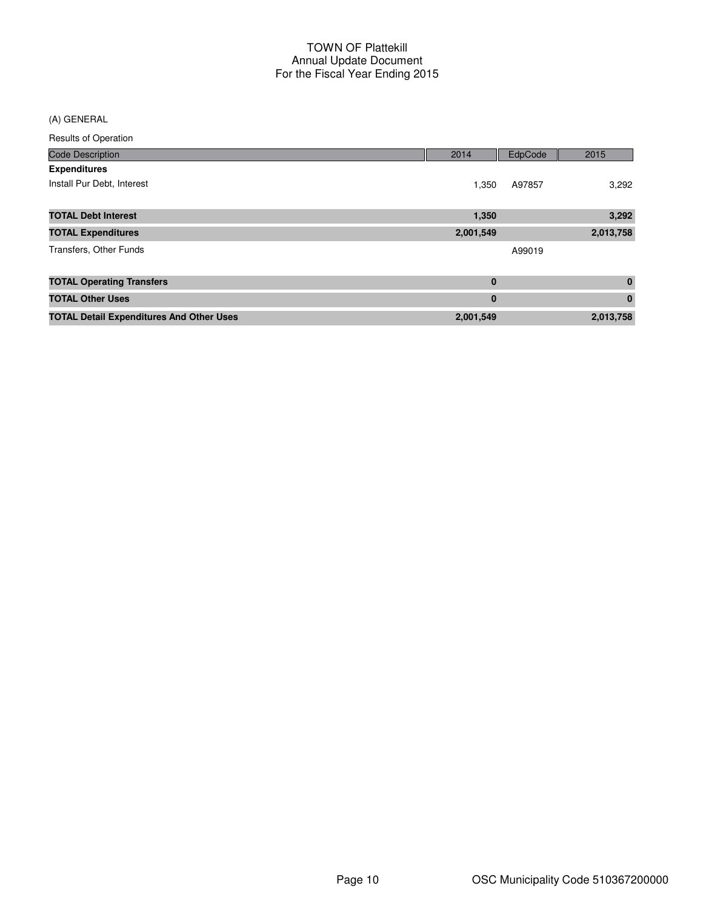TOWN OF Plattekill
Annual Update Document
For the Fiscal Year Ending 2015

(A) GENERAL

Results of Operation

| Code Description | 2014 | EdpCode | 2015 |
|---|---|---|---|
| **Expenditures** | | | |
| Install Pur Debt, Interest | 1,350 | A97857 | 3,292 |
| **TOTAL Debt Interest** | **1,350** | | **3,292** |
| **TOTAL Expenditures** | **2,001,549** | | **2,013,758** |
| Transfers, Other Funds | | A99019 | |
| **TOTAL Operating Transfers** | **0** | | **0** |
| **TOTAL Other Uses** | **0** | | **0** |
| **TOTAL Detail Expenditures And Other Uses** | **2,001,549** | | **2,013,758** |

OSC Municipality Code 510367200000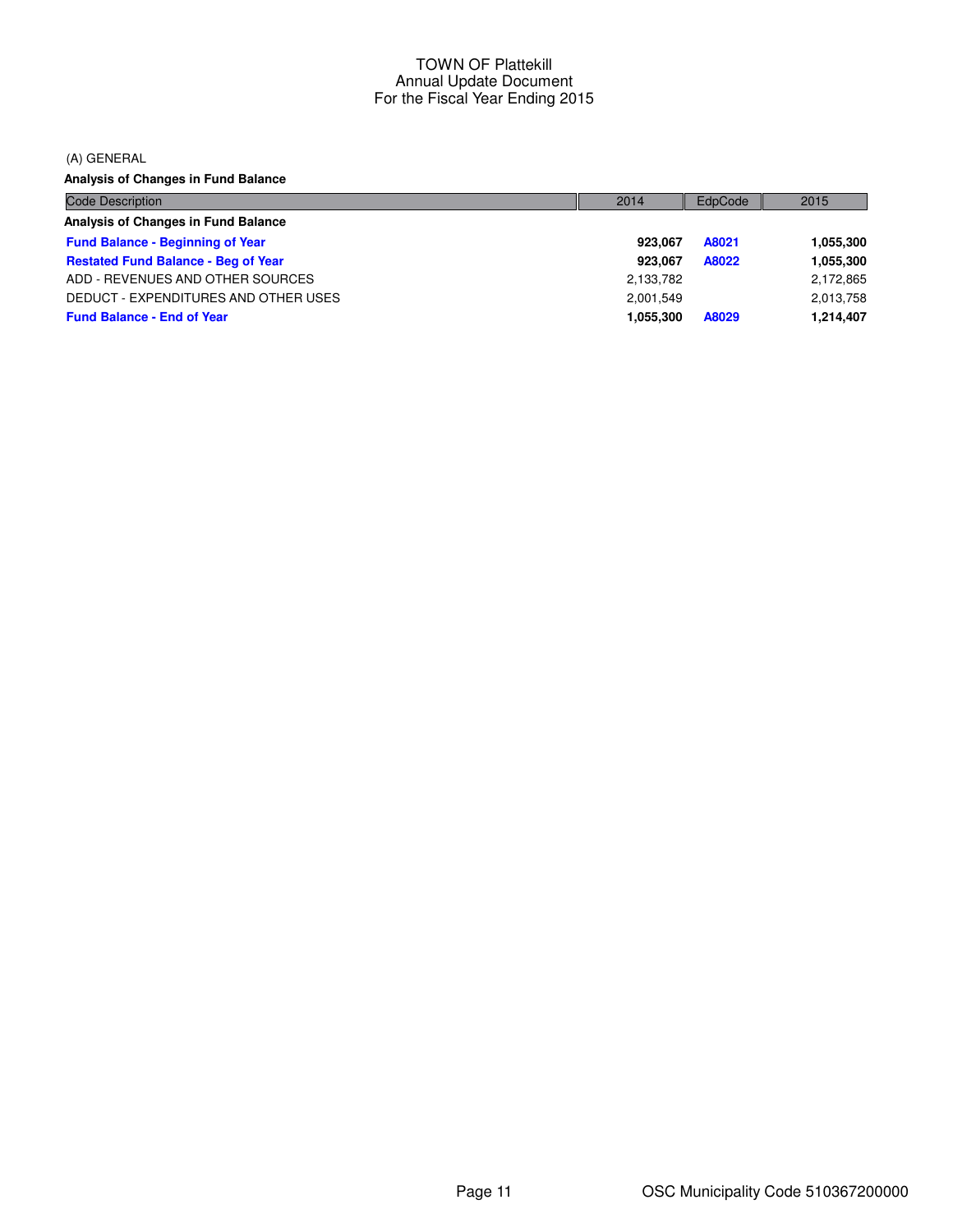# TOWN OF Plattekill
## Annual Update Document
## For the Fiscal Year Ending 2015

(A) GENERAL

**Analysis of Changes in Fund Balance**

| Code Description | 2014 | EdpCode | 2015 |
|---|---|---|---|
| **Analysis of Changes in Fund Balance** | | | |
| **Fund Balance - Beginning of Year** | **923,067** | **A8021** | **1,055,300** |
| **Restated Fund Balance - Beg of Year** | **923,067** | **A8022** | **1,055,300** |
| ADD - REVENUES AND OTHER SOURCES | 2,133,782 | | 2,172,865 |
| DEDUCT - EXPENDITURES AND OTHER USES | 2,001,549 | | 2,013,758 |
| **Fund Balance - End of Year** | **1,055,300** | **A8029** | **1,214,407** |

OSC Municipality Code 510367200000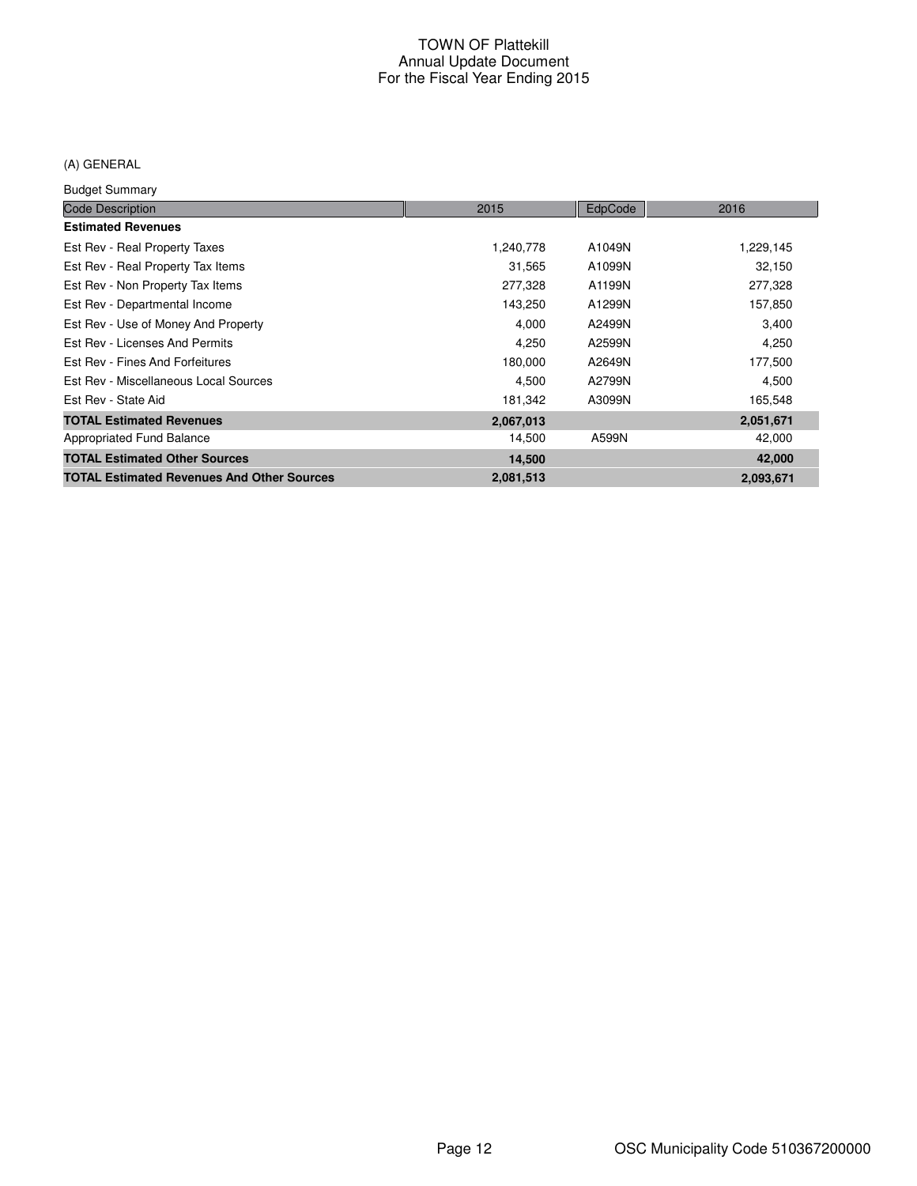# TOWN OF Plattekill
## Annual Update Document
## For the Fiscal Year Ending 2015

(A) GENERAL

Budget Summary

| Code Description | 2015 | EdpCode | 2016 |
|---|---|---|---|
| **Estimated Revenues** | | | |
| Est Rev - Real Property Taxes | 1,240,778 | A1049N | 1,229,145 |
| Est Rev - Real Property Tax Items | 31,565 | A1099N | 32,150 |
| Est Rev - Non Property Tax Items | 277,328 | A1199N | 277,328 |
| Est Rev - Departmental Income | 143,250 | A1299N | 157,850 |
| Est Rev - Use of Money And Property | 4,000 | A2499N | 3,400 |
| Est Rev - Licenses And Permits | 4,250 | A2599N | 4,250 |
| Est Rev - Fines And Forfeitures | 180,000 | A2649N | 177,500 |
| Est Rev - Miscellaneous Local Sources | 4,500 | A2799N | 4,500 |
| Est Rev - State Aid | 181,342 | A3099N | 165,548 |
| **TOTAL Estimated Revenues** | **2,067,013** | | **2,051,671** |
| Appropriated Fund Balance | 14,500 | A599N | 42,000 |
| **TOTAL Estimated Other Sources** | **14,500** | | **42,000** |
| **TOTAL Estimated Revenues And Other Sources** | **2,081,513** | | **2,093,671** |

OSC Municipality Code 510367200000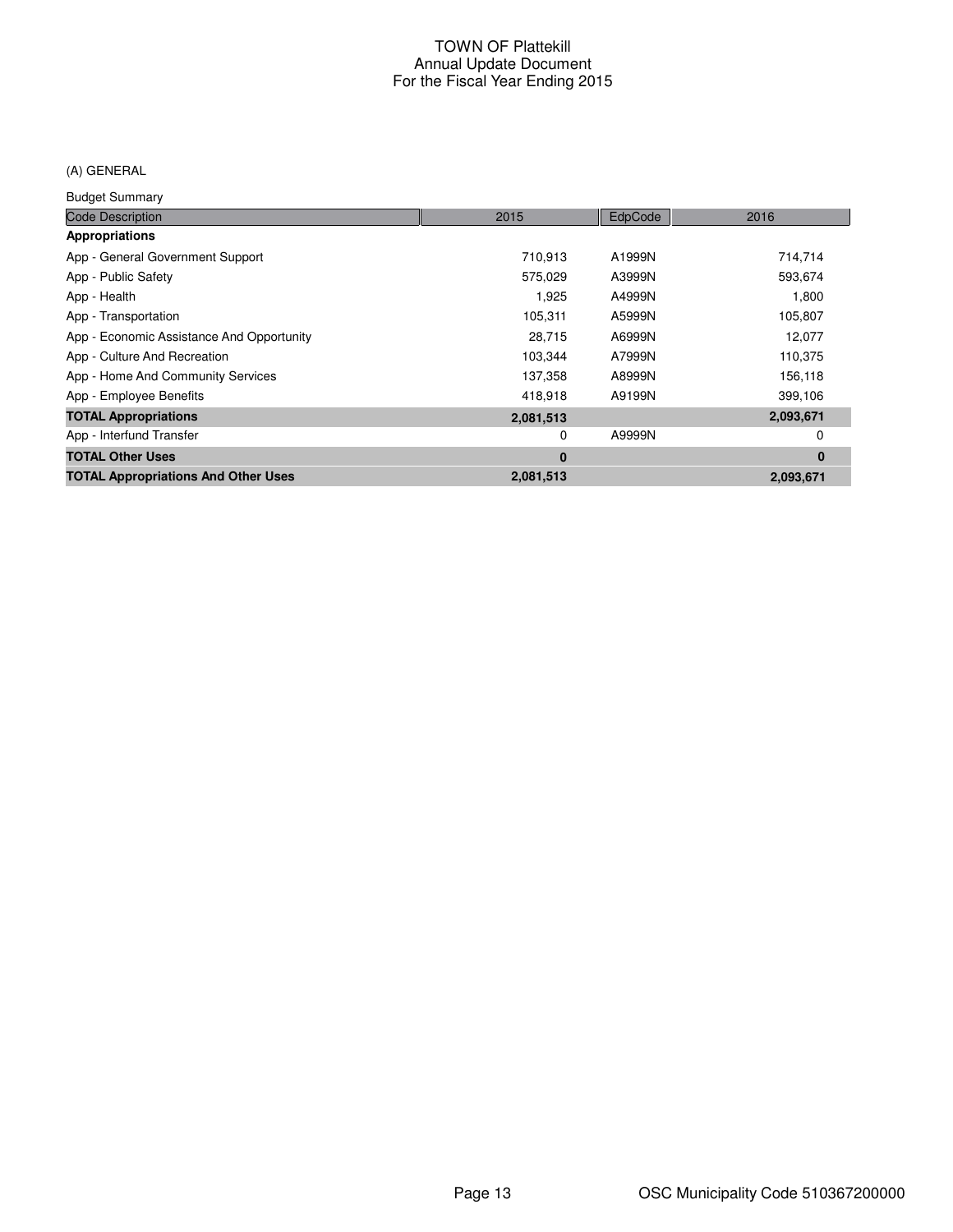TOWN OF Plattekill
Annual Update Document
For the Fiscal Year Ending 2015

(A) GENERAL

Budget Summary

| Code Description | 2015 | EdpCode | 2016 |
|---|---|---|---|
| **Appropriations** | | | |
| App - General Government Support | 710,913 | A1999N | 714,714 |
| App - Public Safety | 575,029 | A3999N | 593,674 |
| App - Health | 1,925 | A4999N | 1,800 |
| App - Transportation | 105,311 | A5999N | 105,807 |
| App - Economic Assistance And Opportunity | 28,715 | A6999N | 12,077 |
| App - Culture And Recreation | 103,344 | A7999N | 110,375 |
| App - Home And Community Services | 137,358 | A8999N | 156,118 |
| App - Employee Benefits | 418,918 | A9199N | 399,106 |
| **TOTAL Appropriations** | **2,081,513** | | **2,093,671** |
| App - Interfund Transfer | 0 | A9999N | 0 |
| **TOTAL Other Uses** | **0** | | **0** |
| **TOTAL Appropriations And Other Uses** | **2,081,513** | | **2,093,671** |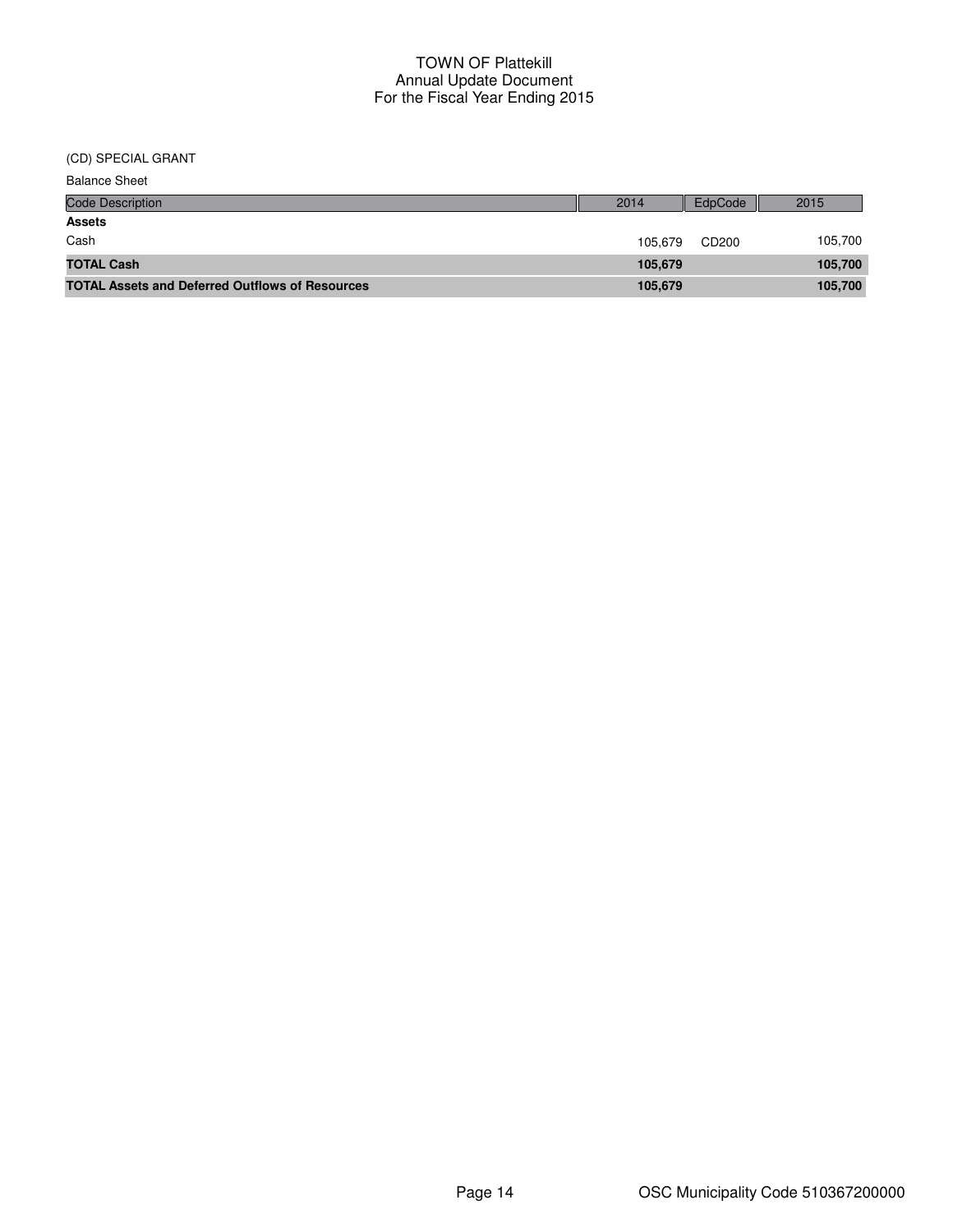# TOWN OF Plattekill
## Annual Update Document
## For the Fiscal Year Ending 2015

(CD) SPECIAL GRANT

Balance Sheet

| Code Description | 2014 | EdpCode | 2015 |
|---|---|---|---|
| **Assets** | | | |
| Cash | 105,679 | CD200 | 105,700 |
| **TOTAL Cash** | **105,679** | | **105,700** |
| **TOTAL Assets and Deferred Outflows of Resources** | **105,679** | | **105,700** |

OSC Municipality Code 510367200000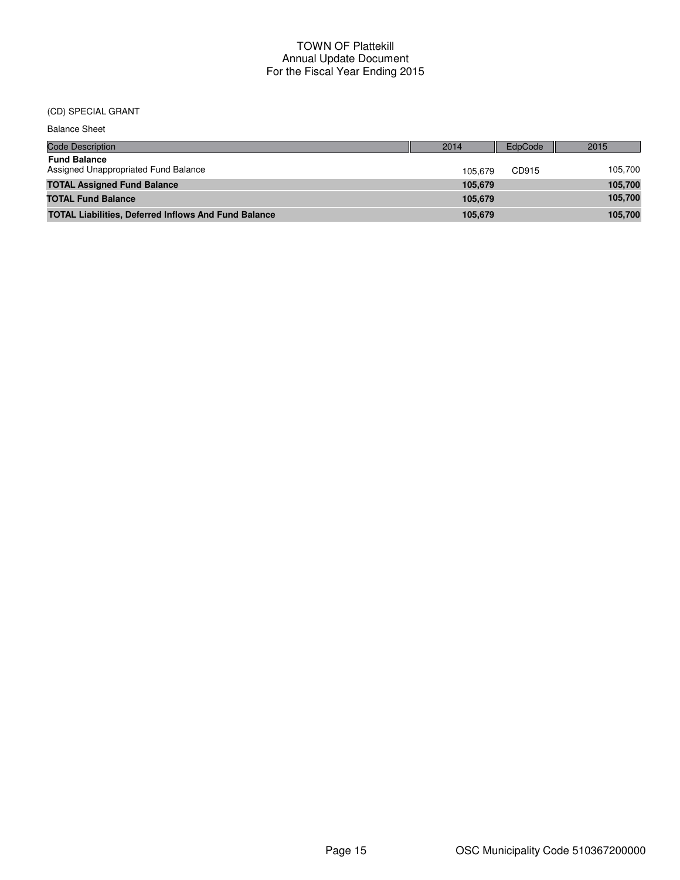# TOWN OF Plattekill
## Annual Update Document
## For the Fiscal Year Ending 2015

(CD) SPECIAL GRANT

Balance Sheet

| Code Description | 2014 | EdpCode | 2015 |
|---|---|---|---|
| **Fund Balance** | | | |
| Assigned Unappropriated Fund Balance | 105,679 | CD915 | 105,700 |
| **TOTAL Assigned Fund Balance** | **105,679** | | **105,700** |
| **TOTAL Fund Balance** | **105,679** | | **105,700** |
| **TOTAL Liabilities, Deferred Inflows And Fund Balance** | **105,679** | | **105,700** |

OSC Municipality Code 510367200000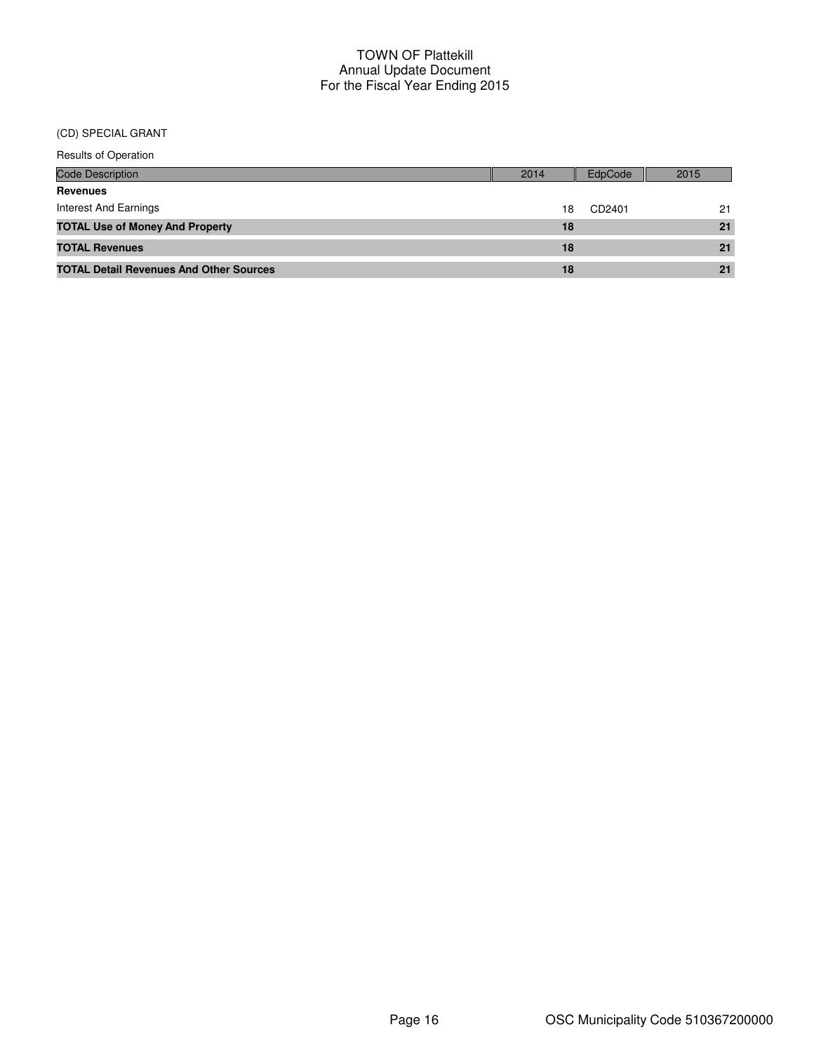# TOWN OF Plattekill
## Annual Update Document
## For the Fiscal Year Ending 2015

(CD) SPECIAL GRANT

Results of Operation

| Code Description | 2014 | EdpCode | 2015 |
|---|---|---|---|
| **Revenues** | | | |
| Interest And Earnings | 18 | CD2401 | 21 |
| **TOTAL Use of Money And Property** | **18** | | **21** |
| **TOTAL Revenues** | **18** | | **21** |
| **TOTAL Detail Revenues And Other Sources** | **18** | | **21** |

OSC Municipality Code 510367200000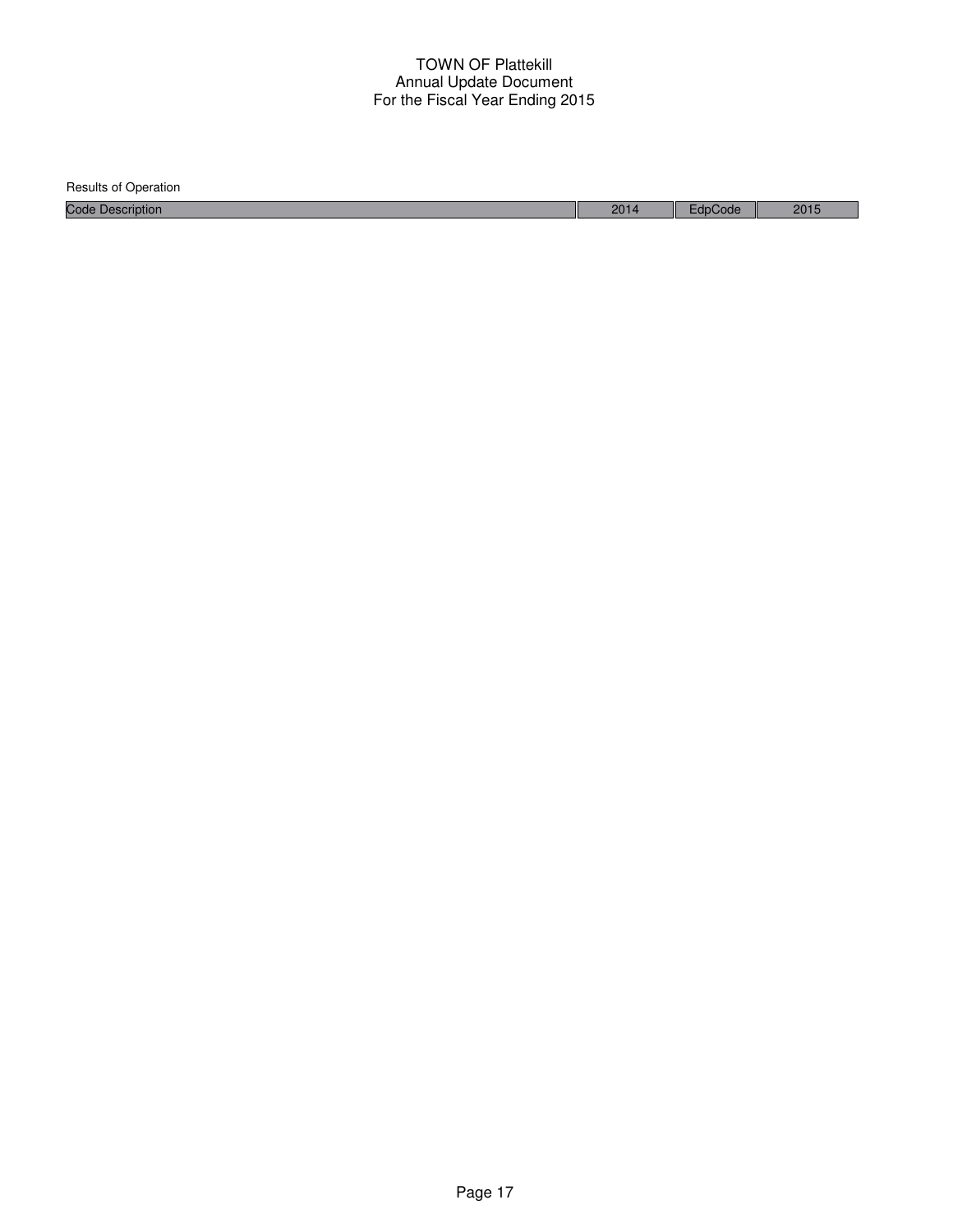Results of Operation

| Code Description | 2014 | EdpCode | 2015 |
| --- | --- | --- | --- |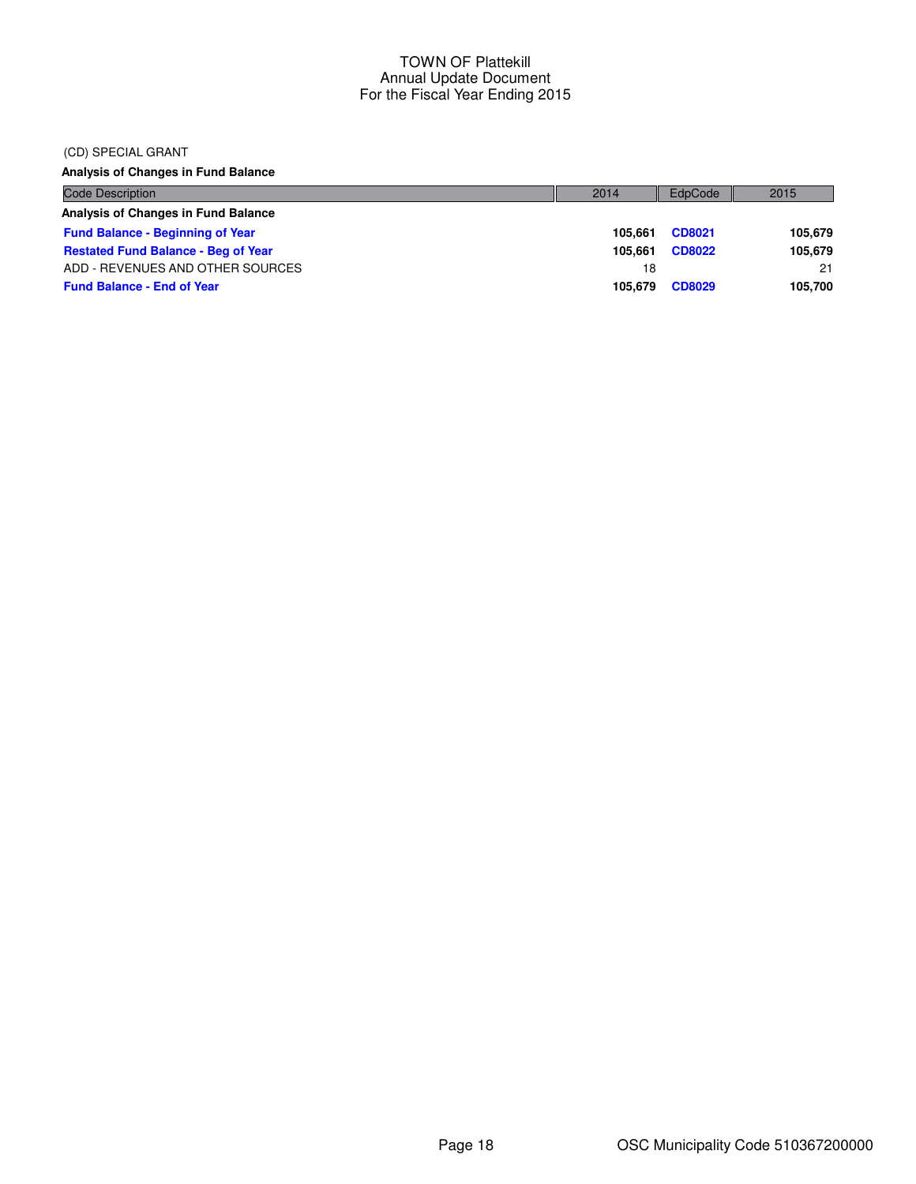TOWN OF Plattekill
Annual Update Document
For the Fiscal Year Ending 2015

(CD) SPECIAL GRANT

**Analysis of Changes in Fund Balance**

| Code Description | 2014 | EdpCode | 2015 |
|---|---|---|---|
| **Analysis of Changes in Fund Balance** | | | |
| **Fund Balance - Beginning of Year** | **105,661** | **CD8021** | **105,679** |
| **Restated Fund Balance - Beg of Year** | **105,661** | **CD8022** | **105,679** |
| ADD - REVENUES AND OTHER SOURCES | 18 | | 21 |
| **Fund Balance - End of Year** | **105,679** | **CD8029** | **105,700** |

OSC Municipality Code 510367200000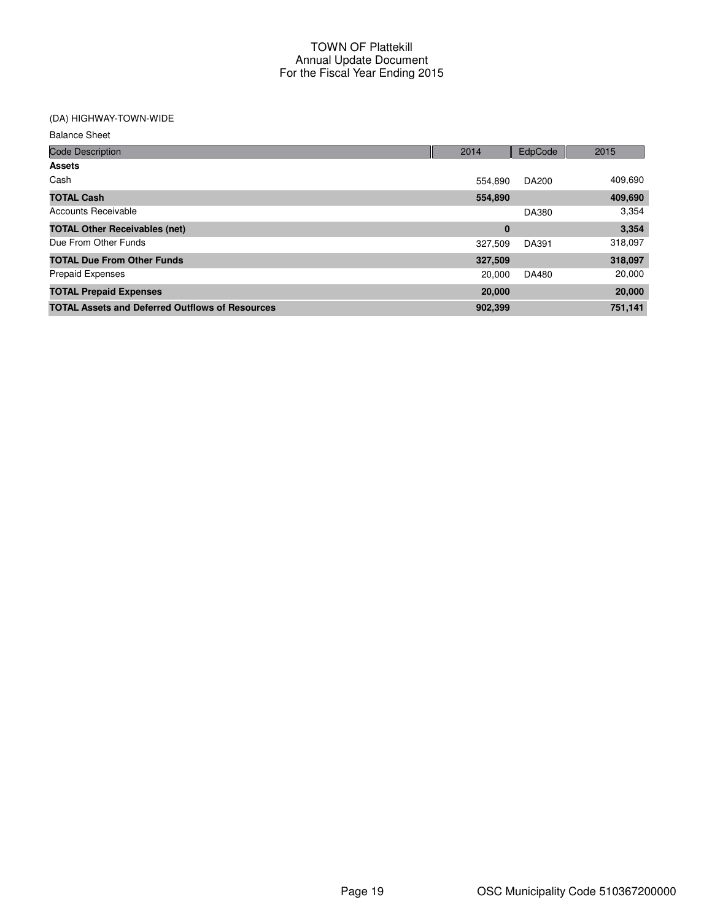# TOWN OF Plattekill
## Annual Update Document
## For the Fiscal Year Ending 2015

(DA) HIGHWAY-TOWN-WIDE

Balance Sheet

| Code Description | 2014 | EdpCode | 2015 |
|---|---|---|---|
| **Assets** | | | |
| Cash | 554,890 | DA200 | 409,690 |
| **TOTAL Cash** | **554,890** | | **409,690** |
| Accounts Receivable | | DA380 | 3,354 |
| **TOTAL Other Receivables (net)** | **0** | | **3,354** |
| Due From Other Funds | 327,509 | DA391 | 318,097 |
| **TOTAL Due From Other Funds** | **327,509** | | **318,097** |
| Prepaid Expenses | 20,000 | DA480 | 20,000 |
| **TOTAL Prepaid Expenses** | **20,000** | | **20,000** |
| **TOTAL Assets and Deferred Outflows of Resources** | **902,399** | | **751,141** |

OSC Municipality Code 510367200000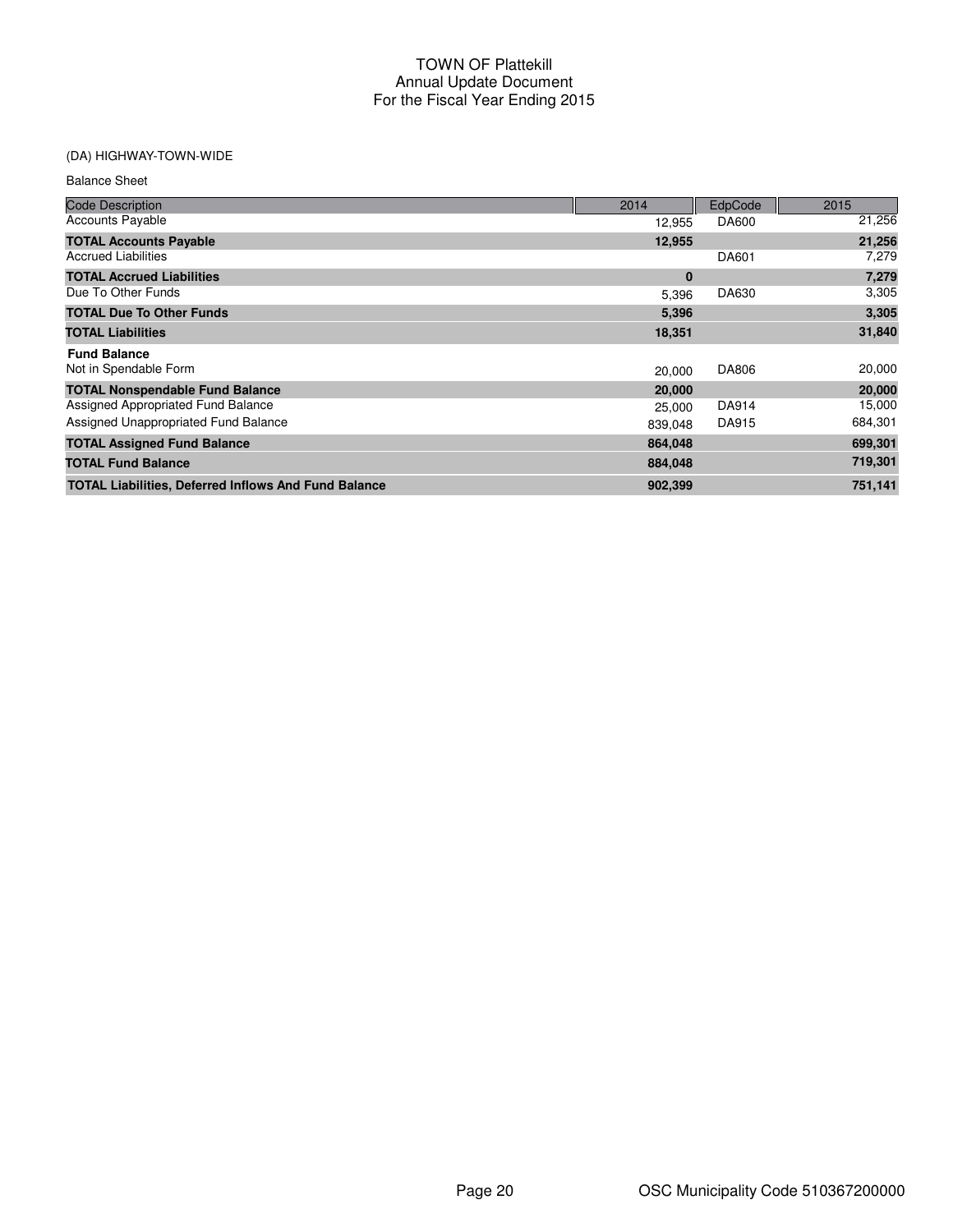# TOWN OF Plattekill
## Annual Update Document
## For the Fiscal Year Ending 2015

(DA) HIGHWAY-TOWN-WIDE

Balance Sheet

| Code Description | 2014 | EdpCode | 2015 |
|---|---|---|---|
| Accounts Payable | 12,955 | DA600 | 21,256 |
| **TOTAL Accounts Payable** | **12,955** | | **21,256** |
| Accrued Liabilities | | DA601 | 7,279 |
| **TOTAL Accrued Liabilities** | **0** | | **7,279** |
| Due To Other Funds | 5,396 | DA630 | 3,305 |
| **TOTAL Due To Other Funds** | **5,396** | | **3,305** |
| **TOTAL Liabilities** | **18,351** | | **31,840** |
| **Fund Balance** | | | |
| Not in Spendable Form | 20,000 | DA806 | 20,000 |
| **TOTAL Nonspendable Fund Balance** | **20,000** | | **20,000** |
| Assigned Appropriated Fund Balance | 25,000 | DA914 | 15,000 |
| Assigned Unappropriated Fund Balance | 839,048 | DA915 | 684,301 |
| **TOTAL Assigned Fund Balance** | **864,048** | | **699,301** |
| **TOTAL Fund Balance** | **884,048** | | **719,301** |
| **TOTAL Liabilities, Deferred Inflows And Fund Balance** | **902,399** | | **751,141** |

OSC Municipality Code 510367200000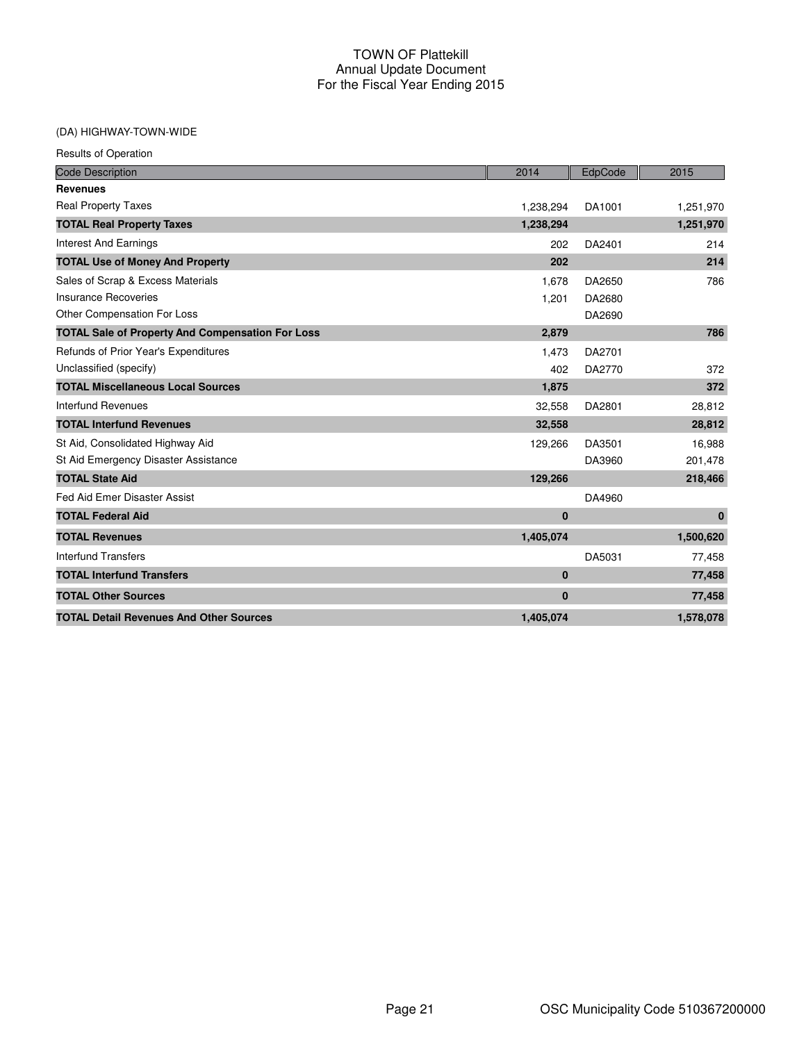# TOWN OF Plattekill
## Annual Update Document
## For the Fiscal Year Ending 2015

(DA) HIGHWAY-TOWN-WIDE

Results of Operation

| Code Description | 2014 | EdpCode | 2015 |
|---|---|---|---|
| **Revenues** | | | |
| Real Property Taxes | 1,238,294 | DA1001 | 1,251,970 |
| **TOTAL Real Property Taxes** | **1,238,294** | | **1,251,970** |
| Interest And Earnings | 202 | DA2401 | 214 |
| **TOTAL Use of Money And Property** | **202** | | **214** |
| Sales of Scrap & Excess Materials | 1,678 | DA2650 | 786 |
| Insurance Recoveries | 1,201 | DA2680 | |
| Other Compensation For Loss | | DA2690 | |
| **TOTAL Sale of Property And Compensation For Loss** | **2,879** | | **786** |
| Refunds of Prior Year's Expenditures | 1,473 | DA2701 | |
| Unclassified (specify) | 402 | DA2770 | 372 |
| **TOTAL Miscellaneous Local Sources** | **1,875** | | **372** |
| Interfund Revenues | 32,558 | DA2801 | 28,812 |
| **TOTAL Interfund Revenues** | **32,558** | | **28,812** |
| St Aid, Consolidated Highway Aid | 129,266 | DA3501 | 16,988 |
| St Aid Emergency Disaster Assistance | | DA3960 | 201,478 |
| **TOTAL State Aid** | **129,266** | | **218,466** |
| Fed Aid Emer Disaster Assist | | DA4960 | |
| **TOTAL Federal Aid** | **0** | | **0** |
| **TOTAL Revenues** | **1,405,074** | | **1,500,620** |
| Interfund Transfers | | DA5031 | 77,458 |
| **TOTAL Interfund Transfers** | **0** | | **77,458** |
| **TOTAL Other Sources** | **0** | | **77,458** |
| **TOTAL Detail Revenues And Other Sources** | **1,405,074** | | **1,578,078** |

OSC Municipality Code 510367200000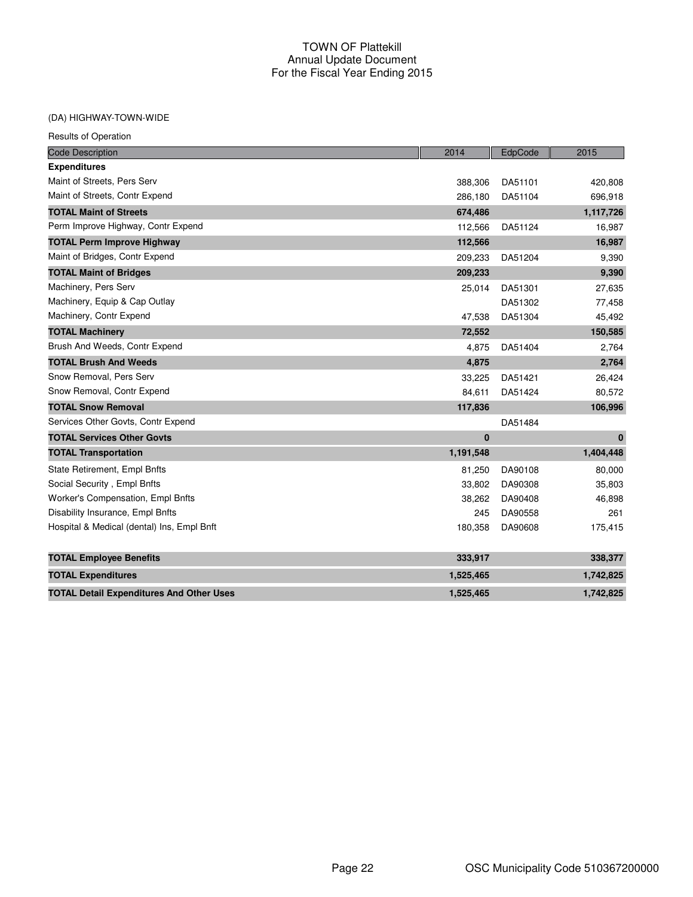# TOWN OF Plattekill
## Annual Update Document
## For the Fiscal Year Ending 2015

(DA) HIGHWAY-TOWN-WIDE

Results of Operation

| Code Description | 2014 | EdpCode | 2015 |
|---|---|---|---|
| **Expenditures** | | | |
| Maint of Streets, Pers Serv | 388,306 | DA51101 | 420,808 |
| Maint of Streets, Contr Expend | 286,180 | DA51104 | 696,918 |
| **TOTAL Maint of Streets** | **674,486** | | **1,117,726** |
| Perm Improve Highway, Contr Expend | 112,566 | DA51124 | 16,987 |
| **TOTAL Perm Improve Highway** | **112,566** | | **16,987** |
| Maint of Bridges, Contr Expend | 209,233 | DA51204 | 9,390 |
| **TOTAL Maint of Bridges** | **209,233** | | **9,390** |
| Machinery, Pers Serv | 25,014 | DA51301 | 27,635 |
| Machinery, Equip & Cap Outlay | | DA51302 | 77,458 |
| Machinery, Contr Expend | 47,538 | DA51304 | 45,492 |
| **TOTAL Machinery** | **72,552** | | **150,585** |
| Brush And Weeds, Contr Expend | 4,875 | DA51404 | 2,764 |
| **TOTAL Brush And Weeds** | **4,875** | | **2,764** |
| Snow Removal, Pers Serv | 33,225 | DA51421 | 26,424 |
| Snow Removal, Contr Expend | 84,611 | DA51424 | 80,572 |
| **TOTAL Snow Removal** | **117,836** | | **106,996** |
| Services Other Govts, Contr Expend | | DA51484 | |
| **TOTAL Services Other Govts** | **0** | | **0** |
| **TOTAL Transportation** | **1,191,548** | | **1,404,448** |
| State Retirement, Empl Bnfts | 81,250 | DA90108 | 80,000 |
| Social Security , Empl Bnfts | 33,802 | DA90308 | 35,803 |
| Worker's Compensation, Empl Bnfts | 38,262 | DA90408 | 46,898 |
| Disability Insurance, Empl Bnfts | 245 | DA90558 | 261 |
| Hospital & Medical (dental) Ins, Empl Bnft | 180,358 | DA90608 | 175,415 |
| **TOTAL Employee Benefits** | **333,917** | | **338,377** |
| **TOTAL Expenditures** | **1,525,465** | | **1,742,825** |
| **TOTAL Detail Expenditures And Other Uses** | **1,525,465** | | **1,742,825** |

OSC Municipality Code 510367200000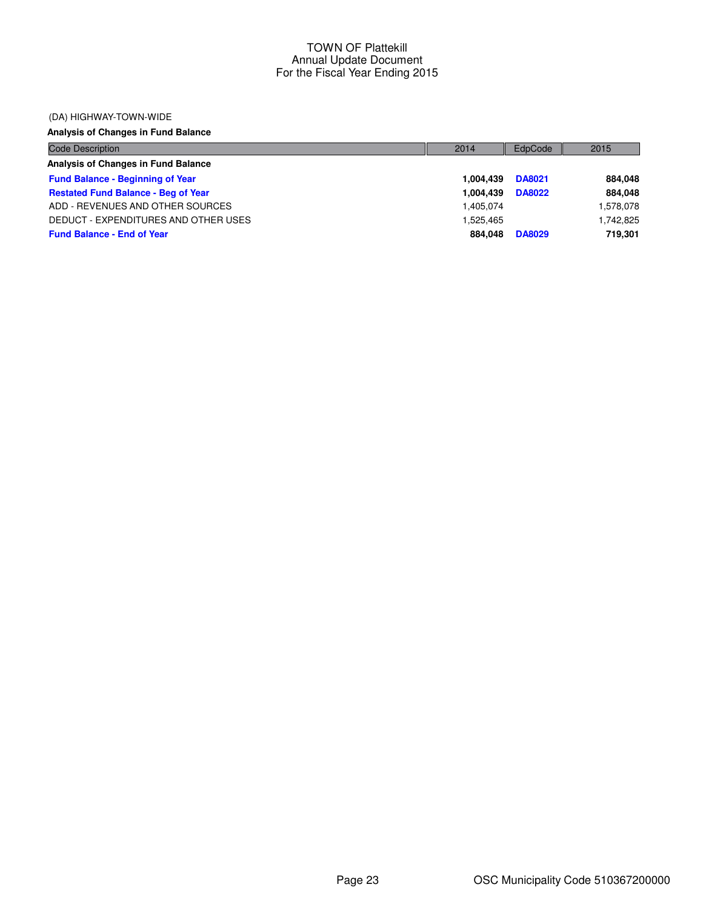# TOWN OF Plattekill
## Annual Update Document
## For the Fiscal Year Ending 2015

(DA) HIGHWAY-TOWN-WIDE

**Analysis of Changes in Fund Balance**

| Code Description | 2014 | EdpCode | 2015 |
|---|---|---|---|
| **Analysis of Changes in Fund Balance** | | | |
| **Fund Balance - Beginning of Year** | **1,004,439** | **DA8021** | **884,048** |
| **Restated Fund Balance - Beg of Year** | **1,004,439** | **DA8022** | **884,048** |
| ADD - REVENUES AND OTHER SOURCES | 1,405,074 | | 1,578,078 |
| DEDUCT - EXPENDITURES AND OTHER USES | 1,525,465 | | 1,742,825 |
| **Fund Balance - End of Year** | **884,048** | **DA8029** | **719,301** |

OSC Municipality Code 510367200000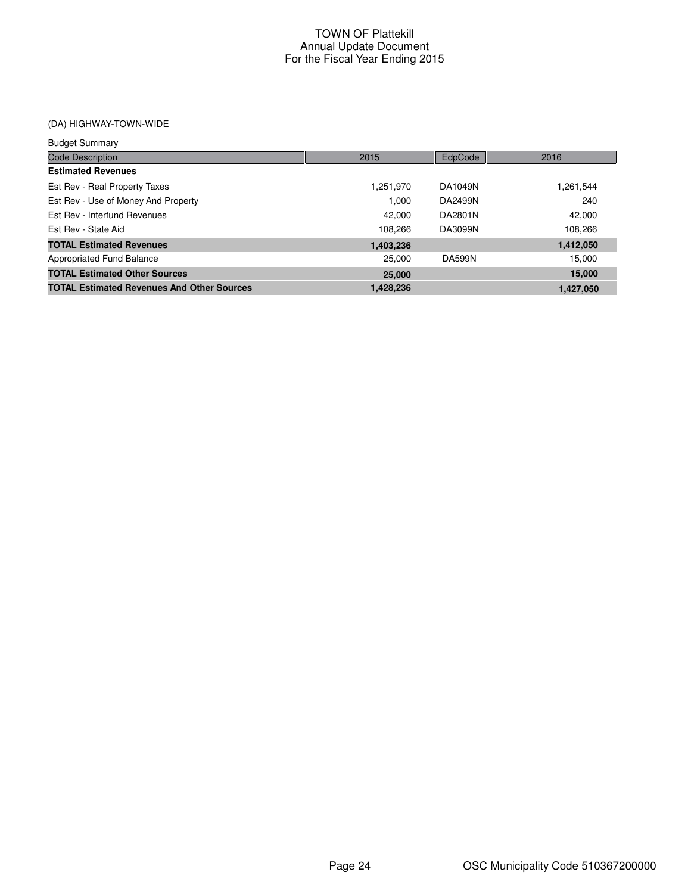# TOWN OF Plattekill
## Annual Update Document
## For the Fiscal Year Ending 2015

(DA) HIGHWAY-TOWN-WIDE

Budget Summary

| Code Description | 2015 | EdpCode | 2016 |
|---|---|---|---|
| **Estimated Revenues** | | | |
| Est Rev - Real Property Taxes | 1,251,970 | DA1049N | 1,261,544 |
| Est Rev - Use of Money And Property | 1,000 | DA2499N | 240 |
| Est Rev - Interfund Revenues | 42,000 | DA2801N | 42,000 |
| Est Rev - State Aid | 108,266 | DA3099N | 108,266 |
| **TOTAL Estimated Revenues** | **1,403,236** | | **1,412,050** |
| Appropriated Fund Balance | 25,000 | DA599N | 15,000 |
| **TOTAL Estimated Other Sources** | **25,000** | | **15,000** |
| **TOTAL Estimated Revenues And Other Sources** | **1,428,236** | | **1,427,050** |

OSC Municipality Code 510367200000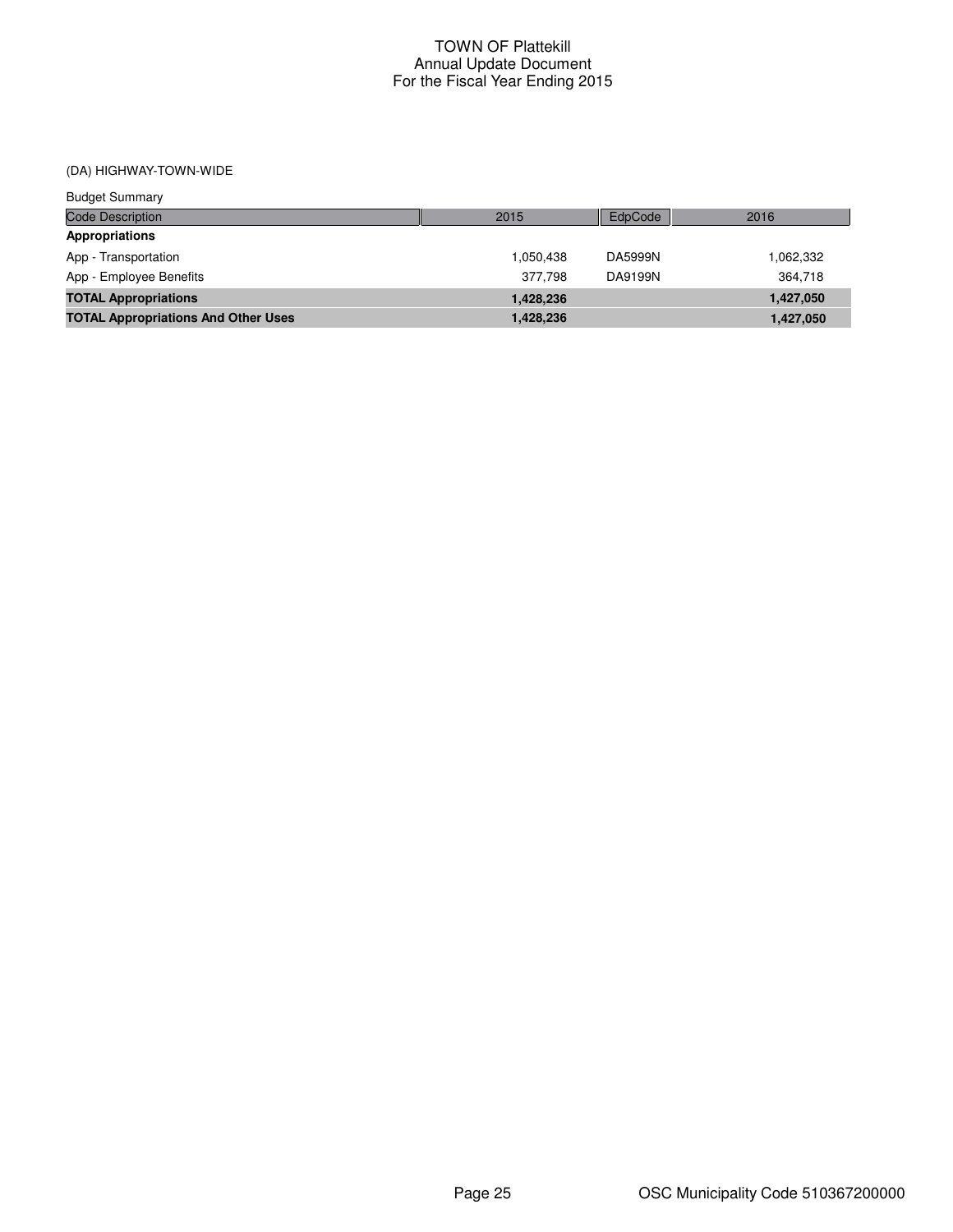(DA) HIGHWAY-TOWN-WIDE

Budget Summary

| Code Description | 2015 | EdpCode | 2016 |
|---|---|---|---|
| **Appropriations** | | | |
| App - Transportation | 1,050,438 | DA5999N | 1,062,332 |
| App - Employee Benefits | 377,798 | DA9199N | 364,718 |
| **TOTAL Appropriations** | **1,428,236** | | **1,427,050** |
| **TOTAL Appropriations And Other Uses** | **1,428,236** | | **1,427,050** |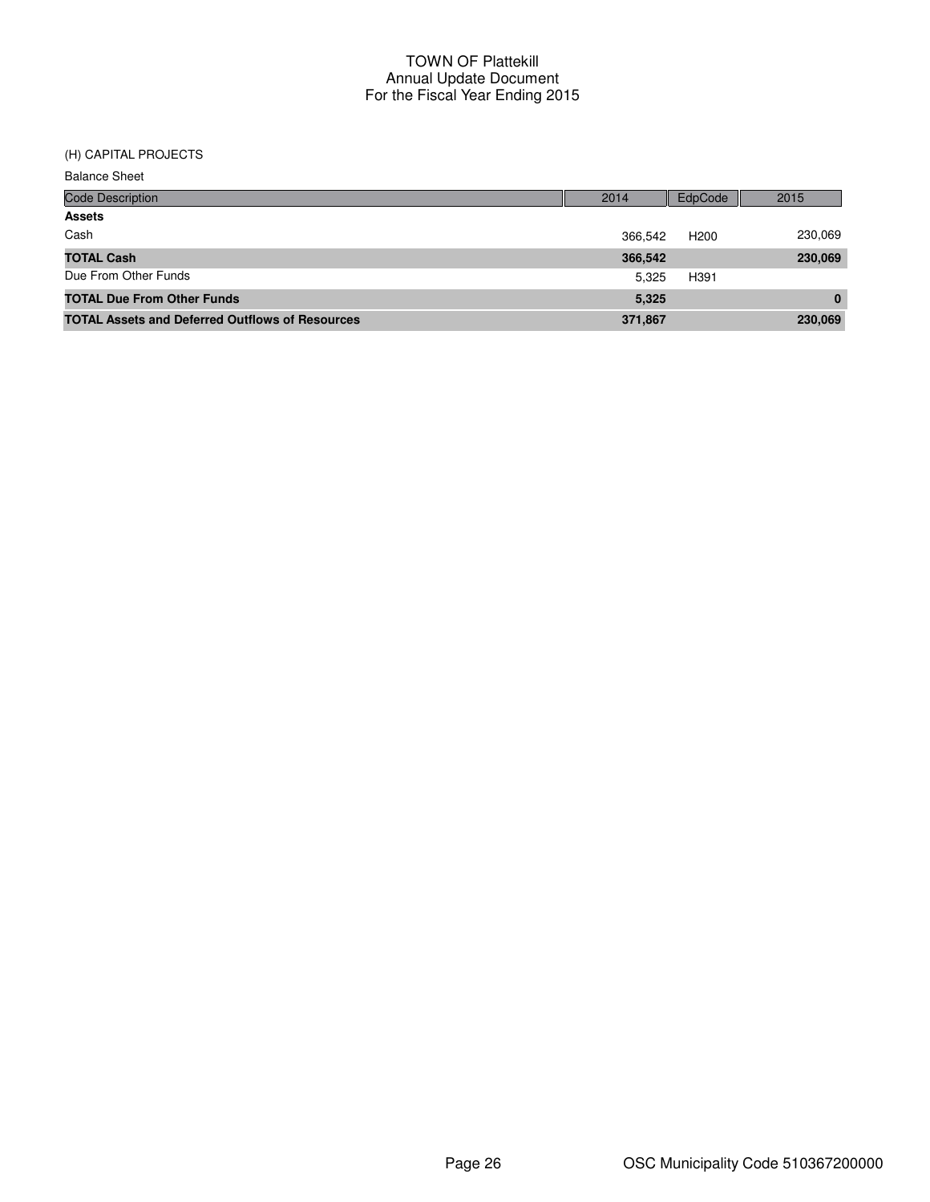# TOWN OF Plattekill
## Annual Update Document
## For the Fiscal Year Ending 2015

(H) CAPITAL PROJECTS

Balance Sheet

| Code Description | 2014 | EdpCode | 2015 |
|---|---|---|---|
| **Assets** | | | |
| Cash | 366,542 | H200 | 230,069 |
| **TOTAL Cash** | **366,542** | | **230,069** |
| Due From Other Funds | 5,325 | H391 | |
| **TOTAL Due From Other Funds** | **5,325** | | **0** |
| **TOTAL Assets and Deferred Outflows of Resources** | **371,867** | | **230,069** |

OSC Municipality Code 510367200000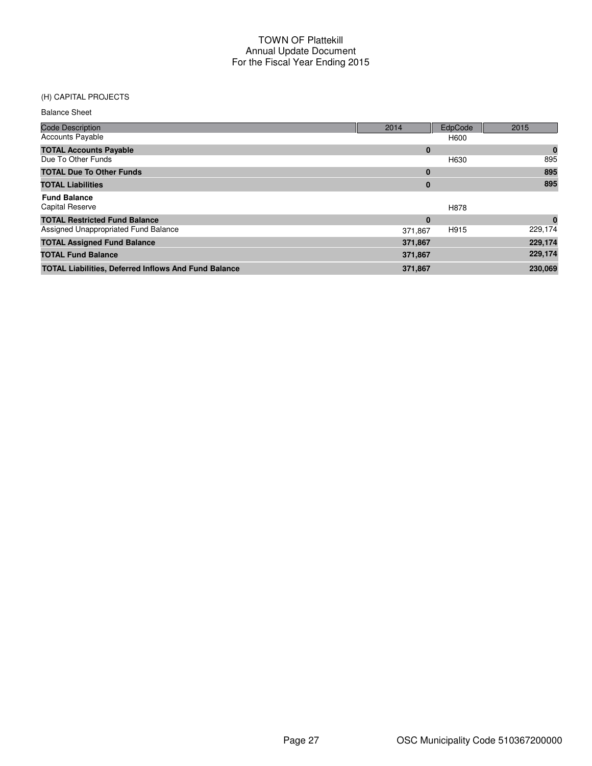# TOWN OF Plattekill
## Annual Update Document
## For the Fiscal Year Ending 2015

(H) CAPITAL PROJECTS

Balance Sheet

| Code Description | 2014 | EdpCode | 2015 |
|---|---|---|---|
| Accounts Payable | | H600 | |
| **TOTAL Accounts Payable** | **0** | | **0** |
| Due To Other Funds | | H630 | 895 |
| **TOTAL Due To Other Funds** | **0** | | **895** |
| **TOTAL Liabilities** | **0** | | **895** |
| **Fund Balance** | | | |
| Capital Reserve | | H878 | |
| **TOTAL Restricted Fund Balance** | **0** | | **0** |
| Assigned Unappropriated Fund Balance | 371,867 | H915 | 229,174 |
| **TOTAL Assigned Fund Balance** | **371,867** | | **229,174** |
| **TOTAL Fund Balance** | **371,867** | | **229,174** |
| **TOTAL Liabilities, Deferred Inflows And Fund Balance** | **371,867** | | **230,069** |

OSC Municipality Code 510367200000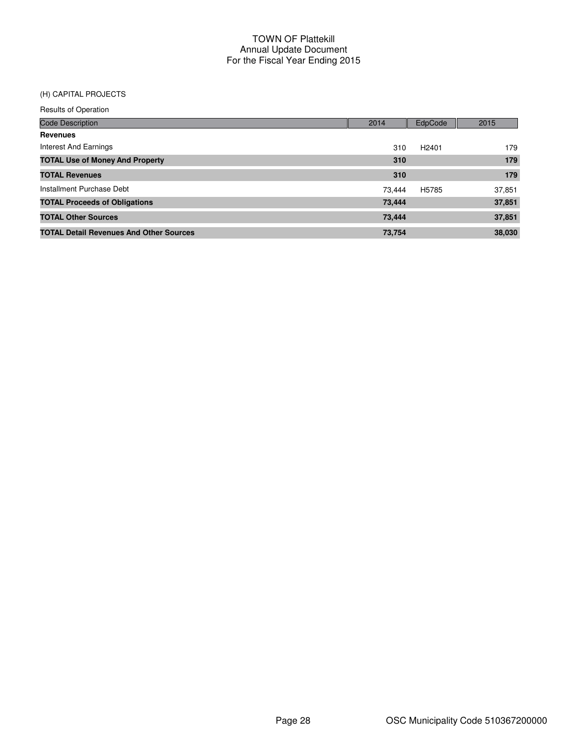# TOWN OF Plattekill
## Annual Update Document
## For the Fiscal Year Ending 2015

(H) CAPITAL PROJECTS

Results of Operation

| Code Description | 2014 | EdpCode | 2015 |
|---|---|---|---|
| **Revenues** | | | |
| Interest And Earnings | 310 | H2401 | 179 |
| **TOTAL Use of Money And Property** | **310** | | **179** |
| **TOTAL Revenues** | **310** | | **179** |
| Installment Purchase Debt | 73,444 | H5785 | 37,851 |
| **TOTAL Proceeds of Obligations** | **73,444** | | **37,851** |
| **TOTAL Other Sources** | **73,444** | | **37,851** |
| **TOTAL Detail Revenues And Other Sources** | **73,754** | | **38,030** |

OSC Municipality Code 510367200000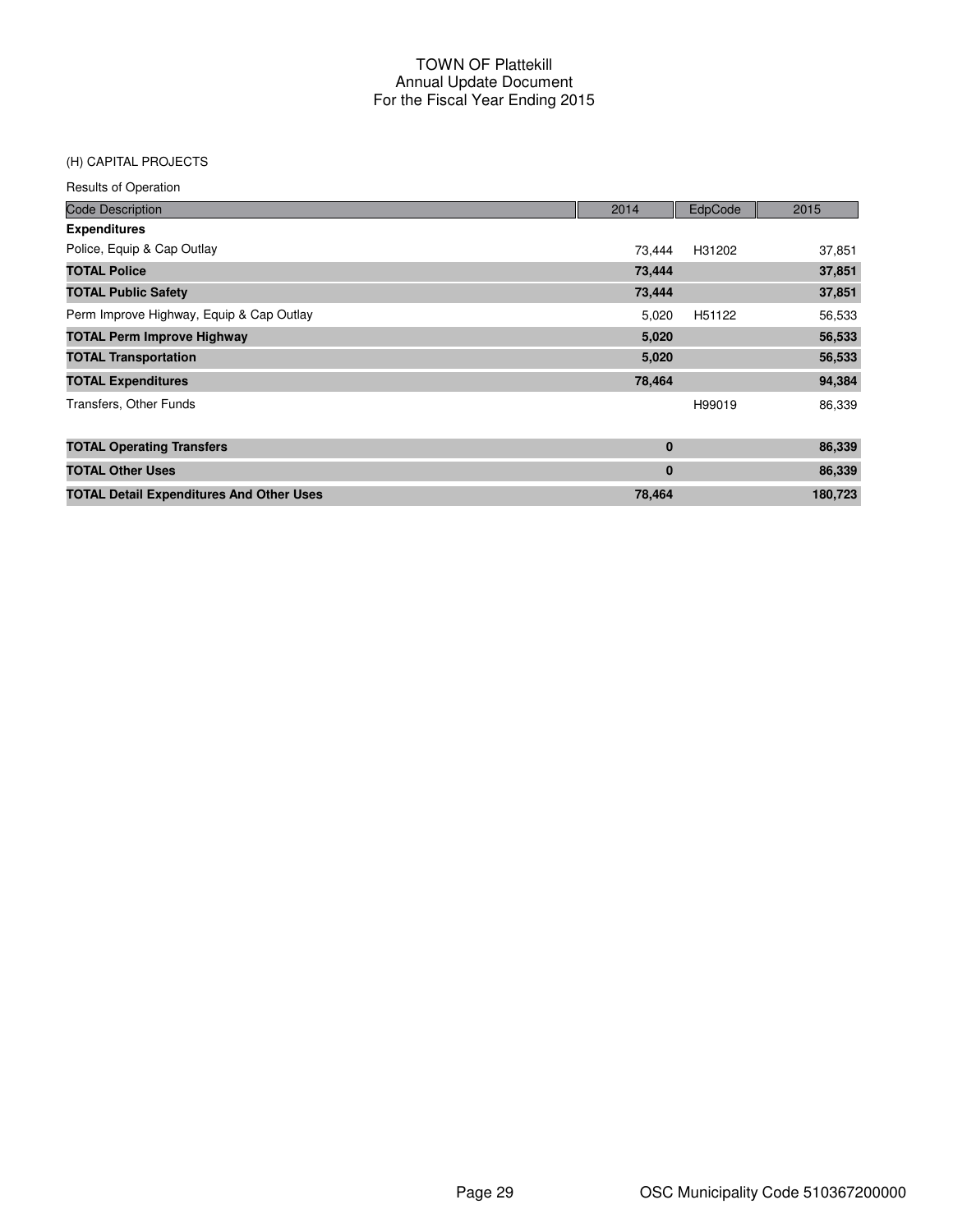# TOWN OF Plattekill
## Annual Update Document
## For the Fiscal Year Ending 2015

(H) CAPITAL PROJECTS

Results of Operation

| Code Description | 2014 | EdpCode | 2015 |
|---|---|---|---|
| **Expenditures** | | | |
| Police, Equip & Cap Outlay | 73,444 | H31202 | 37,851 |
| **TOTAL Police** | **73,444** | | **37,851** |
| **TOTAL Public Safety** | **73,444** | | **37,851** |
| Perm Improve Highway, Equip & Cap Outlay | 5,020 | H51122 | 56,533 |
| **TOTAL Perm Improve Highway** | **5,020** | | **56,533** |
| **TOTAL Transportation** | **5,020** | | **56,533** |
| **TOTAL Expenditures** | **78,464** | | **94,384** |
| Transfers, Other Funds | | H99019 | 86,339 |
| **TOTAL Operating Transfers** | **0** | | **86,339** |
| **TOTAL Other Uses** | **0** | | **86,339** |
| **TOTAL Detail Expenditures And Other Uses** | **78,464** | | **180,723** |

OSC Municipality Code 510367200000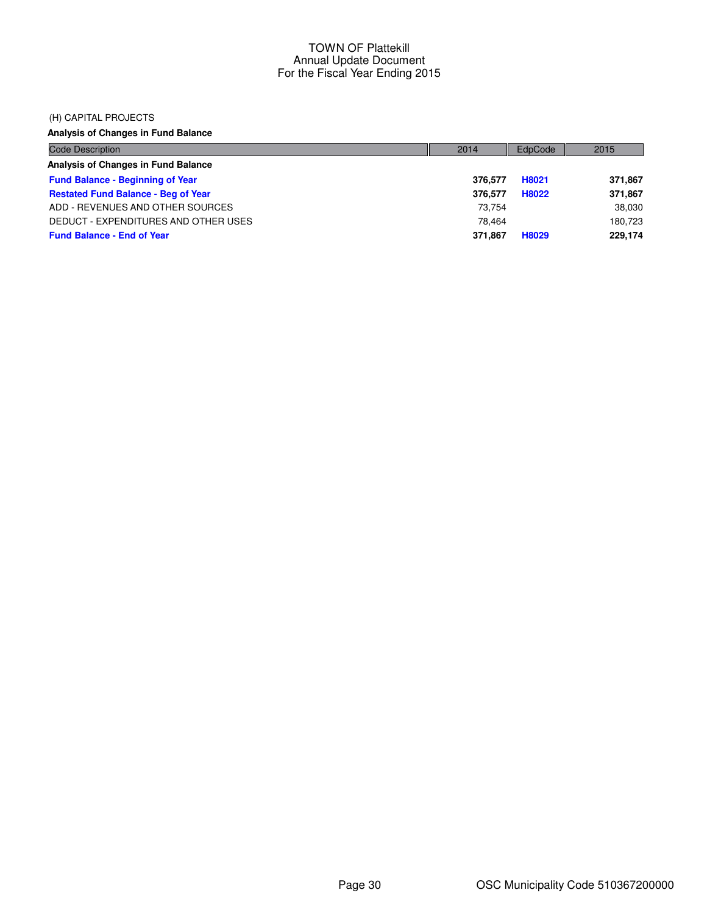TOWN OF Plattekill
Annual Update Document
For the Fiscal Year Ending 2015

(H) CAPITAL PROJECTS

**Analysis of Changes in Fund Balance**

| Code Description | 2014 | EdpCode | 2015 |
|---|---|---|---|
| **Analysis of Changes in Fund Balance** | | | |
| **Fund Balance - Beginning of Year** | **376,577** | **H8021** | **371,867** |
| **Restated Fund Balance - Beg of Year** | **376,577** | **H8022** | **371,867** |
| ADD - REVENUES AND OTHER SOURCES | 73,754 | | 38,030 |
| DEDUCT - EXPENDITURES AND OTHER USES | 78,464 | | 180,723 |
| **Fund Balance - End of Year** | **371,867** | **H8029** | **229,174** |

OSC Municipality Code 510367200000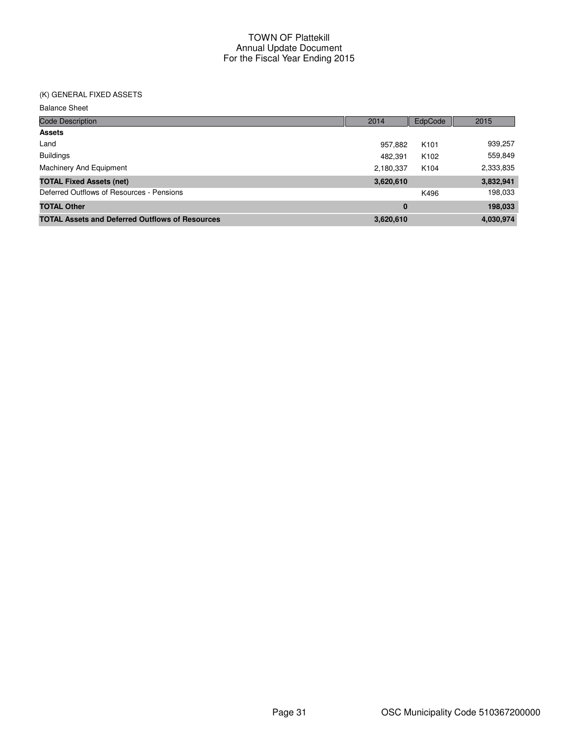# TOWN OF Plattekill
## Annual Update Document
## For the Fiscal Year Ending 2015

(K) GENERAL FIXED ASSETS

Balance Sheet

| Code Description | 2014 | EdpCode | 2015 |
|---|---|---|---|
| **Assets** | | | |
| Land | 957,882 | K101 | 939,257 |
| Buildings | 482,391 | K102 | 559,849 |
| Machinery And Equipment | 2,180,337 | K104 | 2,333,835 |
| **TOTAL Fixed Assets (net)** | **3,620,610** | | **3,832,941** |
| Deferred Outflows of Resources - Pensions | | K496 | 198,033 |
| **TOTAL Other** | **0** | | **198,033** |
| **TOTAL Assets and Deferred Outflows of Resources** | **3,620,610** | | **4,030,974** |

OSC Municipality Code 510367200000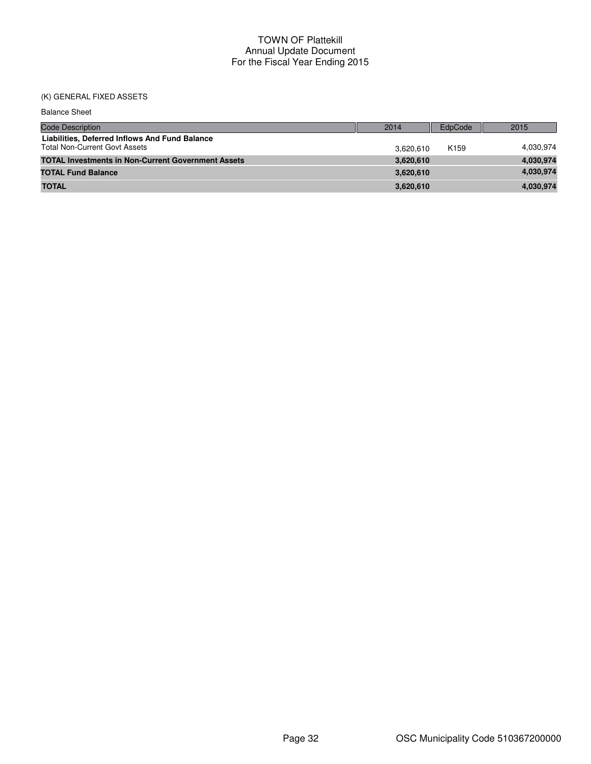TOWN OF Plattekill
Annual Update Document
For the Fiscal Year Ending 2015

(K) GENERAL FIXED ASSETS

Balance Sheet

| Code Description | 2014 | EdpCode | 2015 |
|---|---|---|---|
| **Liabilities, Deferred Inflows And Fund Balance** | | | |
| Total Non-Current Govt Assets | 3,620,610 | K159 | 4,030,974 |
| **TOTAL Investments in Non-Current Government Assets** | **3,620,610** | | **4,030,974** |
| **TOTAL Fund Balance** | **3,620,610** | | **4,030,974** |
| **TOTAL** | **3,620,610** | | **4,030,974** |

OSC Municipality Code 510367200000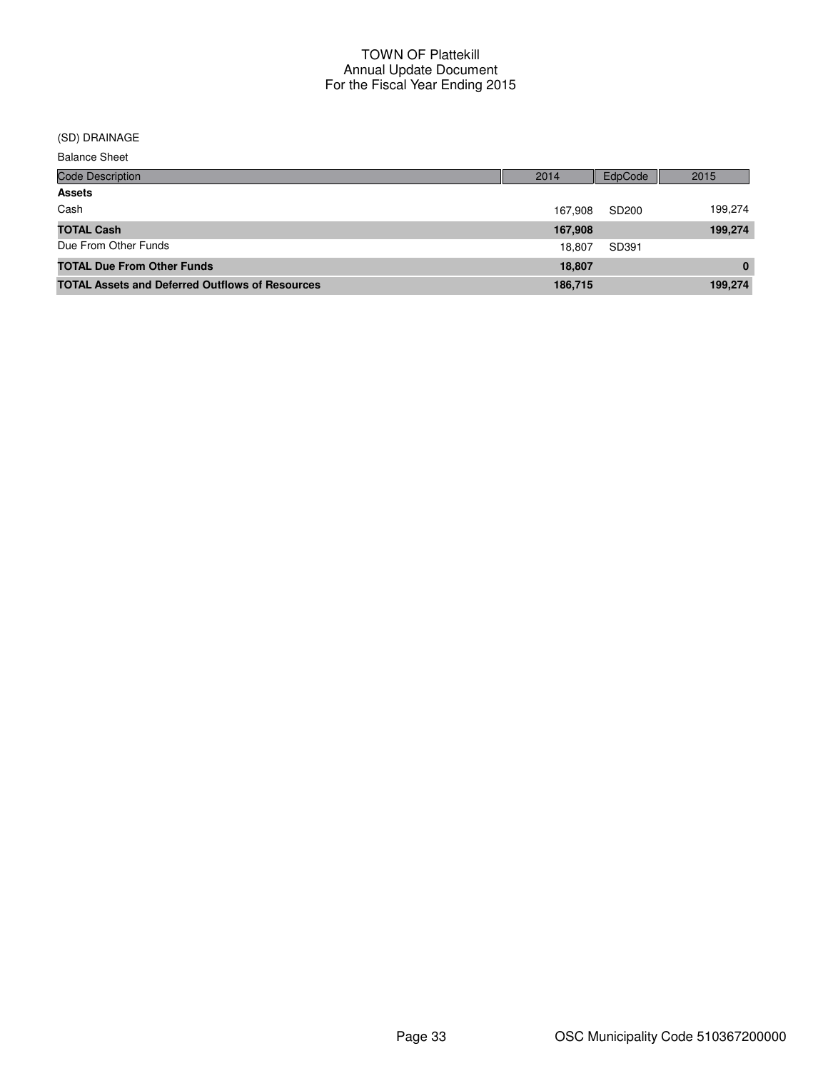# TOWN OF Plattekill
## Annual Update Document
## For the Fiscal Year Ending 2015

(SD) DRAINAGE

Balance Sheet

| Code Description | 2014 | EdpCode | 2015 |
|---|---|---|---|
| **Assets** | | | |
| Cash | 167,908 | SD200 | 199,274 |
| **TOTAL Cash** | **167,908** | | **199,274** |
| Due From Other Funds | 18,807 | SD391 | |
| **TOTAL Due From Other Funds** | **18,807** | | **0** |
| **TOTAL Assets and Deferred Outflows of Resources** | **186,715** | | **199,274** |

OSC Municipality Code 510367200000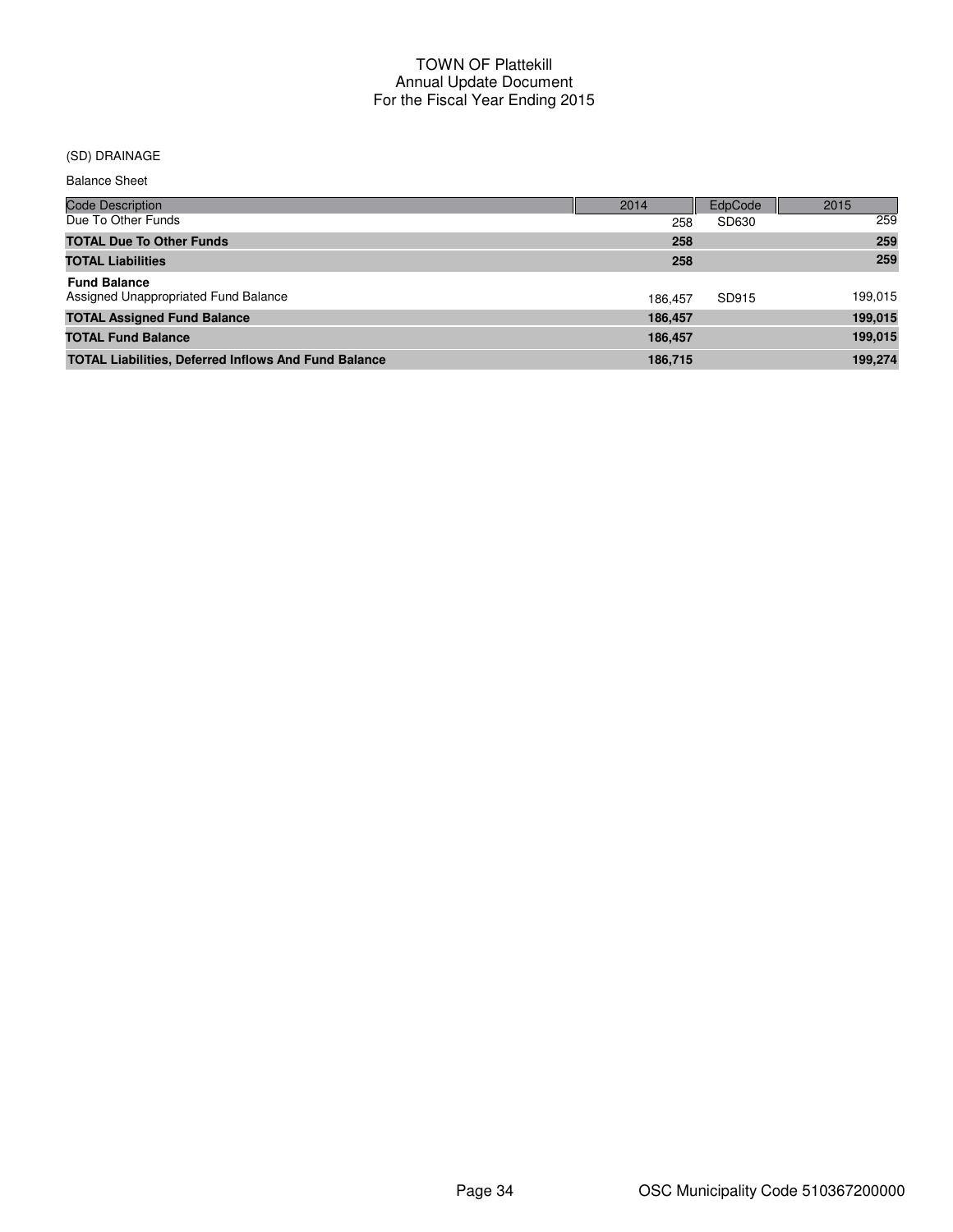# TOWN OF Plattekill
## Annual Update Document
## For the Fiscal Year Ending 2015

(SD) DRAINAGE

Balance Sheet

| Code Description | 2014 | EdpCode | 2015 |
|---|---|---|---|
| Due To Other Funds | 258 | SD630 | 259 |
| **TOTAL Due To Other Funds** | **258** | | **259** |
| **TOTAL Liabilities** | **258** | | **259** |
| **Fund Balance** | | | |
| Assigned Unappropriated Fund Balance | 186,457 | SD915 | 199,015 |
| **TOTAL Assigned Fund Balance** | **186,457** | | **199,015** |
| **TOTAL Fund Balance** | **186,457** | | **199,015** |
| **TOTAL Liabilities, Deferred Inflows And Fund Balance** | **186,715** | | **199,274** |

OSC Municipality Code 510367200000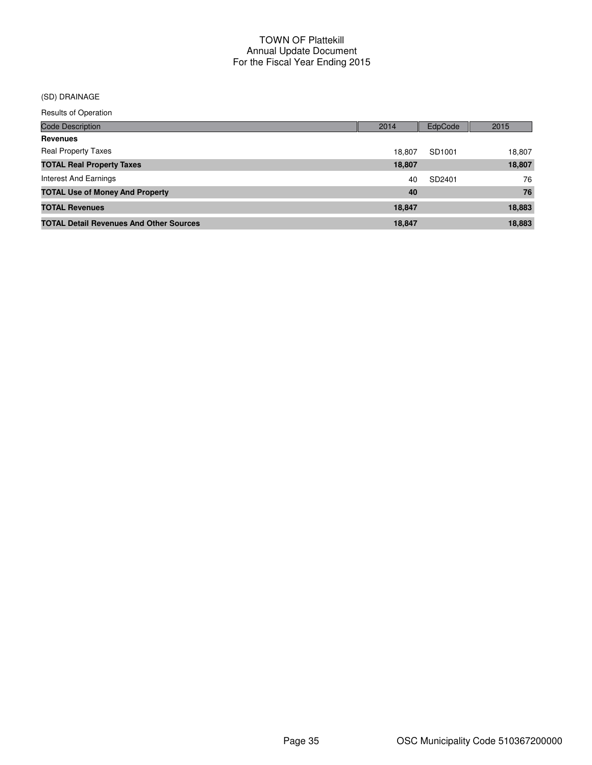# TOWN OF Plattekill
## Annual Update Document
## For the Fiscal Year Ending 2015

(SD) DRAINAGE

Results of Operation

| Code Description | 2014 | EdpCode | 2015 |
|---|---|---|---|
| **Revenues** | | | |
| Real Property Taxes | 18,807 | SD1001 | 18,807 |
| **TOTAL Real Property Taxes** | **18,807** | | **18,807** |
| Interest And Earnings | 40 | SD2401 | 76 |
| **TOTAL Use of Money And Property** | **40** | | **76** |
| **TOTAL Revenues** | **18,847** | | **18,883** |
| **TOTAL Detail Revenues And Other Sources** | **18,847** | | **18,883** |

OSC Municipality Code 510367200000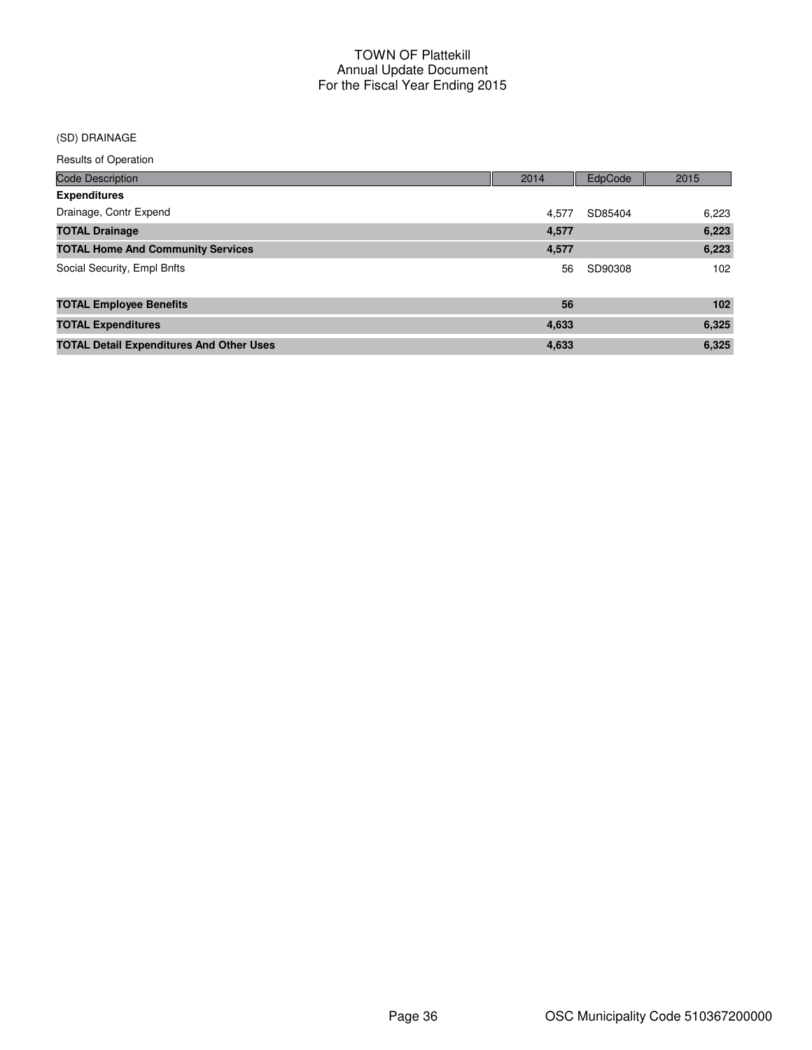# TOWN OF Plattekill
## Annual Update Document
## For the Fiscal Year Ending 2015

(SD) DRAINAGE

Results of Operation

| Code Description | 2014 | EdpCode | 2015 |
|---|---|---|---|
| **Expenditures** | | | |
| Drainage, Contr Expend | 4,577 | SD85404 | 6,223 |
| **TOTAL Drainage** | **4,577** | | **6,223** |
| **TOTAL Home And Community Services** | **4,577** | | **6,223** |
| Social Security, Empl Bnfts | 56 | SD90308 | 102 |
| **TOTAL Employee Benefits** | **56** | | **102** |
| **TOTAL Expenditures** | **4,633** | | **6,325** |
| **TOTAL Detail Expenditures And Other Uses** | **4,633** | | **6,325** |

OSC Municipality Code 510367200000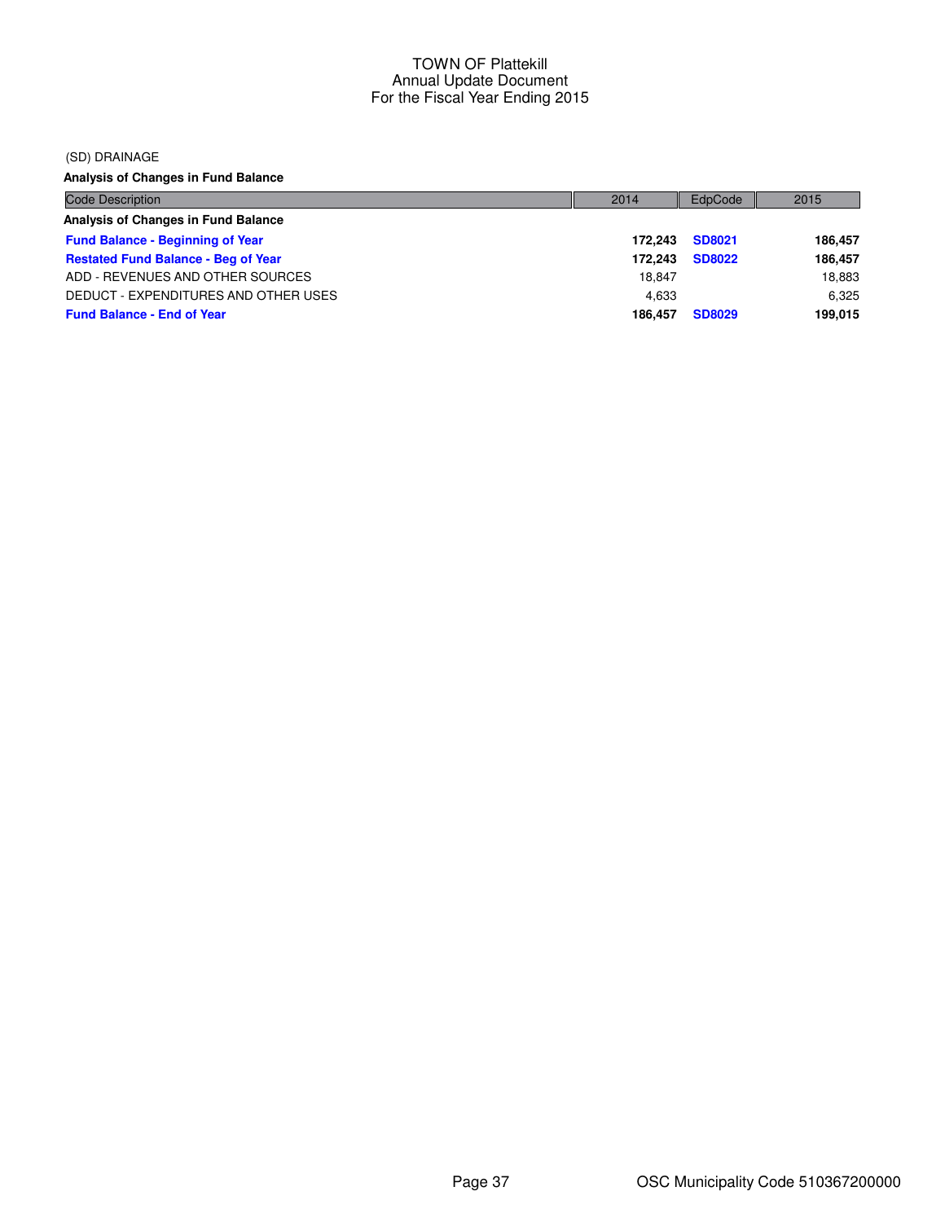# TOWN OF Plattekill
## Annual Update Document
## For the Fiscal Year Ending 2015

(SD) DRAINAGE

**Analysis of Changes in Fund Balance**

| Code Description | 2014 | EdpCode | 2015 |
|---|---|---|---|
| **Analysis of Changes in Fund Balance** | | | |
| **Fund Balance - Beginning of Year** | **172,243** | **SD8021** | **186,457** |
| **Restated Fund Balance - Beg of Year** | **172,243** | **SD8022** | **186,457** |
| ADD - REVENUES AND OTHER SOURCES | 18,847 | | 18,883 |
| DEDUCT - EXPENDITURES AND OTHER USES | 4,633 | | 6,325 |
| **Fund Balance - End of Year** | **186,457** | **SD8029** | **199,015** |

OSC Municipality Code 510367200000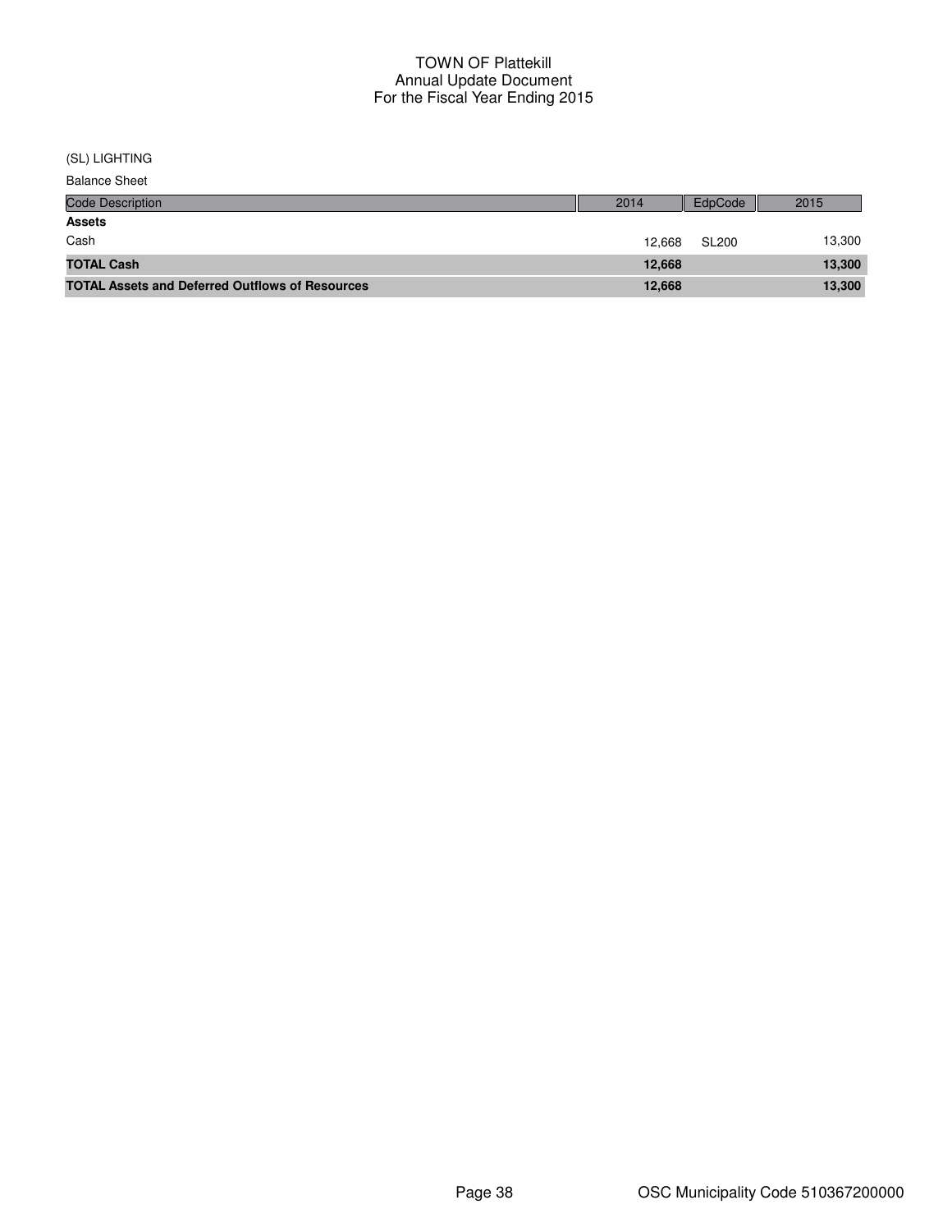# TOWN OF Plattekill
## Annual Update Document
## For the Fiscal Year Ending 2015

(SL) LIGHTING

Balance Sheet

| Code Description | 2014 | EdpCode | 2015 |
|---|---|---|---|
| **Assets** | | | |
| Cash | 12,668 | SL200 | 13,300 |
| **TOTAL Cash** | **12,668** | | **13,300** |
| **TOTAL Assets and Deferred Outflows of Resources** | **12,668** | | **13,300** |

OSC Municipality Code 510367200000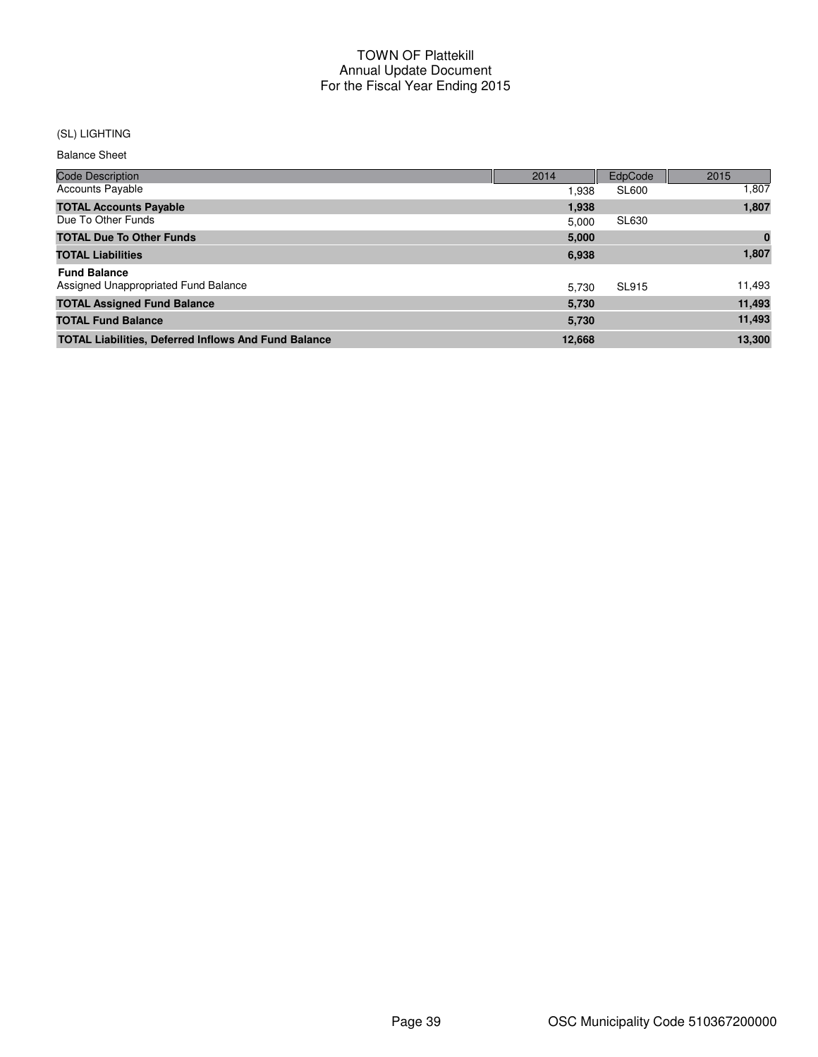# TOWN OF Plattekill
## Annual Update Document
## For the Fiscal Year Ending 2015

(SL) LIGHTING

Balance Sheet

| Code Description | 2014 | EdpCode | 2015 |
|---|---|---|---|
| Accounts Payable | 1,938 | SL600 | 1,807 |
| **TOTAL Accounts Payable** | **1,938** | | **1,807** |
| Due To Other Funds | 5,000 | SL630 | |
| **TOTAL Due To Other Funds** | **5,000** | | **0** |
| **TOTAL Liabilities** | **6,938** | | **1,807** |
| **Fund Balance** | | | |
| Assigned Unappropriated Fund Balance | 5,730 | SL915 | 11,493 |
| **TOTAL Assigned Fund Balance** | **5,730** | | **11,493** |
| **TOTAL Fund Balance** | **5,730** | | **11,493** |
| **TOTAL Liabilities, Deferred Inflows And Fund Balance** | **12,668** | | **13,300** |

OSC Municipality Code 510367200000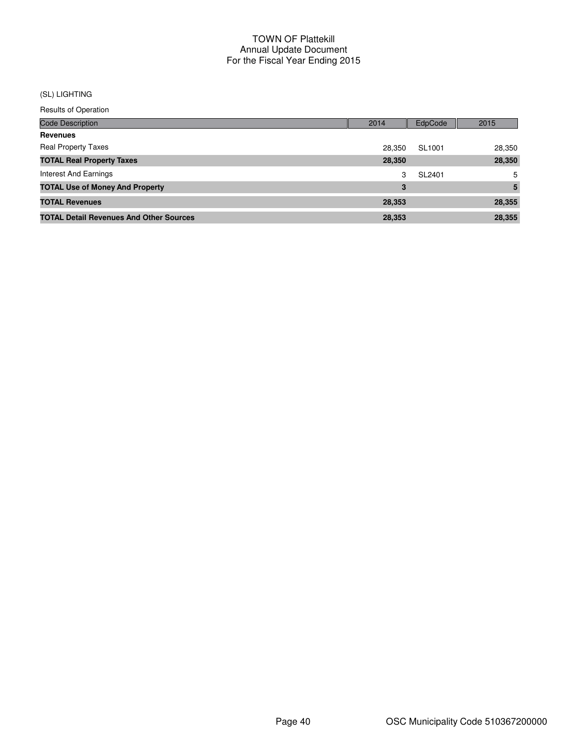# TOWN OF Plattekill
## Annual Update Document
## For the Fiscal Year Ending 2015

(SL) LIGHTING

Results of Operation

| Code Description | 2014 | EdpCode | 2015 |
|---|---|---|---|
| **Revenues** | | | |
| Real Property Taxes | 28,350 | SL1001 | 28,350 |
| **TOTAL Real Property Taxes** | **28,350** | | **28,350** |
| Interest And Earnings | 3 | SL2401 | 5 |
| **TOTAL Use of Money And Property** | **3** | | **5** |
| **TOTAL Revenues** | **28,353** | | **28,355** |
| **TOTAL Detail Revenues And Other Sources** | **28,353** | | **28,355** |

OSC Municipality Code 510367200000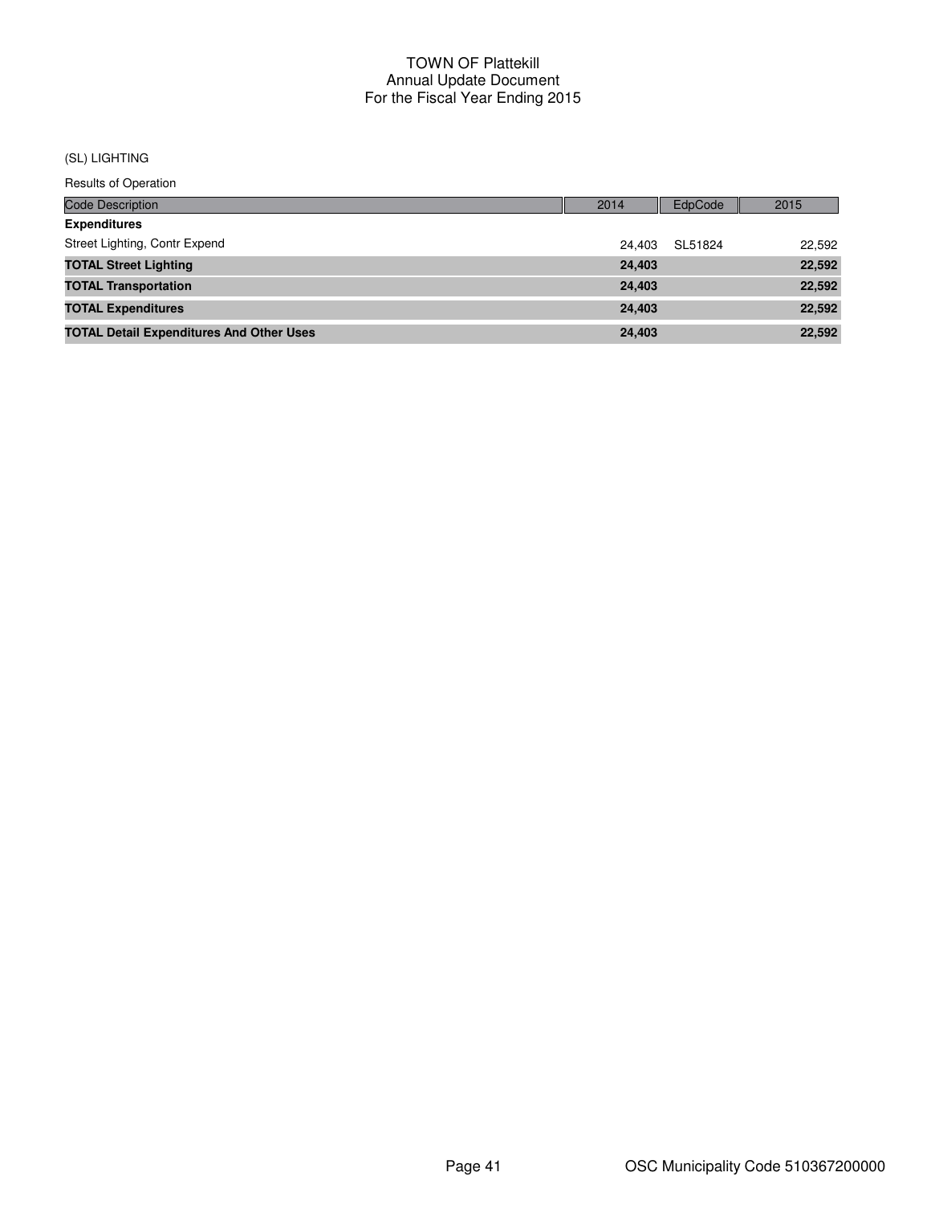# TOWN OF Plattekill
## Annual Update Document
## For the Fiscal Year Ending 2015

(SL) LIGHTING

Results of Operation

| Code Description | 2014 | EdpCode | 2015 |
|---|---|---|---|
| **Expenditures** | | | |
| Street Lighting, Contr Expend | 24,403 | SL51824 | 22,592 |
| **TOTAL Street Lighting** | **24,403** | | **22,592** |
| **TOTAL Transportation** | **24,403** | | **22,592** |
| **TOTAL Expenditures** | **24,403** | | **22,592** |
| **TOTAL Detail Expenditures And Other Uses** | **24,403** | | **22,592** |

OSC Municipality Code 510367200000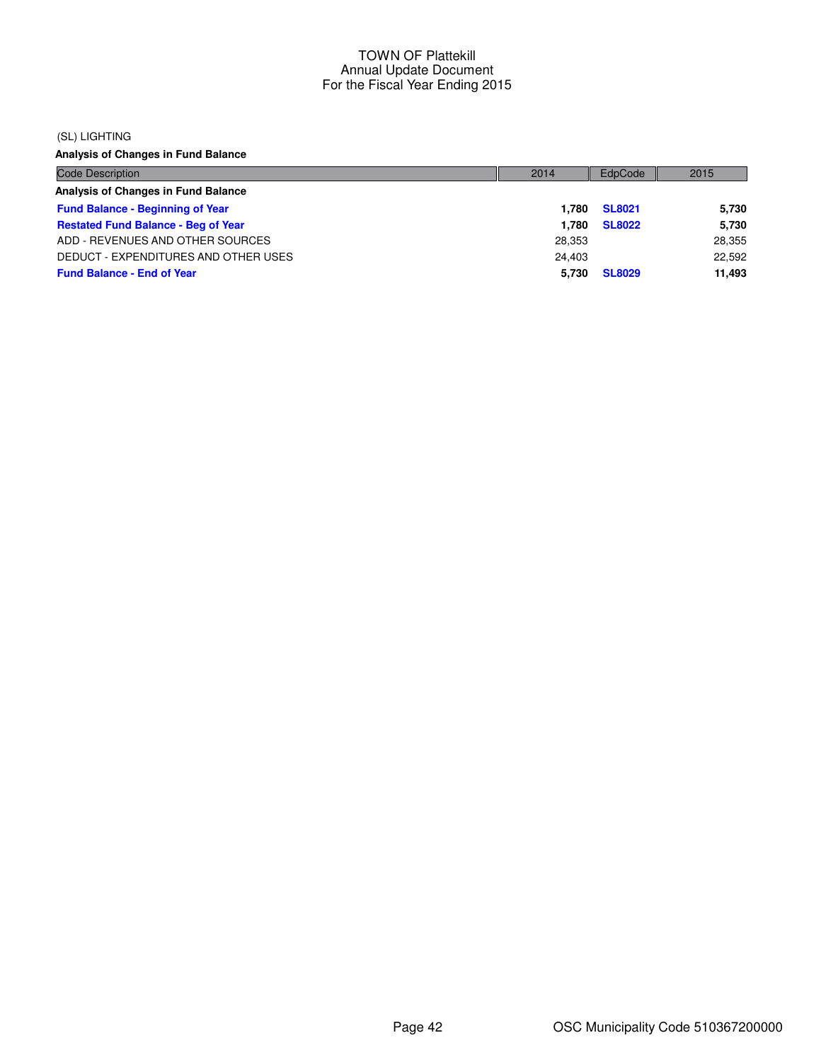TOWN OF Plattekill
Annual Update Document
For the Fiscal Year Ending 2015

(SL) LIGHTING

**Analysis of Changes in Fund Balance**

| Code Description | 2014 | EdpCode | 2015 |
|---|---|---|---|
| **Analysis of Changes in Fund Balance** | | | |
| **Fund Balance - Beginning of Year** | **1,780** | **SL8021** | **5,730** |
| **Restated Fund Balance - Beg of Year** | **1,780** | **SL8022** | **5,730** |
| ADD - REVENUES AND OTHER SOURCES | 28,353 | | 28,355 |
| DEDUCT - EXPENDITURES AND OTHER USES | 24,403 | | 22,592 |
| **Fund Balance - End of Year** | **5,730** | **SL8029** | **11,493** |

OSC Municipality Code 510367200000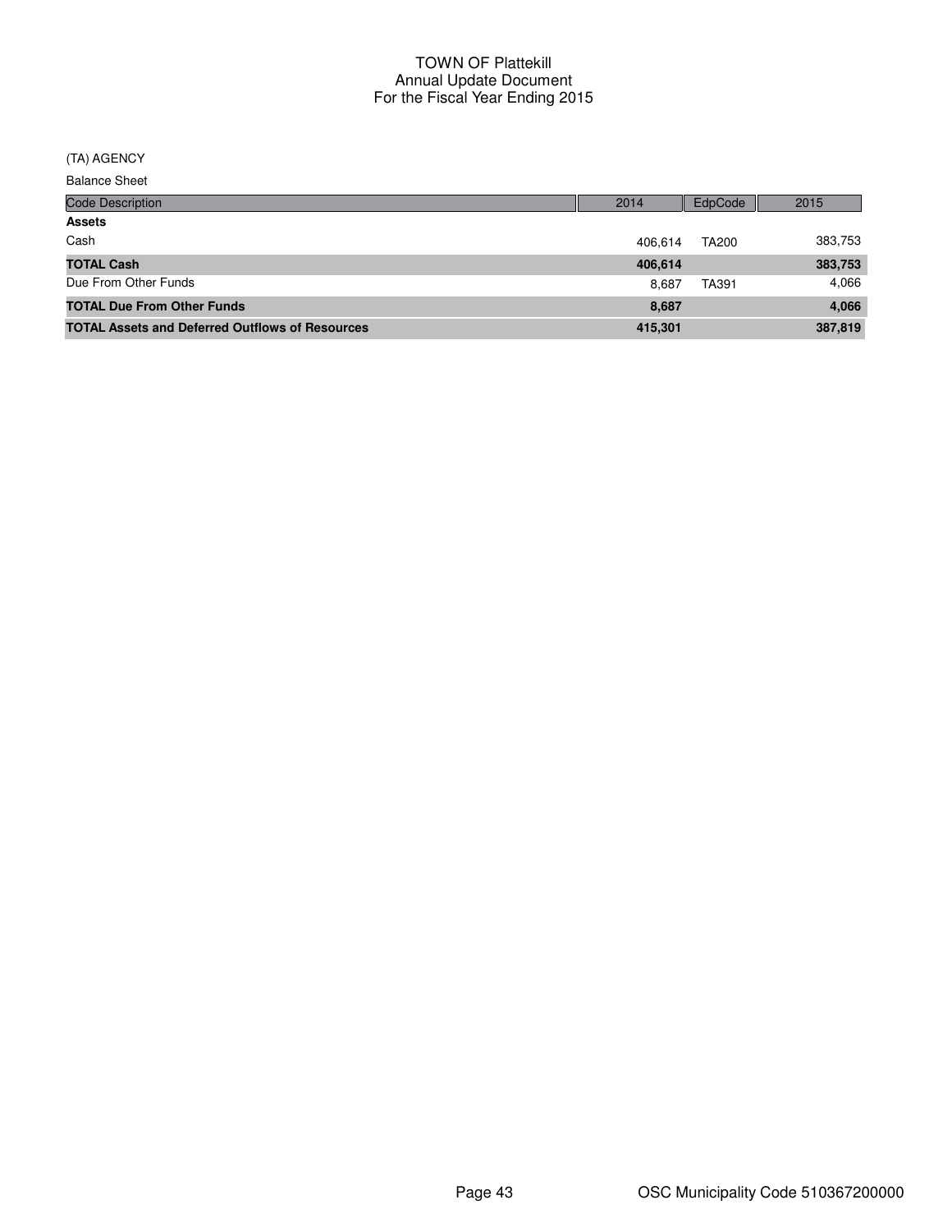# TOWN OF Plattekill
## Annual Update Document
## For the Fiscal Year Ending 2015

(TA) AGENCY

Balance Sheet

| Code Description | 2014 | EdpCode | 2015 |
|---|---|---|---|
| **Assets** | | | |
| Cash | 406,614 | TA200 | 383,753 |
| **TOTAL Cash** | **406,614** | | **383,753** |
| Due From Other Funds | 8,687 | TA391 | 4,066 |
| **TOTAL Due From Other Funds** | **8,687** | | **4,066** |
| **TOTAL Assets and Deferred Outflows of Resources** | **415,301** | | **387,819** |

OSC Municipality Code 510367200000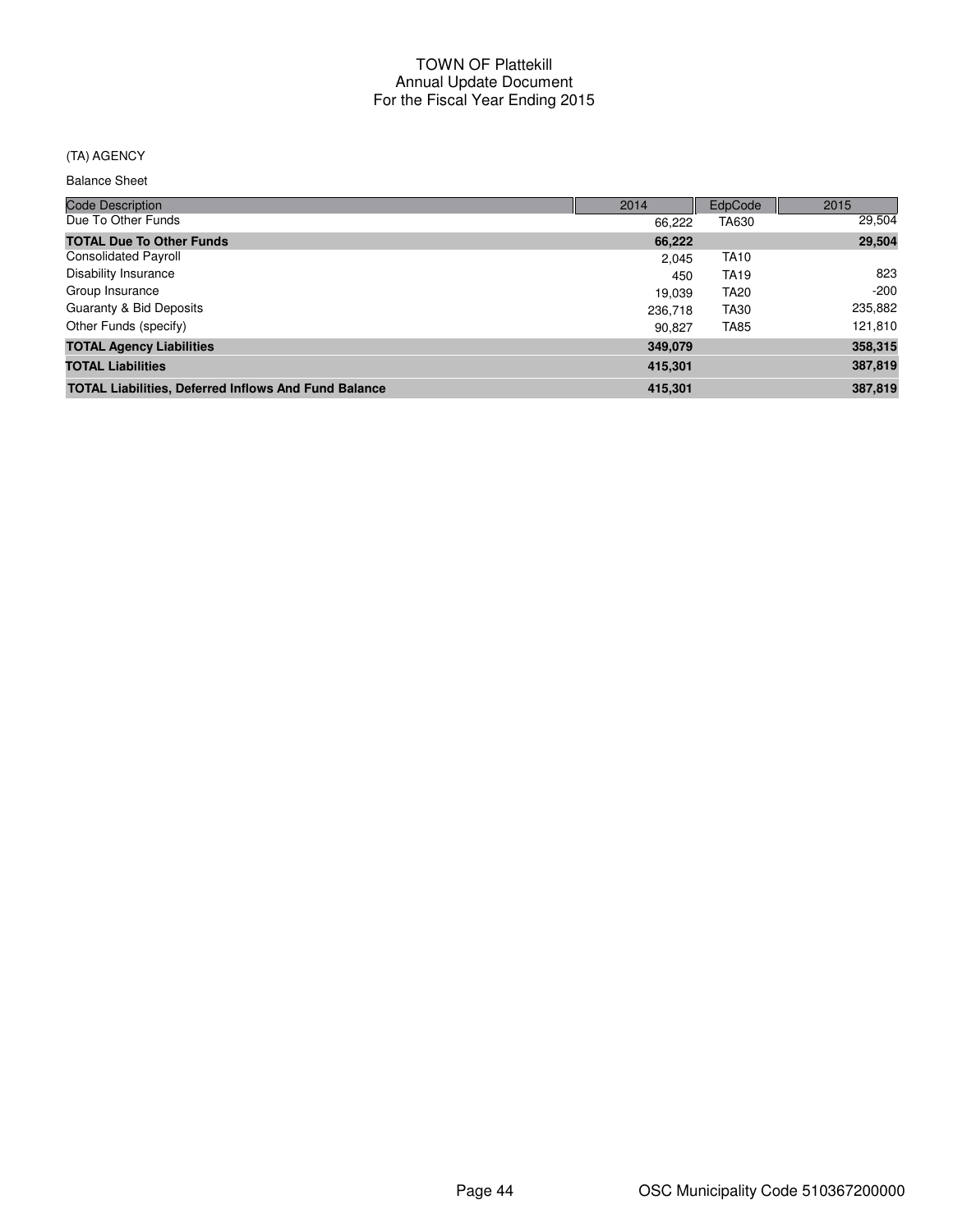TOWN OF Plattekill
Annual Update Document
For the Fiscal Year Ending 2015

(TA) AGENCY

Balance Sheet

| Code Description | 2014 | EdpCode | 2015 |
|---|---|---|---|
| Due To Other Funds | 66,222 | TA630 | 29,504 |
| **TOTAL Due To Other Funds** | **66,222** | | **29,504** |
| Consolidated Payroll | 2,045 | TA10 | |
| Disability Insurance | 450 | TA19 | 823 |
| Group Insurance | 19,039 | TA20 | -200 |
| Guaranty & Bid Deposits | 236,718 | TA30 | 235,882 |
| Other Funds (specify) | 90,827 | TA85 | 121,810 |
| **TOTAL Agency Liabilities** | **349,079** | | **358,315** |
| **TOTAL Liabilities** | **415,301** | | **387,819** |
| **TOTAL Liabilities, Deferred Inflows And Fund Balance** | **415,301** | | **387,819** |

OSC Municipality Code 510367200000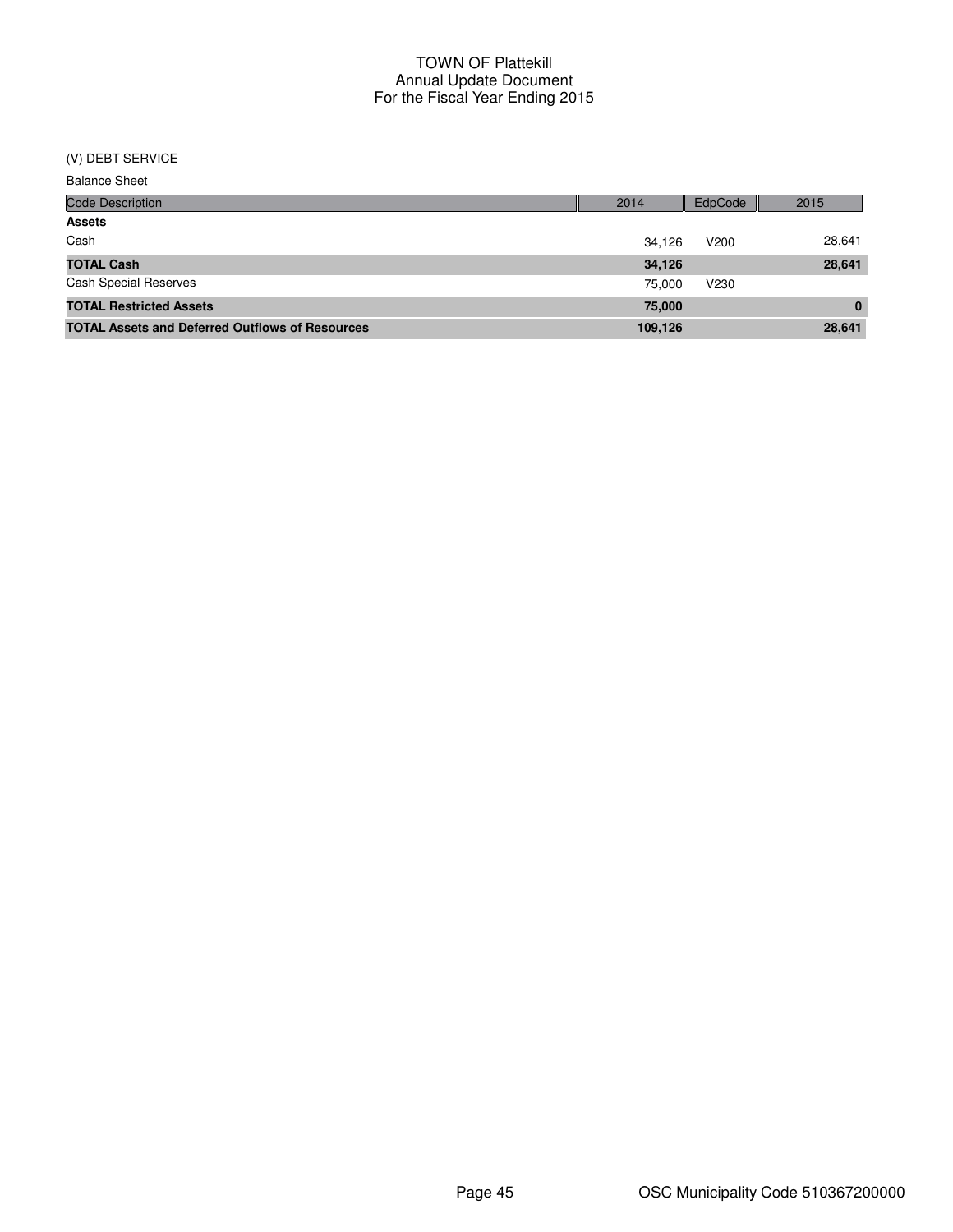# TOWN OF Plattekill
## Annual Update Document
## For the Fiscal Year Ending 2015

(V) DEBT SERVICE

Balance Sheet

| Code Description | 2014 | EdpCode | 2015 |
|---|---|---|---|
| **Assets** | | | |
| Cash | 34,126 | V200 | 28,641 |
| **TOTAL Cash** | **34,126** | | **28,641** |
| Cash Special Reserves | 75,000 | V230 | |
| **TOTAL Restricted Assets** | **75,000** | | **0** |
| **TOTAL Assets and Deferred Outflows of Resources** | **109,126** | | **28,641** |

OSC Municipality Code 510367200000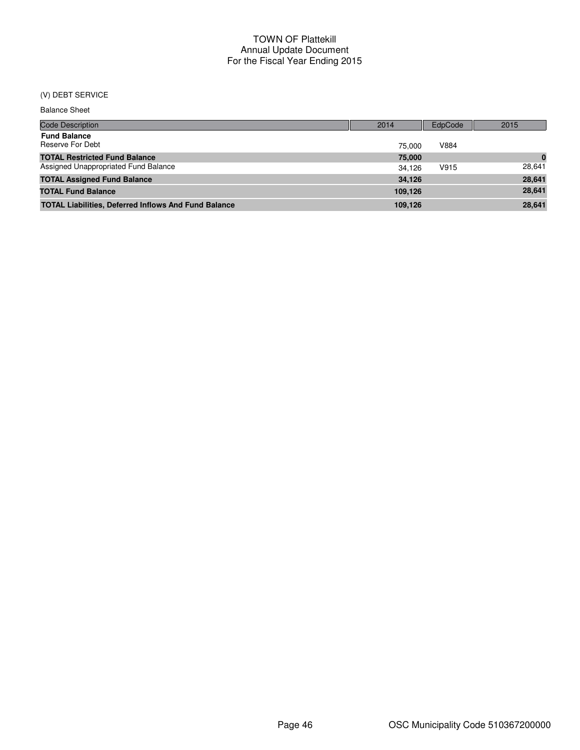# TOWN OF Plattekill
## Annual Update Document
## For the Fiscal Year Ending 2015

(V) DEBT SERVICE

Balance Sheet

| Code Description | 2014 | EdpCode | 2015 |
|---|---|---|---|
| **Fund Balance** | | | |
| Reserve For Debt | 75,000 | V884 | |
| **TOTAL Restricted Fund Balance** | **75,000** | | **0** |
| Assigned Unappropriated Fund Balance | 34,126 | V915 | 28,641 |
| **TOTAL Assigned Fund Balance** | **34,126** | | **28,641** |
| **TOTAL Fund Balance** | **109,126** | | **28,641** |
| **TOTAL Liabilities, Deferred Inflows And Fund Balance** | **109,126** | | **28,641** |

OSC Municipality Code 510367200000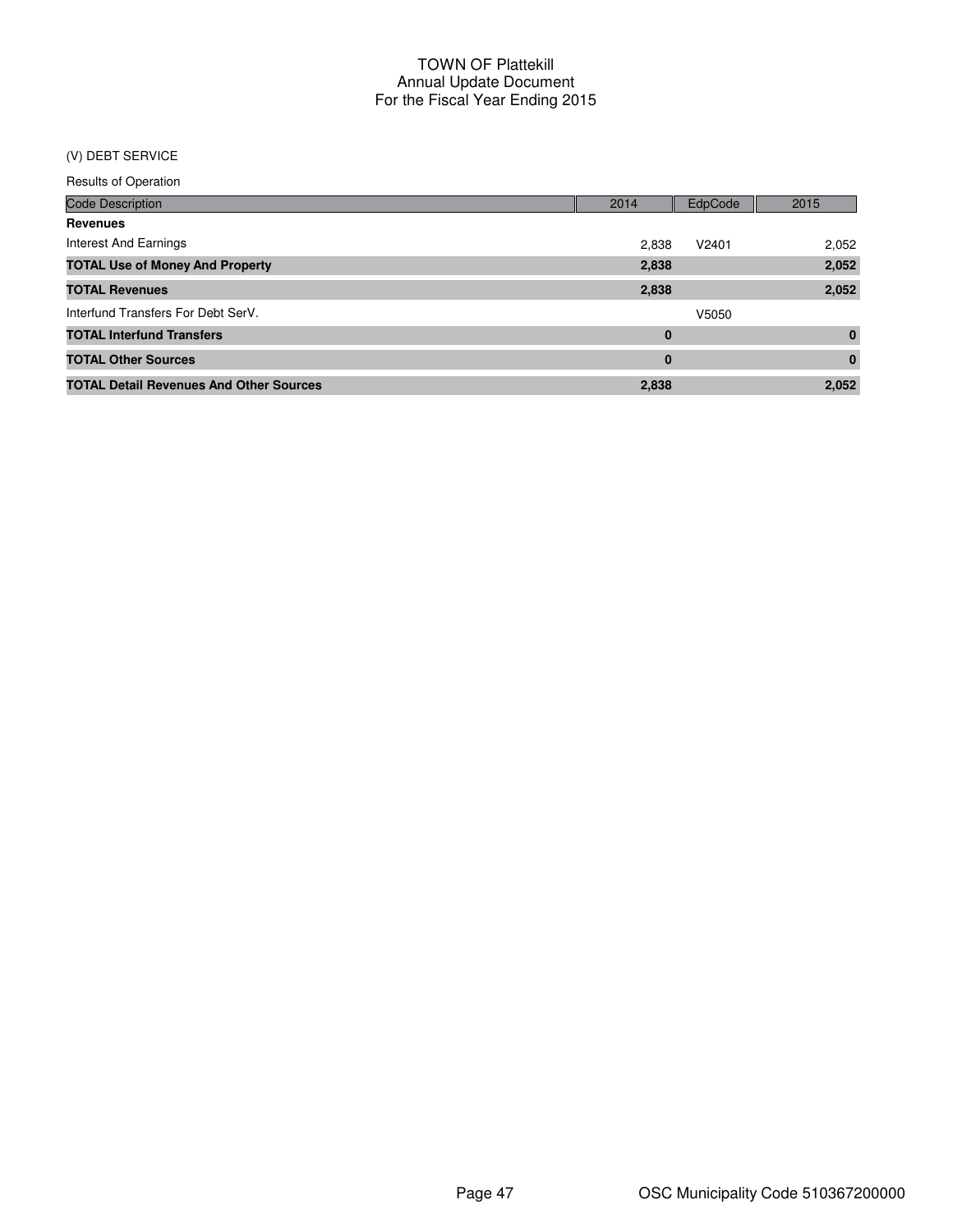# TOWN OF Plattekill
## Annual Update Document
## For the Fiscal Year Ending 2015

(V) DEBT SERVICE

Results of Operation

| Code Description | 2014 | EdpCode | 2015 |
|---|---|---|---|
| **Revenues** | | | |
| Interest And Earnings | 2,838 | V2401 | 2,052 |
| **TOTAL Use of Money And Property** | **2,838** | | **2,052** |
| **TOTAL Revenues** | **2,838** | | **2,052** |
| Interfund Transfers For Debt SerV. | | V5050 | |
| **TOTAL Interfund Transfers** | **0** | | **0** |
| **TOTAL Other Sources** | **0** | | **0** |
| **TOTAL Detail Revenues And Other Sources** | **2,838** | | **2,052** |

OSC Municipality Code 510367200000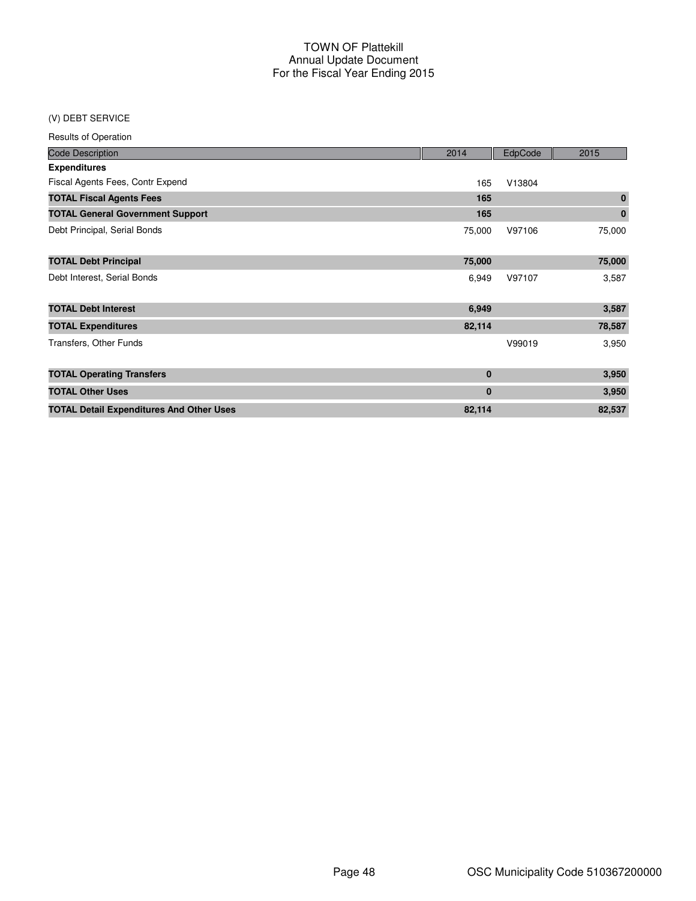# TOWN OF Plattekill
## Annual Update Document
## For the Fiscal Year Ending 2015

### (V) DEBT SERVICE

Results of Operation

| Code Description | 2014 | EdpCode | 2015 |
|---|---|---|---|
| **Expenditures** | | | |
| Fiscal Agents Fees, Contr Expend | 165 | V13804 | |
| **TOTAL Fiscal Agents Fees** | **165** | | **0** |
| **TOTAL General Government Support** | **165** | | **0** |
| Debt Principal, Serial Bonds | 75,000 | V97106 | 75,000 |
| **TOTAL Debt Principal** | **75,000** | | **75,000** |
| Debt Interest, Serial Bonds | 6,949 | V97107 | 3,587 |
| **TOTAL Debt Interest** | **6,949** | | **3,587** |
| **TOTAL Expenditures** | **82,114** | | **78,587** |
| Transfers, Other Funds | | V99019 | 3,950 |
| **TOTAL Operating Transfers** | **0** | | **3,950** |
| **TOTAL Other Uses** | **0** | | **3,950** |
| **TOTAL Detail Expenditures And Other Uses** | **82,114** | | **82,537** |

OSC Municipality Code 510367200000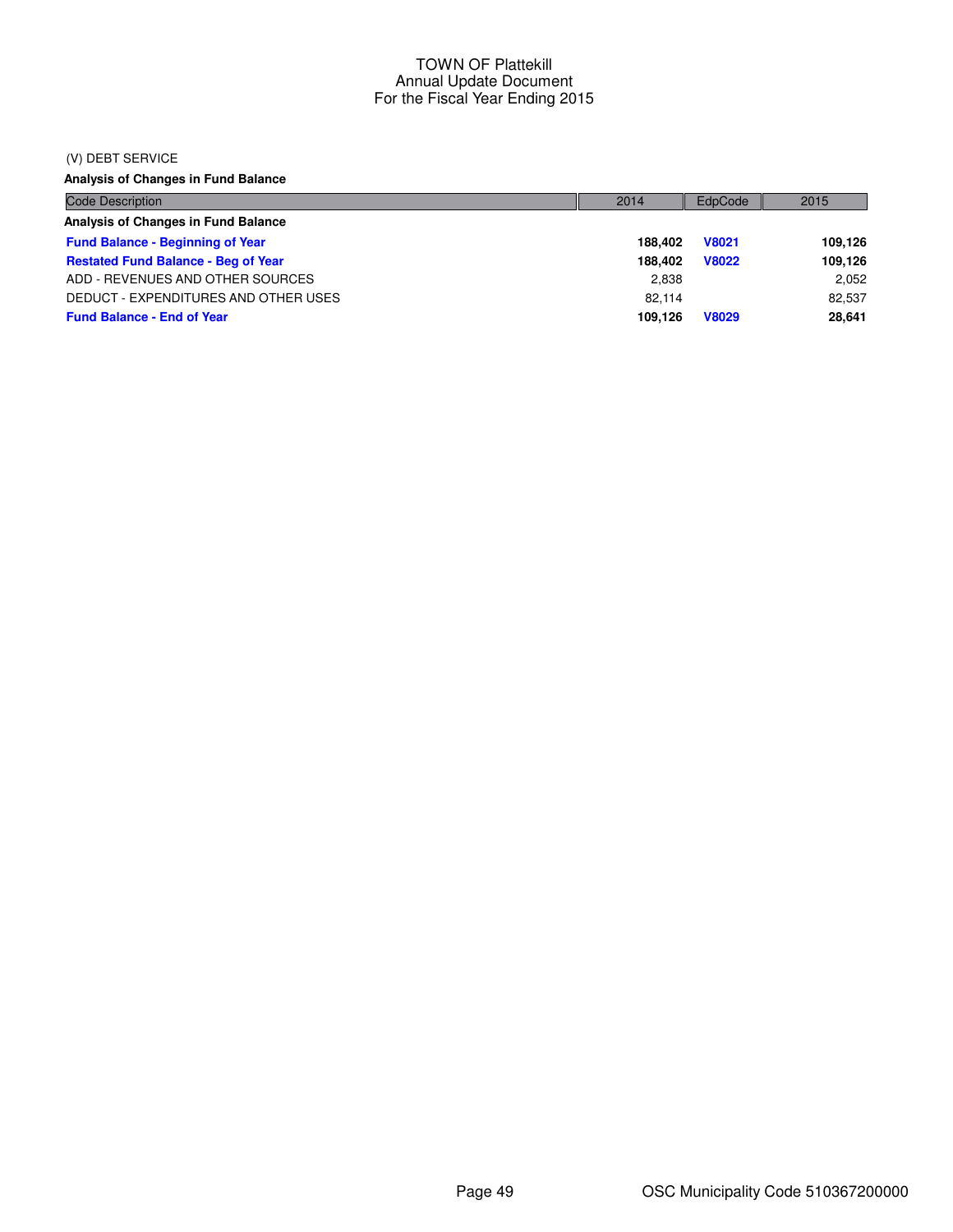TOWN OF Plattekill
Annual Update Document
For the Fiscal Year Ending 2015

(V) DEBT SERVICE

**Analysis of Changes in Fund Balance**

| Code Description | 2014 | EdpCode | 2015 |
|---|---|---|---|
| **Analysis of Changes in Fund Balance** | | | |
| **Fund Balance - Beginning of Year** | **188,402** | **V8021** | **109,126** |
| **Restated Fund Balance - Beg of Year** | **188,402** | **V8022** | **109,126** |
| ADD - REVENUES AND OTHER SOURCES | 2,838 | | 2,052 |
| DEDUCT - EXPENDITURES AND OTHER USES | 82,114 | | 82,537 |
| **Fund Balance - End of Year** | **109,126** | **V8029** | **28,641** |

OSC Municipality Code 510367200000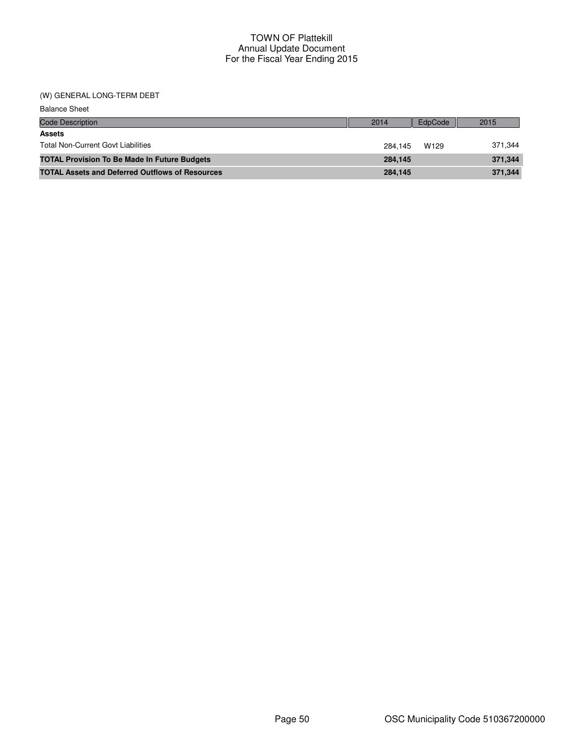# TOWN OF Plattekill
## Annual Update Document
## For the Fiscal Year Ending 2015

(W) GENERAL LONG-TERM DEBT

Balance Sheet

| Code Description | 2014 | EdpCode | 2015 |
|---|---|---|---|
| **Assets** | | | |
| Total Non-Current Govt Liabilities | 284,145 | W129 | 371,344 |
| **TOTAL Provision To Be Made In Future Budgets** | **284,145** | | **371,344** |
| **TOTAL Assets and Deferred Outflows of Resources** | **284,145** | | **371,344** |

OSC Municipality Code 510367200000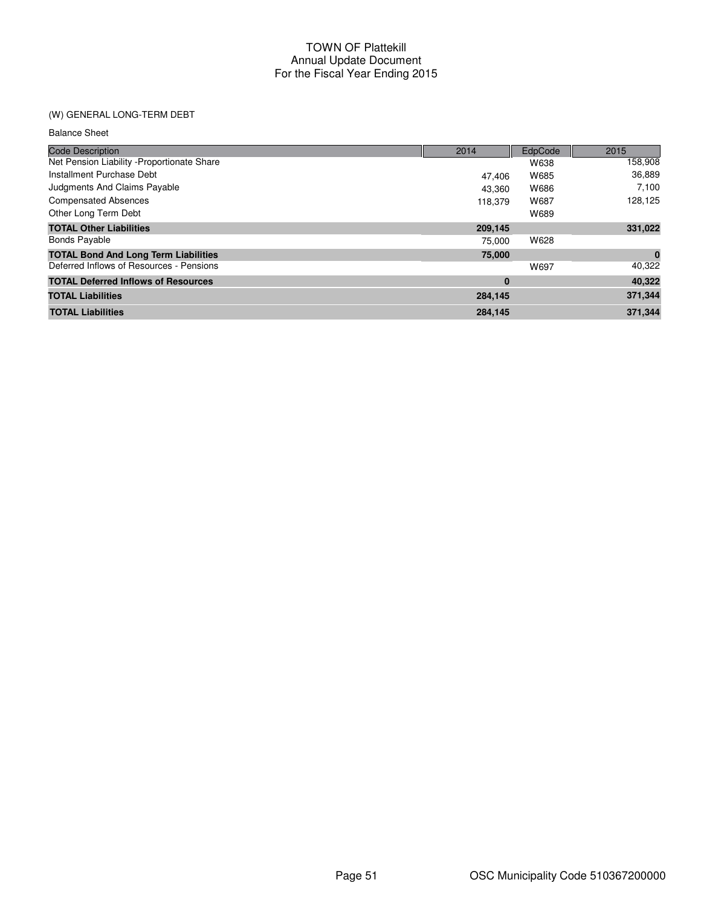# TOWN OF Plattekill
## Annual Update Document
## For the Fiscal Year Ending 2015

(W) GENERAL LONG-TERM DEBT

Balance Sheet

| Code Description | 2014 | EdpCode | 2015 |
|---|---|---|---|
| Net Pension Liability -Proportionate Share | | W638 | 158,908 |
| Installment Purchase Debt | 47,406 | W685 | 36,889 |
| Judgments And Claims Payable | 43,360 | W686 | 7,100 |
| Compensated Absences | 118,379 | W687 | 128,125 |
| Other Long Term Debt | | W689 | |
| **TOTAL Other Liabilities** | **209,145** | | **331,022** |
| Bonds Payable | 75,000 | W628 | |
| **TOTAL Bond And Long Term Liabilities** | **75,000** | | **0** |
| Deferred Inflows of Resources - Pensions | | W697 | 40,322 |
| **TOTAL Deferred Inflows of Resources** | **0** | | **40,322** |
| **TOTAL Liabilities** | **284,145** | | **371,344** |
| **TOTAL Liabilities** | **284,145** | | **371,344** |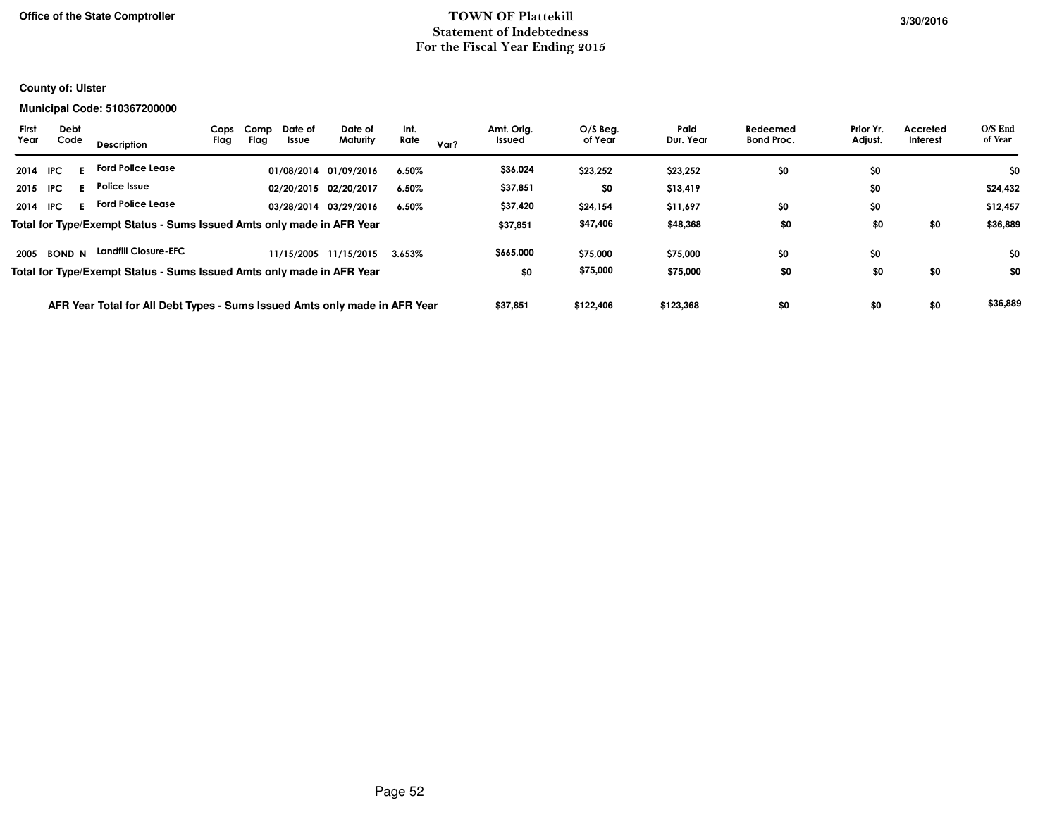Office of the State Comptroller

# TOWN OF Plattekill
## Statement of Indebtedness
## For the Fiscal Year Ending 2015

3/30/2016

**County of: Ulster**

**Municipal Code: 510367200000**

| First Year | Debt Code | | Description | Cops Flag | Comp Flag | Date of Issue | Date of Maturity | Int. Rate | Var? | Amt. Orig. Issued | O/S Beg. of Year | Paid Dur. Year | Redeemed Bond Proc. | Prior Yr. Adjust. | Accreted Interest | O/S End of Year |
|---|---|---|---|---|---|---|---|---|---|---|---|---|---|---|---|---|
| 2014 | IPC | E | Ford Police Lease | | | 01/08/2014 | 01/09/2016 | 6.50% | | $36,024 | $23,252 | $23,252 | $0 | $0 | | $0 |
| 2015 | IPC | E | Police Issue | | | 02/20/2015 | 02/20/2017 | 6.50% | | $37,851 | $0 | $13,419 | | $0 | | $24,432 |
| 2014 | IPC | E | Ford Police Lease | | | 03/28/2014 | 03/29/2016 | 6.50% | | $37,420 | $24,154 | $11,697 | $0 | $0 | | $12,457 |
| **Total for Type/Exempt Status - Sums Issued Amts only made in AFR Year** | | | | | | | | | | **$37,851** | **$47,406** | **$48,368** | **$0** | **$0** | **$0** | **$36,889** |
| 2005 | BOND | N | Landfill Closure-EFC | | | 11/15/2005 | 11/15/2015 | 3.653% | | $665,000 | $75,000 | $75,000 | $0 | $0 | | $0 |
| **Total for Type/Exempt Status - Sums Issued Amts only made in AFR Year** | | | | | | | | | | **$0** | **$75,000** | **$75,000** | **$0** | **$0** | **$0** | **$0** |
| **AFR Year Total for All Debt Types - Sums Issued Amts only made in AFR Year** | | | | | | | | | | **$37,851** | **$122,406** | **$123,368** | **$0** | **$0** | **$0** | **$36,889** |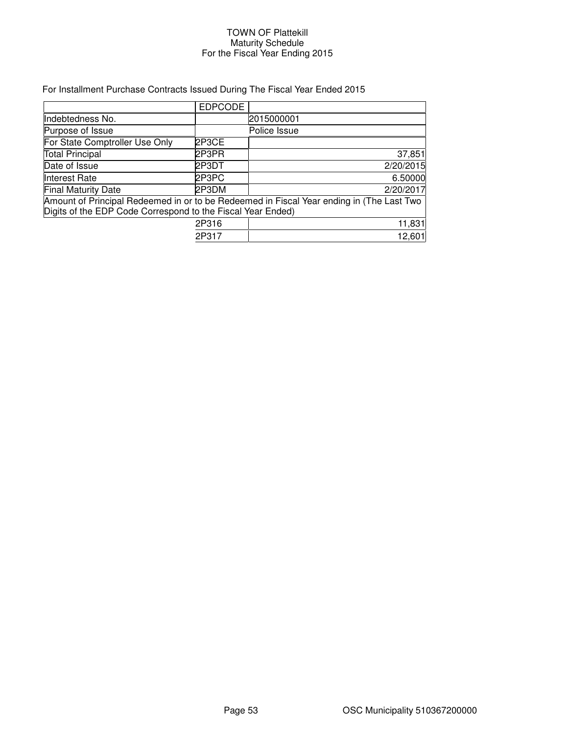TOWN OF Plattekill
Maturity Schedule
For the Fiscal Year Ending 2015

For Installment Purchase Contracts Issued During The Fiscal Year Ended 2015

| | EDPCODE | |
|---|---|---|
| Indebtedness No. | | 2015000001 |
| Purpose of Issue | | Police Issue |
| For State Comptroller Use Only | 2P3CE | |
| Total Principal | 2P3PR | 37,851 |
| Date of Issue | 2P3DT | 2/20/2015 |
| Interest Rate | 2P3PC | 6.50000 |
| Final Maturity Date | 2P3DM | 2/20/2017 |
| Amount of Principal Redeemed in or to be Redeemed in Fiscal Year ending in (The Last Two Digits of the EDP Code Correspond to the Fiscal Year Ended) | | |
| | 2P316 | 11,831 |
| | 2P317 | 12,601 |

OSC Municipality 510367200000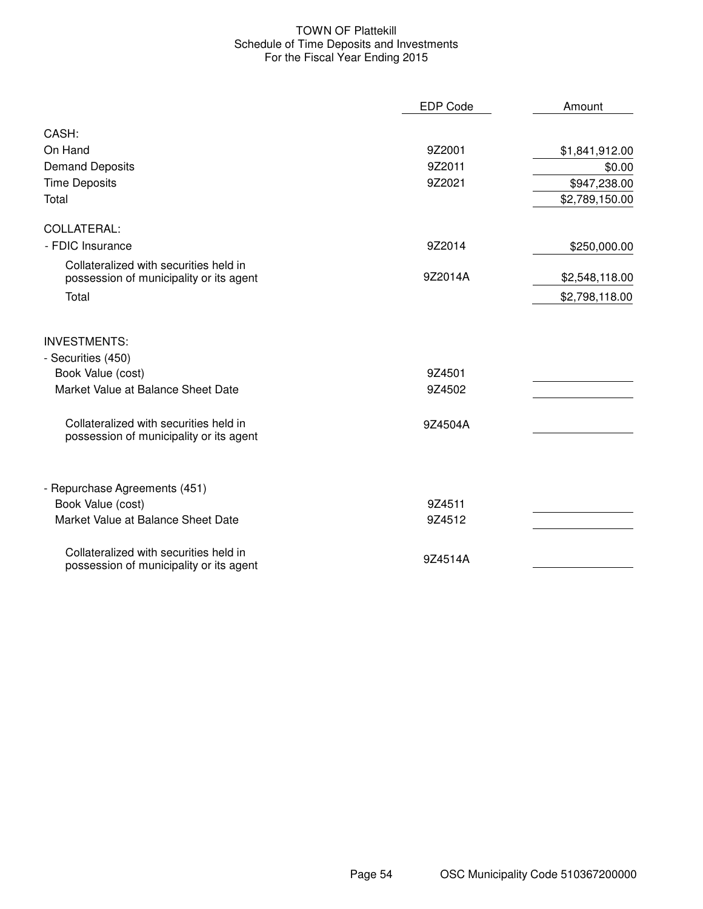# TOWN OF Plattekill
## Schedule of Time Deposits and Investments
### For the Fiscal Year Ending 2015

| | EDP Code | Amount |
|---|---|---|
| **CASH:** | | |
| On Hand | 9Z2001 | $1,841,912.00 |
| Demand Deposits | 9Z2011 | $0.00 |
| Time Deposits | 9Z2021 | $947,238.00 |
| Total | | $2,789,150.00 |
| **COLLATERAL:** | | |
| - FDIC Insurance | 9Z2014 | $250,000.00 |
| Collateralized with securities held in possession of municipality or its agent | 9Z2014A | $2,548,118.00 |
| Total | | $2,798,118.00 |
| **INVESTMENTS:** | | |
| - Securities (450) | | |
| Book Value (cost) | 9Z4501 | |
| Market Value at Balance Sheet Date | 9Z4502 | |
| Collateralized with securities held in possession of municipality or its agent | 9Z4504A | |
| - Repurchase Agreements (451) | | |
| Book Value (cost) | 9Z4511 | |
| Market Value at Balance Sheet Date | 9Z4512 | |
| Collateralized with securities held in possession of municipality or its agent | 9Z4514A | |

OSC Municipality Code 510367200000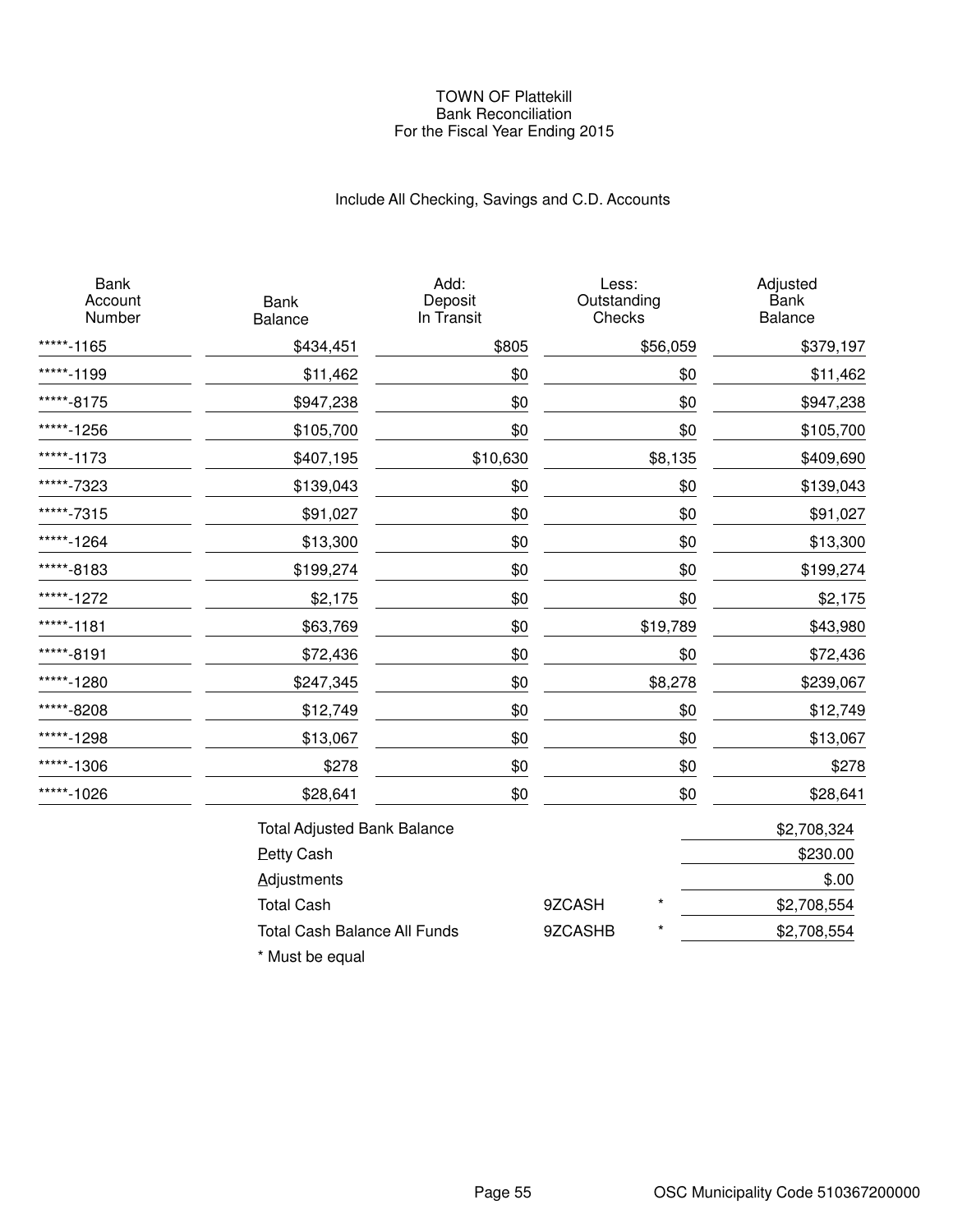# TOWN OF Plattekill
## Bank Reconciliation
### For the Fiscal Year Ending 2015

Include All Checking, Savings and C.D. Accounts

| Bank Account Number | Bank Balance | Add: Deposit In Transit | Less: Outstanding Checks | Adjusted Bank Balance |
|---|---|---|---|---|
| *****-1165 | $434,451 | $805 | $56,059 | $379,197 |
| *****-1199 | $11,462 | $0 | $0 | $11,462 |
| *****-8175 | $947,238 | $0 | $0 | $947,238 |
| *****-1256 | $105,700 | $0 | $0 | $105,700 |
| *****-1173 | $407,195 | $10,630 | $8,135 | $409,690 |
| *****-7323 | $139,043 | $0 | $0 | $139,043 |
| *****-7315 | $91,027 | $0 | $0 | $91,027 |
| *****-1264 | $13,300 | $0 | $0 | $13,300 |
| *****-8183 | $199,274 | $0 | $0 | $199,274 |
| *****-1272 | $2,175 | $0 | $0 | $2,175 |
| *****-1181 | $63,769 | $0 | $19,789 | $43,980 |
| *****-8191 | $72,436 | $0 | $0 | $72,436 |
| *****-1280 | $247,345 | $0 | $8,278 | $239,067 |
| *****-8208 | $12,749 | $0 | $0 | $12,749 |
| *****-1298 | $13,067 | $0 | $0 | $13,067 |
| *****-1306 | $278 | $0 | $0 | $278 |
| *****-1026 | $28,641 | $0 | $0 | $28,641 |

| | | |
|---|---|---|
| Total Adjusted Bank Balance | | $2,708,324 |
| Petty Cash | | $230.00 |
| Adjustments | | $.00 |
| Total Cash | 9ZCASH * | $2,708,554 |
| Total Cash Balance All Funds | 9ZCASHB * | $2,708,554 |

* Must be equal

OSC Municipality Code 510367200000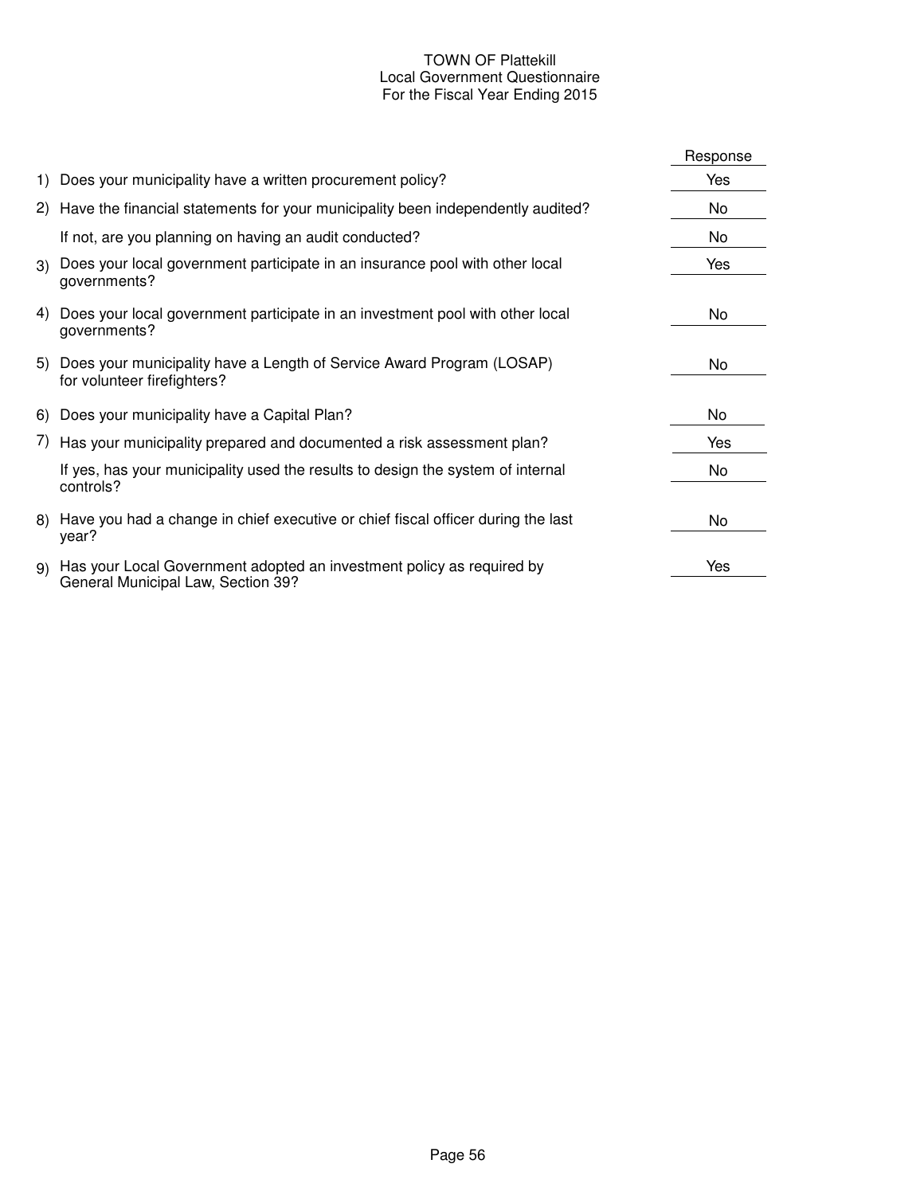# TOWN OF Plattekill
## Local Government Questionnaire
### For the Fiscal Year Ending 2015

| | Question | Response |
|---|---|---|
| 1) | Does your municipality have a written procurement policy? | Yes |
| 2) | Have the financial statements for your municipality been independently audited? | No |
| | If not, are you planning on having an audit conducted? | No |
| 3) | Does your local government participate in an insurance pool with other local governments? | Yes |
| 4) | Does your local government participate in an investment pool with other local governments? | No |
| 5) | Does your municipality have a Length of Service Award Program (LOSAP) for volunteer firefighters? | No |
| 6) | Does your municipality have a Capital Plan? | No |
| 7) | Has your municipality prepared and documented a risk assessment plan? | Yes |
| | If yes, has your municipality used the results to design the system of internal controls? | No |
| 8) | Have you had a change in chief executive or chief fiscal officer during the last year? | No |
| 9) | Has your Local Government adopted an investment policy as required by General Municipal Law, Section 39? | Yes |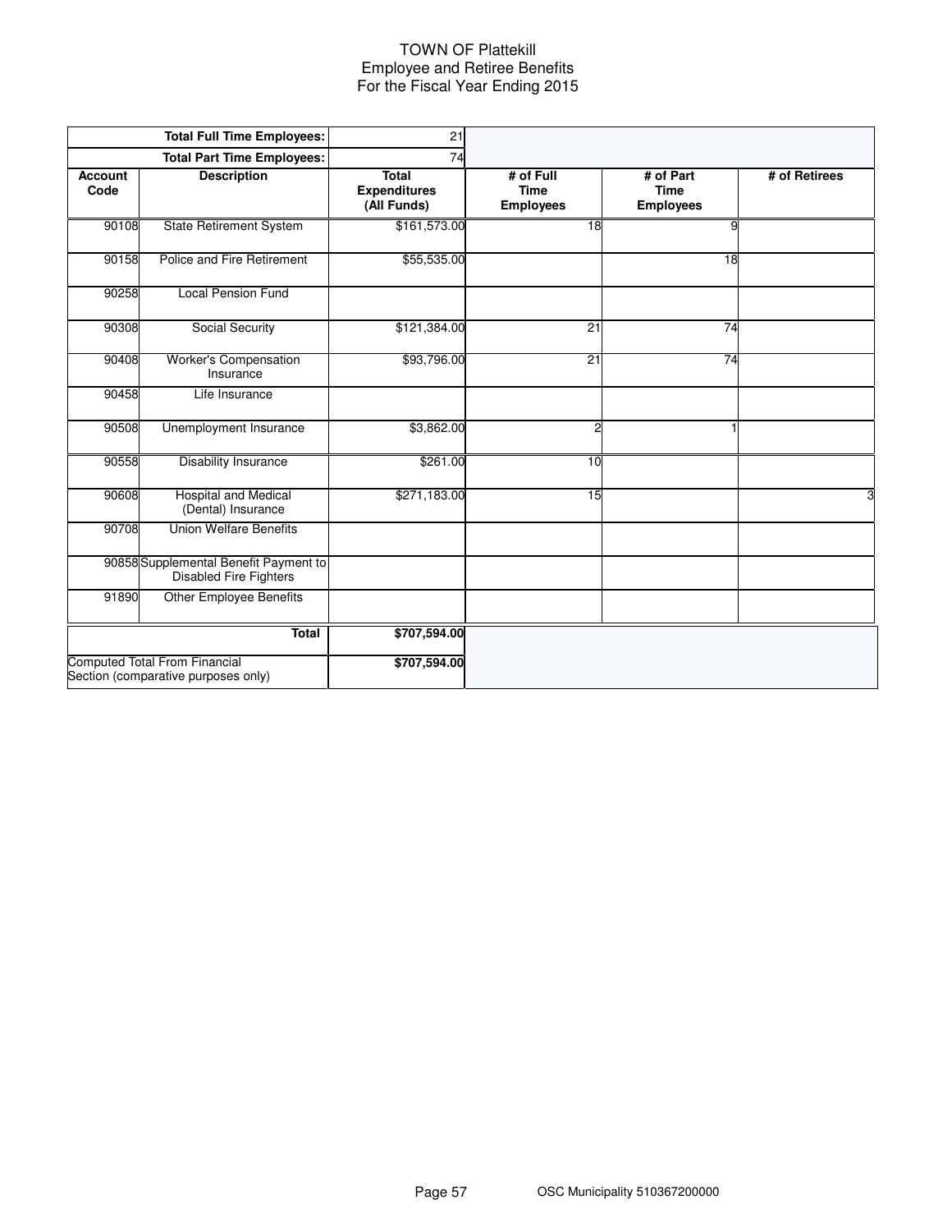# TOWN OF Plattekill
## Employee and Retiree Benefits
## For the Fiscal Year Ending 2015

| | **Total Full Time Employees:** | 21 | | | |
|---|---|---|---|---|---|
| | **Total Part Time Employees:** | 74 | | | |
| **Account Code** | **Description** | **Total Expenditures (All Funds)** | **# of Full Time Employees** | **# of Part Time Employees** | **# of Retirees** |
| 90108 | State Retirement System | $161,573.00 | 18 | 9 | |
| 90158 | Police and Fire Retirement | $55,535.00 | | 18 | |
| 90258 | Local Pension Fund | | | | |
| 90308 | Social Security | $121,384.00 | 21 | 74 | |
| 90408 | Worker's Compensation Insurance | $93,796.00 | 21 | 74 | |
| 90458 | Life Insurance | | | | |
| 90508 | Unemployment Insurance | $3,862.00 | 2 | 1 | |
| 90558 | Disability Insurance | $261.00 | 10 | | |
| 90608 | Hospital and Medical (Dental) Insurance | $271,183.00 | 15 | | 3 |
| 90708 | Union Welfare Benefits | | | | |
| 90858 | Supplemental Benefit Payment to Disabled Fire Fighters | | | | |
| 91890 | Other Employee Benefits | | | | |
| | **Total** | **$707,594.00** | | | |
| Computed Total From Financial Section (comparative purposes only) | | **$707,594.00** | | | |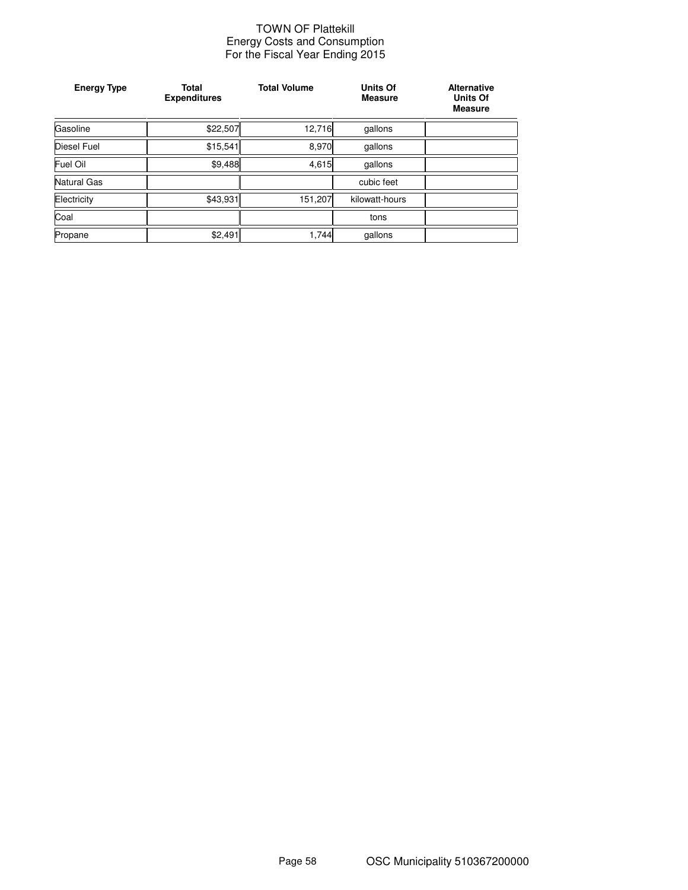# TOWN OF Plattekill
## Energy Costs and Consumption
## For the Fiscal Year Ending 2015

| Energy Type | Total Expenditures | Total Volume | Units Of Measure | Alternative Units Of Measure |
|---|---|---|---|---|
| Gasoline | $22,507 | 12,716 | gallons | |
| Diesel Fuel | $15,541 | 8,970 | gallons | |
| Fuel Oil | $9,488 | 4,615 | gallons | |
| Natural Gas | | | cubic feet | |
| Electricity | $43,931 | 151,207 | kilowatt-hours | |
| Coal | | | tons | |
| Propane | $2,491 | 1,744 | gallons | |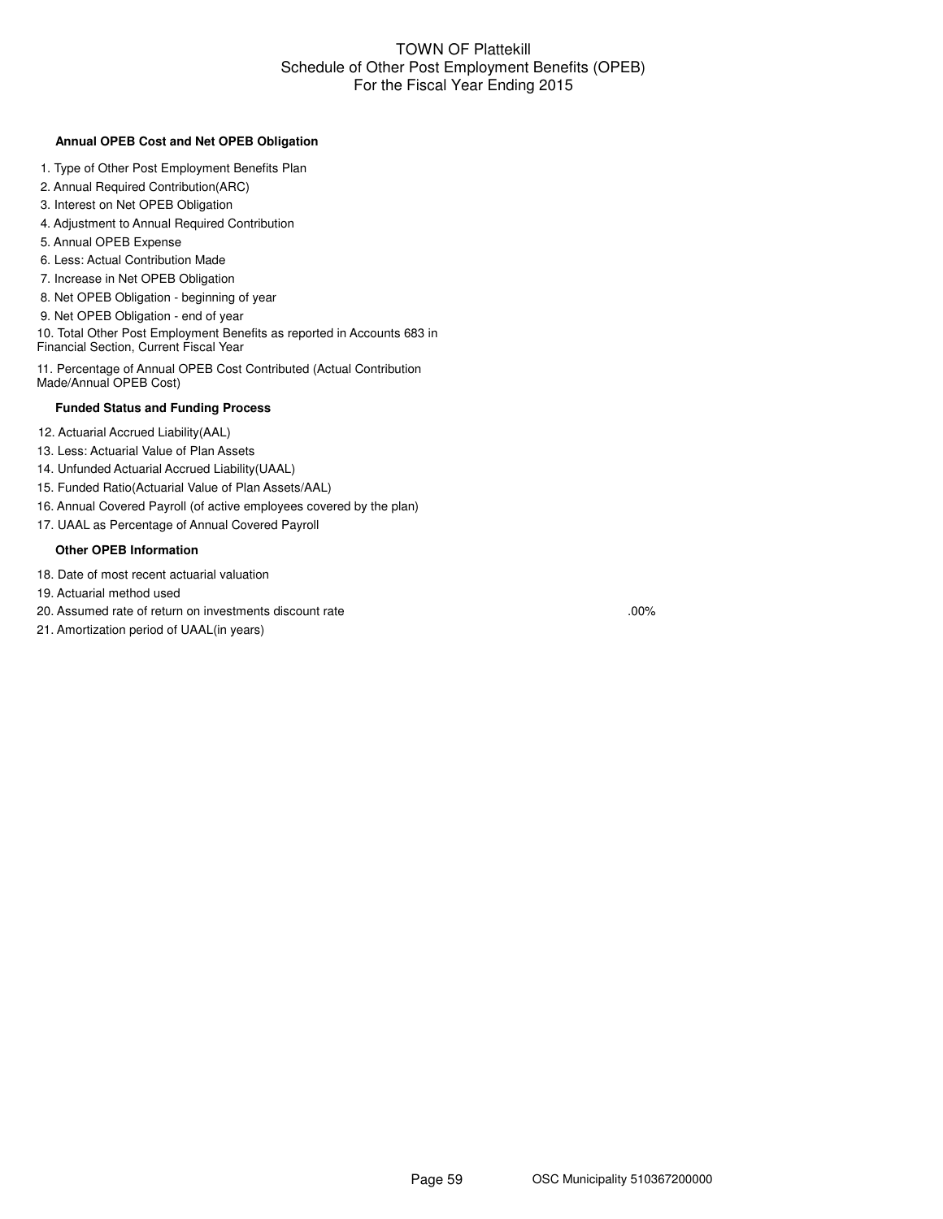# TOWN OF Plattekill
## Schedule of Other Post Employment Benefits (OPEB)
## For the Fiscal Year Ending 2015

**Annual OPEB Cost and Net OPEB Obligation**

| | |
|---|---|
| 1. Type of Other Post Employment Benefits Plan | |
| 2. Annual Required Contribution(ARC) | |
| 3. Interest on Net OPEB Obligation | |
| 4. Adjustment to Annual Required Contribution | |
| 5. Annual OPEB Expense | |
| 6. Less: Actual Contribution Made | |
| 7. Increase in Net OPEB Obligation | |
| 8. Net OPEB Obligation - beginning of year | |
| 9. Net OPEB Obligation - end of year | |
| 10. Total Other Post Employment Benefits as reported in Accounts 683 in Financial Section, Current Fiscal Year | |
| 11. Percentage of Annual OPEB Cost Contributed (Actual Contribution Made/Annual OPEB Cost) | |

**Funded Status and Funding Process**

| | |
|---|---|
| 12. Actuarial Accrued Liability(AAL) | |
| 13. Less: Actuarial Value of Plan Assets | |
| 14. Unfunded Actuarial Accrued Liability(UAAL) | |
| 15. Funded Ratio(Actuarial Value of Plan Assets/AAL) | |
| 16. Annual Covered Payroll (of active employees covered by the plan) | |
| 17. UAAL as Percentage of Annual Covered Payroll | |

**Other OPEB Information**

| | |
|---|---|
| 18. Date of most recent actuarial valuation | |
| 19. Actuarial method used | |
| 20. Assumed rate of return on investments discount rate | .00% |
| 21. Amortization period of UAAL(in years) | |

OSC Municipality 510367200000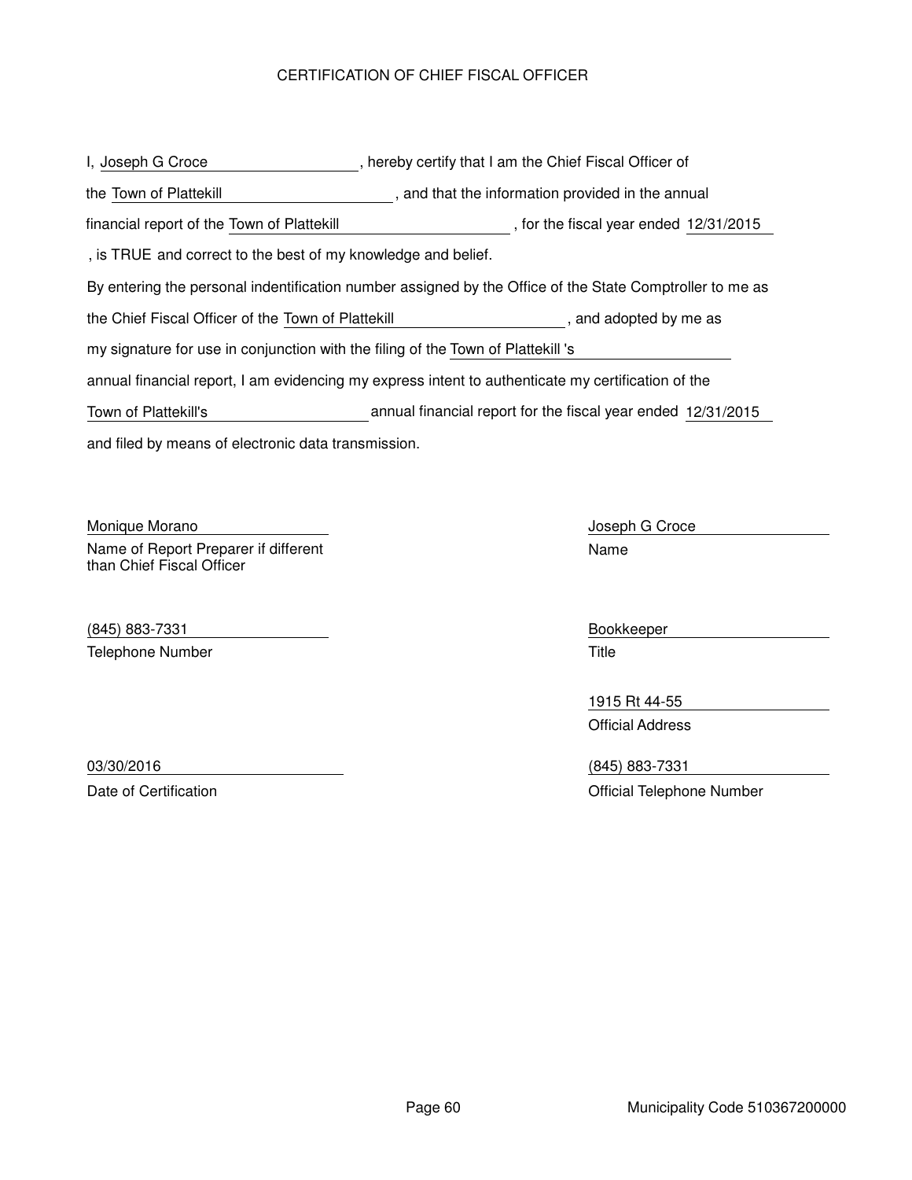# CERTIFICATION OF CHIEF FISCAL OFFICER

I, Joseph G Croce, hereby certify that I am the Chief Fiscal Officer of the Town of Plattekill, and that the information provided in the annual financial report of the Town of Plattekill, for the fiscal year ended 12/31/2015, is TRUE and correct to the best of my knowledge and belief.

By entering the personal indentification number assigned by the Office of the State Comptroller to me as the Chief Fiscal Officer of the Town of Plattekill, and adopted by me as my signature for use in conjunction with the filing of the Town of Plattekill 's annual financial report, I am evidencing my express intent to authenticate my certification of the Town of Plattekill's annual financial report for the fiscal year ended 12/31/2015 and filed by means of electronic data transmission.

Monique Morano
Name of Report Preparer if different than Chief Fiscal Officer

(845) 883-7331
Telephone Number

03/30/2016
Date of Certification

Joseph G Croce
Name

Bookkeeper
Title

1915 Rt 44-55
Official Address

(845) 883-7331
Official Telephone Number

Municipality Code 510367200000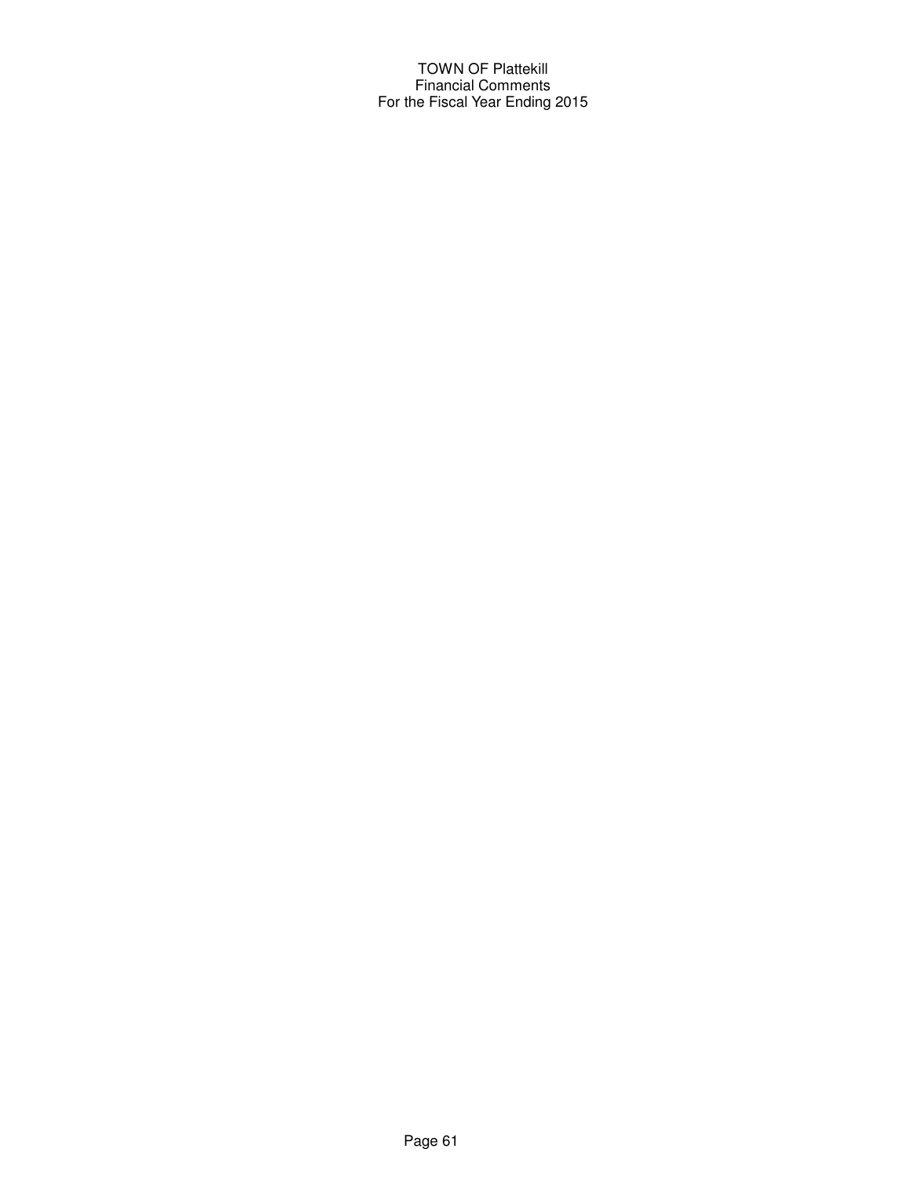TOWN OF Plattekill
Financial Comments
For the Fiscal Year Ending 2015